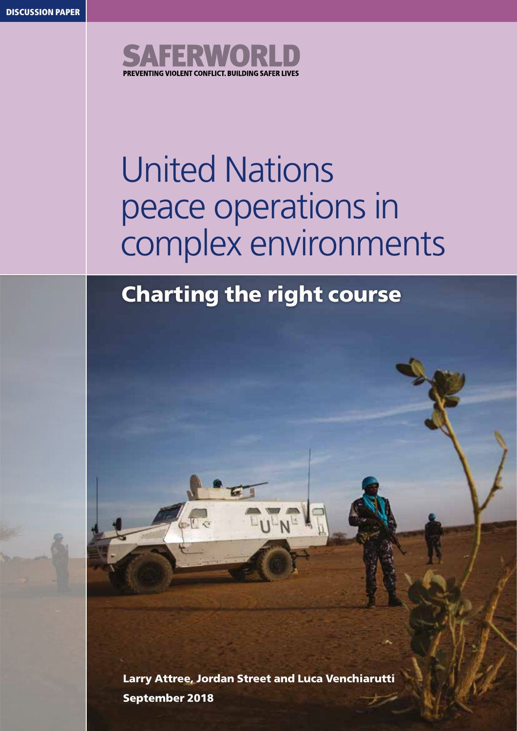DISCUSSION PAPER

SAFERWORLD

PREVENTING VIOLENT CONFLICT. BUILDING SAFER LIVES

# United Nations peace operations in complex environments

## Charting the right course

**Larry Attree, Jordan Street and Luca Venchiarutti**

**September 2018**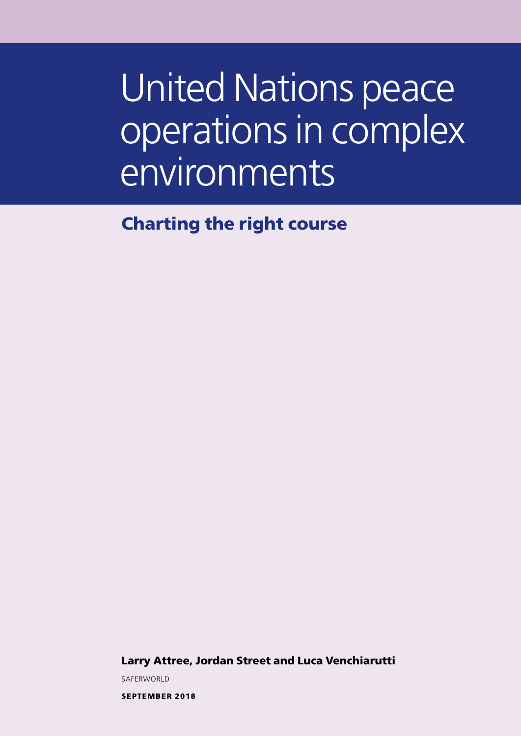# United Nations peace operations in complex environments

## Charting the right course

**Larry Attree, Jordan Street and Luca Venchiarutti**

SAFERWORLD

**SEPTEMBER 2018**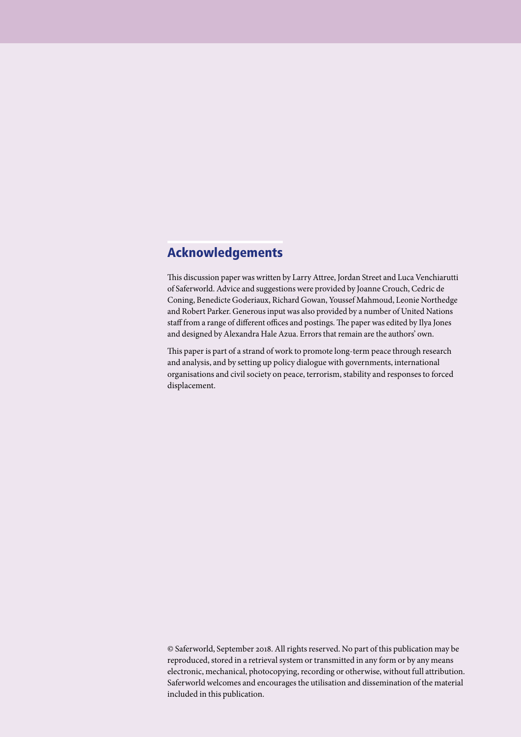## Acknowledgements

This discussion paper was written by Larry Attree, Jordan Street and Luca Venchiarutti of Saferworld. Advice and suggestions were provided by Joanne Crouch, Cedric de Coning, Benedicte Goderiaux, Richard Gowan, Youssef Mahmoud, Leonie Northedge and Robert Parker. Generous input was also provided by a number of United Nations staff from a range of different offices and postings. The paper was edited by Ilya Jones and designed by Alexandra Hale Azua. Errors that remain are the authors' own.

This paper is part of a strand of work to promote long-term peace through research and analysis, and by setting up policy dialogue with governments, international organisations and civil society on peace, terrorism, stability and responses to forced displacement.

© Saferworld, September 2018. All rights reserved. No part of this publication may be reproduced, stored in a retrieval system or transmitted in any form or by any means electronic, mechanical, photocopying, recording or otherwise, without full attribution. Saferworld welcomes and encourages the utilisation and dissemination of the material included in this publication.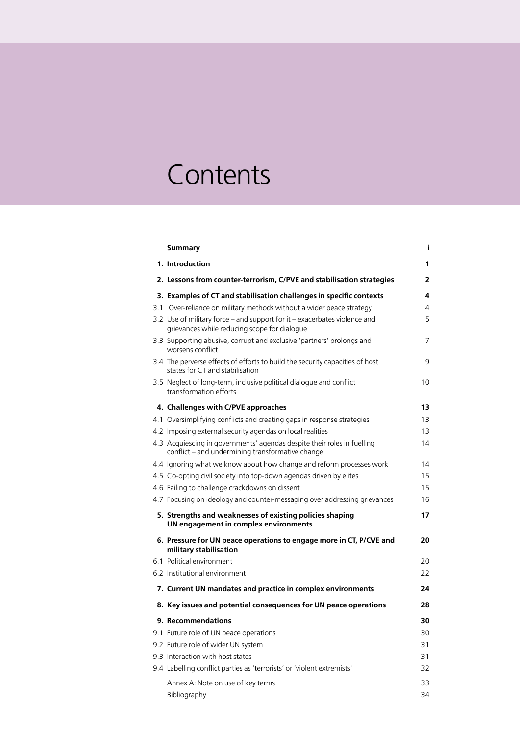# Contents

| | | |
|---|---|---|
| | **Summary** | **i** |
| | **1. Introduction** | **1** |
| | **2. Lessons from counter-terrorism, C/PVE and stabilisation strategies** | **2** |
| | **3. Examples of CT and stabilisation challenges in specific contexts** | **4** |
| 3.1 | Over-reliance on military methods without a wider peace strategy | 4 |
| 3.2 | Use of military force – and support for it – exacerbates violence and grievances while reducing scope for dialogue | 5 |
| 3.3 | Supporting abusive, corrupt and exclusive 'partners' prolongs and worsens conflict | 7 |
| 3.4 | The perverse effects of efforts to build the security capacities of host states for CT and stabilisation | 9 |
| 3.5 | Neglect of long-term, inclusive political dialogue and conflict transformation efforts | 10 |
| | **4. Challenges with C/PVE approaches** | **13** |
| 4.1 | Oversimplifying conflicts and creating gaps in response strategies | 13 |
| 4.2 | Imposing external security agendas on local realities | 13 |
| 4.3 | Acquiescing in governments' agendas despite their roles in fuelling conflict – and undermining transformative change | 14 |
| 4.4 | Ignoring what we know about how change and reform processes work | 14 |
| 4.5 | Co-opting civil society into top-down agendas driven by elites | 15 |
| 4.6 | Failing to challenge crackdowns on dissent | 15 |
| 4.7 | Focusing on ideology and counter-messaging over addressing grievances | 16 |
| | **5. Strengths and weaknesses of existing policies shaping UN engagement in complex environments** | **17** |
| | **6. Pressure for UN peace operations to engage more in CT, P/CVE and military stabilisation** | **20** |
| 6.1 | Political environment | 20 |
| 6.2 | Institutional environment | 22 |
| | **7. Current UN mandates and practice in complex environments** | **24** |
| | **8. Key issues and potential consequences for UN peace operations** | **28** |
| | **9. Recommendations** | **30** |
| 9.1 | Future role of UN peace operations | 30 |
| 9.2 | Future role of wider UN system | 31 |
| 9.3 | Interaction with host states | 31 |
| 9.4 | Labelling conflict parties as 'terrorists' or 'violent extremists' | 32 |
| | Annex A: Note on use of key terms | 33 |
| | Bibliography | 34 |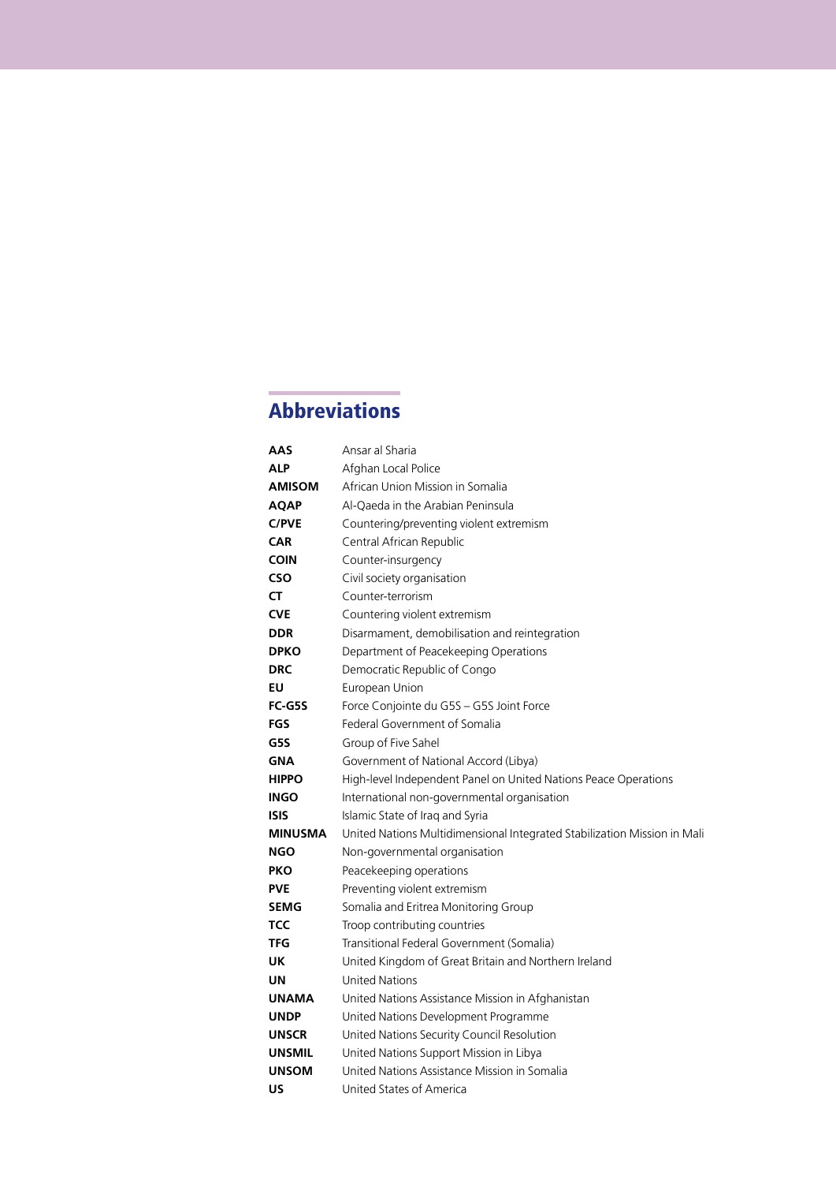## Abbreviations

| | |
|---|---|
| **AAS** | Ansar al Sharia |
| **ALP** | Afghan Local Police |
| **AMISOM** | African Union Mission in Somalia |
| **AQAP** | Al-Qaeda in the Arabian Peninsula |
| **C/PVE** | Countering/preventing violent extremism |
| **CAR** | Central African Republic |
| **COIN** | Counter-insurgency |
| **CSO** | Civil society organisation |
| **CT** | Counter-terrorism |
| **CVE** | Countering violent extremism |
| **DDR** | Disarmament, demobilisation and reintegration |
| **DPKO** | Department of Peacekeeping Operations |
| **DRC** | Democratic Republic of Congo |
| **EU** | European Union |
| **FC-G5S** | Force Conjointe du G5S – G5S Joint Force |
| **FGS** | Federal Government of Somalia |
| **G5S** | Group of Five Sahel |
| **GNA** | Government of National Accord (Libya) |
| **HIPPO** | High-level Independent Panel on United Nations Peace Operations |
| **INGO** | International non-governmental organisation |
| **ISIS** | Islamic State of Iraq and Syria |
| **MINUSMA** | United Nations Multidimensional Integrated Stabilization Mission in Mali |
| **NGO** | Non-governmental organisation |
| **PKO** | Peacekeeping operations |
| **PVE** | Preventing violent extremism |
| **SEMG** | Somalia and Eritrea Monitoring Group |
| **TCC** | Troop contributing countries |
| **TFG** | Transitional Federal Government (Somalia) |
| **UK** | United Kingdom of Great Britain and Northern Ireland |
| **UN** | United Nations |
| **UNAMA** | United Nations Assistance Mission in Afghanistan |
| **UNDP** | United Nations Development Programme |
| **UNSCR** | United Nations Security Council Resolution |
| **UNSMIL** | United Nations Support Mission in Libya |
| **UNSOM** | United Nations Assistance Mission in Somalia |
| **US** | United States of America |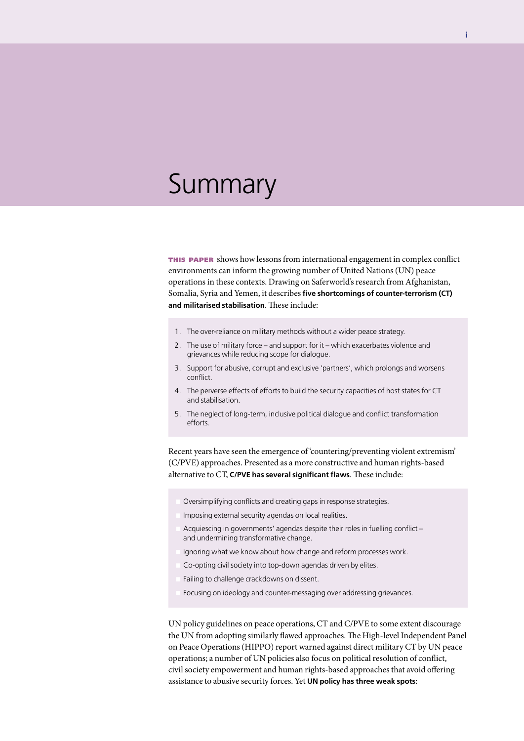# Summary

**THIS PAPER** shows how lessons from international engagement in complex conflict environments can inform the growing number of United Nations (UN) peace operations in these contexts. Drawing on Saferworld's research from Afghanistan, Somalia, Syria and Yemen, it describes **five shortcomings of counter-terrorism (CT) and militarised stabilisation**. These include:

1. The over-reliance on military methods without a wider peace strategy.
2. The use of military force – and support for it – which exacerbates violence and grievances while reducing scope for dialogue.
3. Support for abusive, corrupt and exclusive 'partners', which prolongs and worsens conflict.
4. The perverse effects of efforts to build the security capacities of host states for CT and stabilisation.
5. The neglect of long-term, inclusive political dialogue and conflict transformation efforts.

Recent years have seen the emergence of 'countering/preventing violent extremism' (C/PVE) approaches. Presented as a more constructive and human rights-based alternative to CT, **C/PVE has several significant flaws**. These include:

- Oversimplifying conflicts and creating gaps in response strategies.
- Imposing external security agendas on local realities.
- Acquiescing in governments' agendas despite their roles in fuelling conflict – and undermining transformative change.
- Ignoring what we know about how change and reform processes work.
- Co-opting civil society into top-down agendas driven by elites.
- Failing to challenge crackdowns on dissent.
- Focusing on ideology and counter-messaging over addressing grievances.

UN policy guidelines on peace operations, CT and C/PVE to some extent discourage the UN from adopting similarly flawed approaches. The High-level Independent Panel on Peace Operations (HIPPO) report warned against direct military CT by UN peace operations; a number of UN policies also focus on political resolution of conflict, civil society empowerment and human rights-based approaches that avoid offering assistance to abusive security forces. Yet **UN policy has three weak spots**: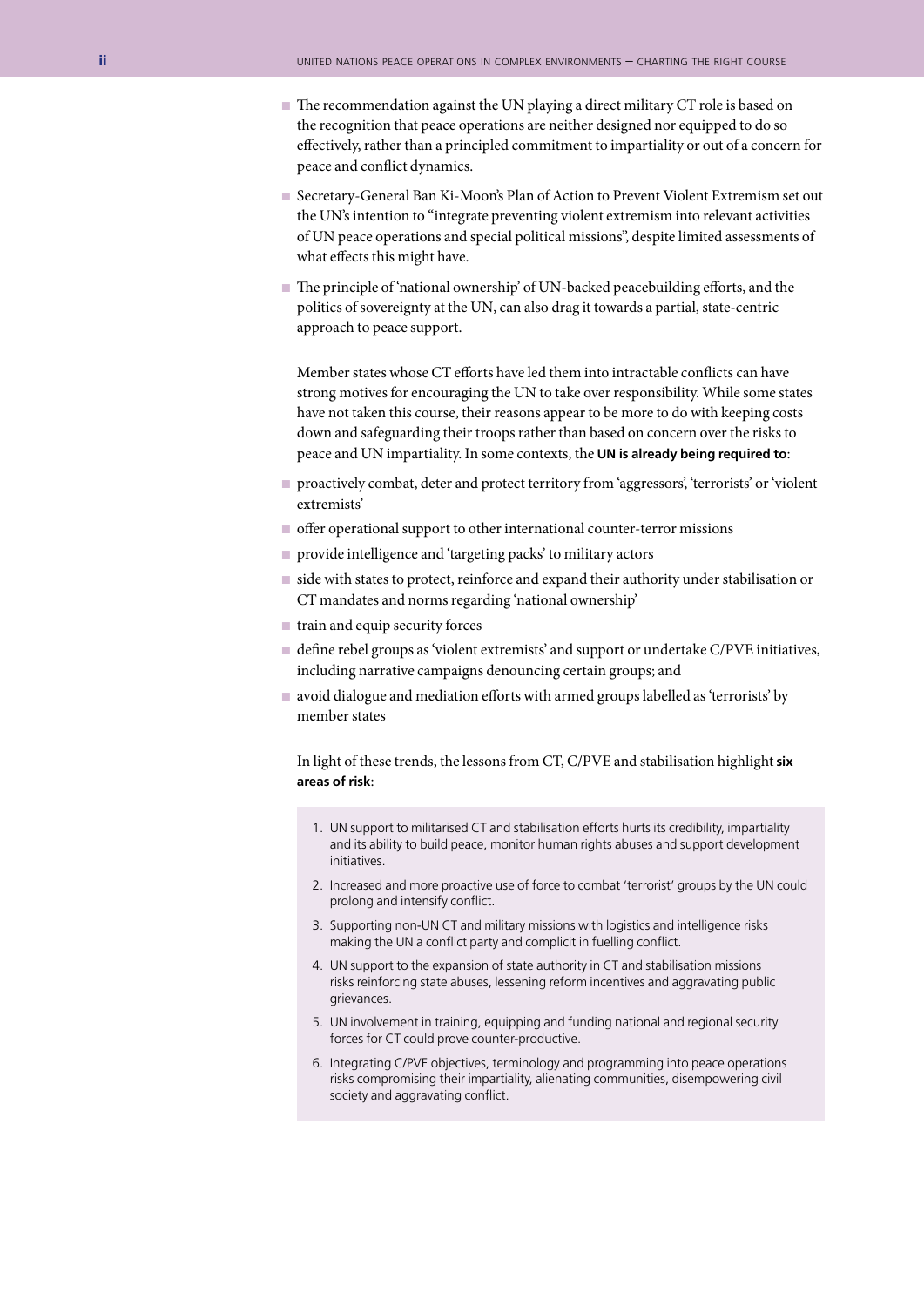- The recommendation against the UN playing a direct military CT role is based on the recognition that peace operations are neither designed nor equipped to do so effectively, rather than a principled commitment to impartiality or out of a concern for peace and conflict dynamics.
- Secretary-General Ban Ki-Moon's Plan of Action to Prevent Violent Extremism set out the UN's intention to "integrate preventing violent extremism into relevant activities of UN peace operations and special political missions", despite limited assessments of what effects this might have.
- The principle of 'national ownership' of UN-backed peacebuilding efforts, and the politics of sovereignty at the UN, can also drag it towards a partial, state-centric approach to peace support.

Member states whose CT efforts have led them into intractable conflicts can have strong motives for encouraging the UN to take over responsibility. While some states have not taken this course, their reasons appear to be more to do with keeping costs down and safeguarding their troops rather than based on concern over the risks to peace and UN impartiality. In some contexts, the **UN is already being required to**:

- proactively combat, deter and protect territory from 'aggressors', 'terrorists' or 'violent extremists'
- offer operational support to other international counter-terror missions
- provide intelligence and 'targeting packs' to military actors
- side with states to protect, reinforce and expand their authority under stabilisation or CT mandates and norms regarding 'national ownership'
- train and equip security forces
- define rebel groups as 'violent extremists' and support or undertake C/PVE initiatives, including narrative campaigns denouncing certain groups; and
- avoid dialogue and mediation efforts with armed groups labelled as 'terrorists' by member states

In light of these trends, the lessons from CT, C/PVE and stabilisation highlight **six areas of risk**:

1. UN support to militarised CT and stabilisation efforts hurts its credibility, impartiality and its ability to build peace, monitor human rights abuses and support development initiatives.
2. Increased and more proactive use of force to combat 'terrorist' groups by the UN could prolong and intensify conflict.
3. Supporting non-UN CT and military missions with logistics and intelligence risks making the UN a conflict party and complicit in fuelling conflict.
4. UN support to the expansion of state authority in CT and stabilisation missions risks reinforcing state abuses, lessening reform incentives and aggravating public grievances.
5. UN involvement in training, equipping and funding national and regional security forces for CT could prove counter-productive.
6. Integrating C/PVE objectives, terminology and programming into peace operations risks compromising their impartiality, alienating communities, disempowering civil society and aggravating conflict.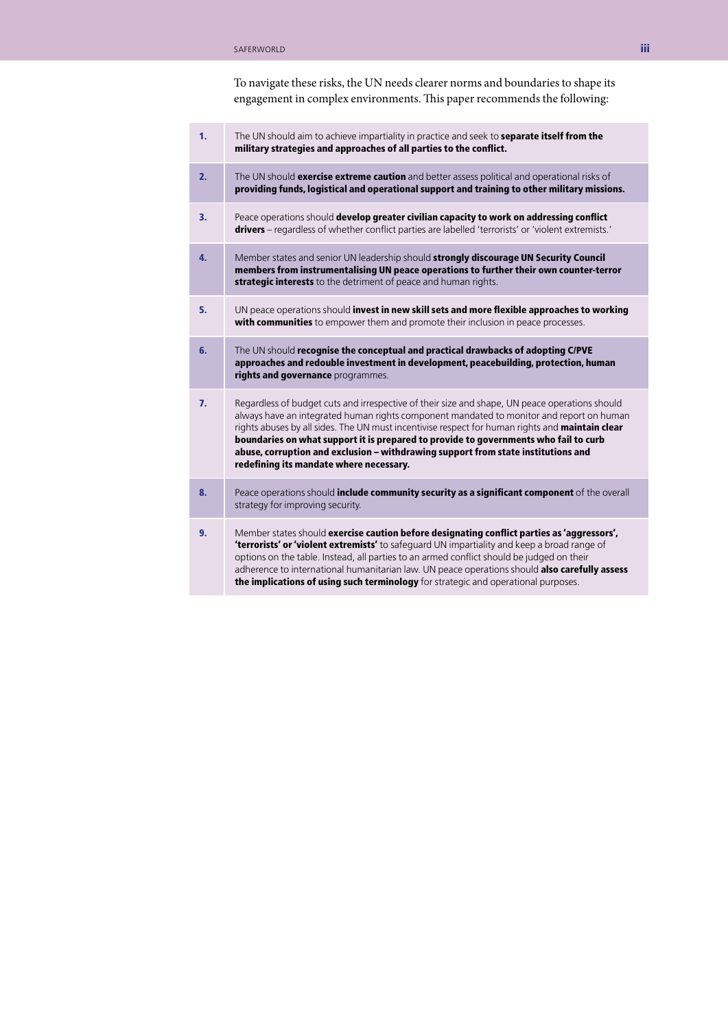To navigate these risks, the UN needs clearer norms and boundaries to shape its engagement in complex environments. This paper recommends the following:

| | |
|---|---|
| **1.** | The UN should aim to achieve impartiality in practice and seek to **separate itself from the military strategies and approaches of all parties to the conflict.** |
| **2.** | The UN should **exercise extreme caution** and better assess political and operational risks of **providing funds, logistical and operational support and training to other military missions.** |
| **3.** | Peace operations should **develop greater civilian capacity to work on addressing conflict drivers** – regardless of whether conflict parties are labelled 'terrorists' or 'violent extremists.' |
| **4.** | Member states and senior UN leadership should **strongly discourage UN Security Council members from instrumentalising UN peace operations to further their own counter-terror strategic interests** to the detriment of peace and human rights. |
| **5.** | UN peace operations should **invest in new skill sets and more flexible approaches to working with communities** to empower them and promote their inclusion in peace processes. |
| **6.** | The UN should **recognise the conceptual and practical drawbacks of adopting C/PVE approaches and redouble investment in development, peacebuilding, protection, human rights and governance** programmes. |
| **7.** | Regardless of budget cuts and irrespective of their size and shape, UN peace operations should always have an integrated human rights component mandated to monitor and report on human rights abuses by all sides. The UN must incentivise respect for human rights and **maintain clear boundaries on what support it is prepared to provide to governments who fail to curb abuse, corruption and exclusion – withdrawing support from state institutions and redefining its mandate where necessary.** |
| **8.** | Peace operations should **include community security as a significant component** of the overall strategy for improving security. |
| **9.** | Member states should **exercise caution before designating conflict parties as 'aggressors', 'terrorists' or 'violent extremists'** to safeguard UN impartiality and keep a broad range of options on the table. Instead, all parties to an armed conflict should be judged on their adherence to international humanitarian law. UN peace operations should **also carefully assess the implications of using such terminology** for strategic and operational purposes. |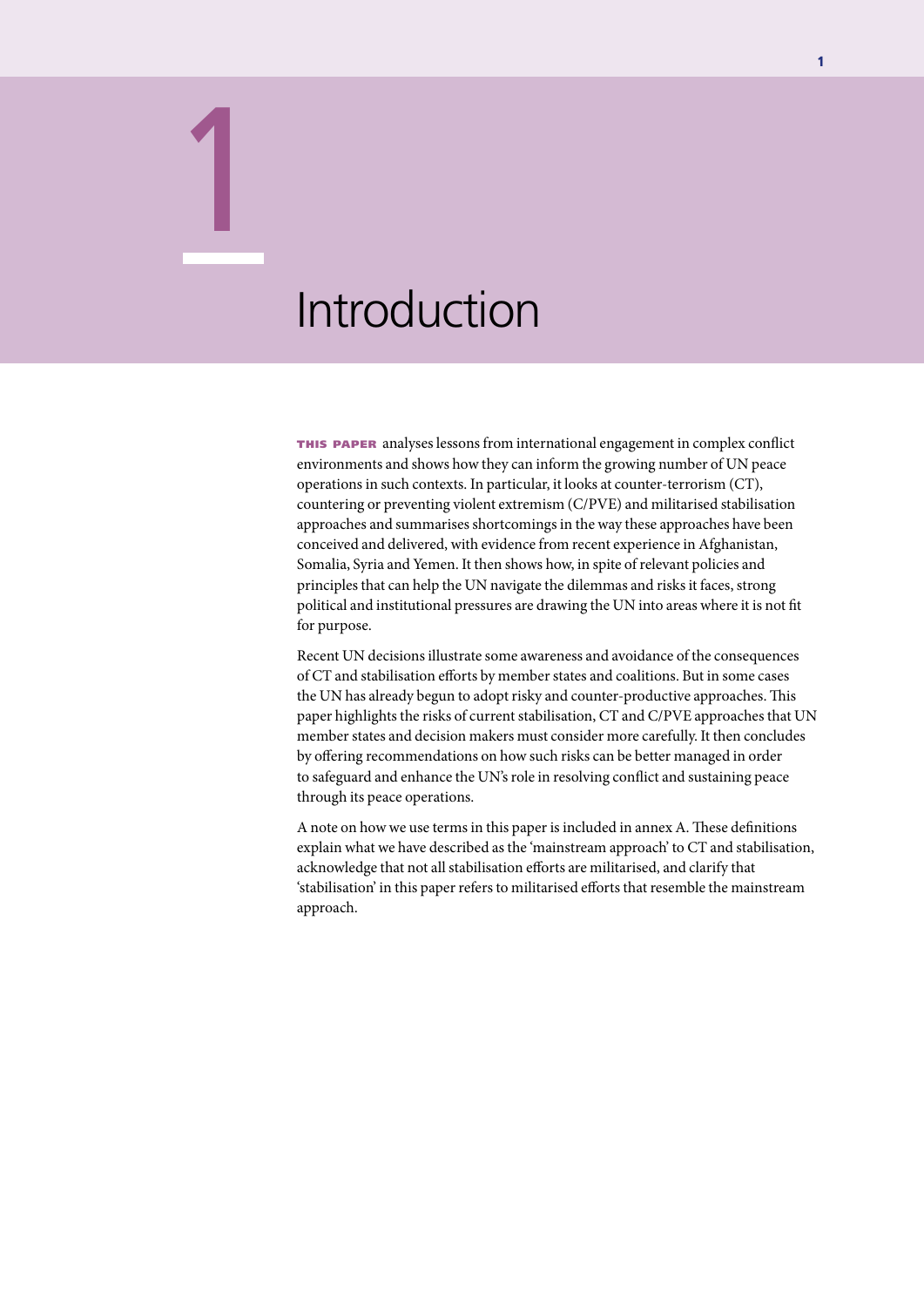# 1 Introduction

**THIS PAPER** analyses lessons from international engagement in complex conflict environments and shows how they can inform the growing number of UN peace operations in such contexts. In particular, it looks at counter-terrorism (CT), countering or preventing violent extremism (C/PVE) and militarised stabilisation approaches and summarises shortcomings in the way these approaches have been conceived and delivered, with evidence from recent experience in Afghanistan, Somalia, Syria and Yemen. It then shows how, in spite of relevant policies and principles that can help the UN navigate the dilemmas and risks it faces, strong political and institutional pressures are drawing the UN into areas where it is not fit for purpose.

Recent UN decisions illustrate some awareness and avoidance of the consequences of CT and stabilisation efforts by member states and coalitions. But in some cases the UN has already begun to adopt risky and counter-productive approaches. This paper highlights the risks of current stabilisation, CT and C/PVE approaches that UN member states and decision makers must consider more carefully. It then concludes by offering recommendations on how such risks can be better managed in order to safeguard and enhance the UN's role in resolving conflict and sustaining peace through its peace operations.

A note on how we use terms in this paper is included in annex A. These definitions explain what we have described as the 'mainstream approach' to CT and stabilisation, acknowledge that not all stabilisation efforts are militarised, and clarify that 'stabilisation' in this paper refers to militarised efforts that resemble the mainstream approach.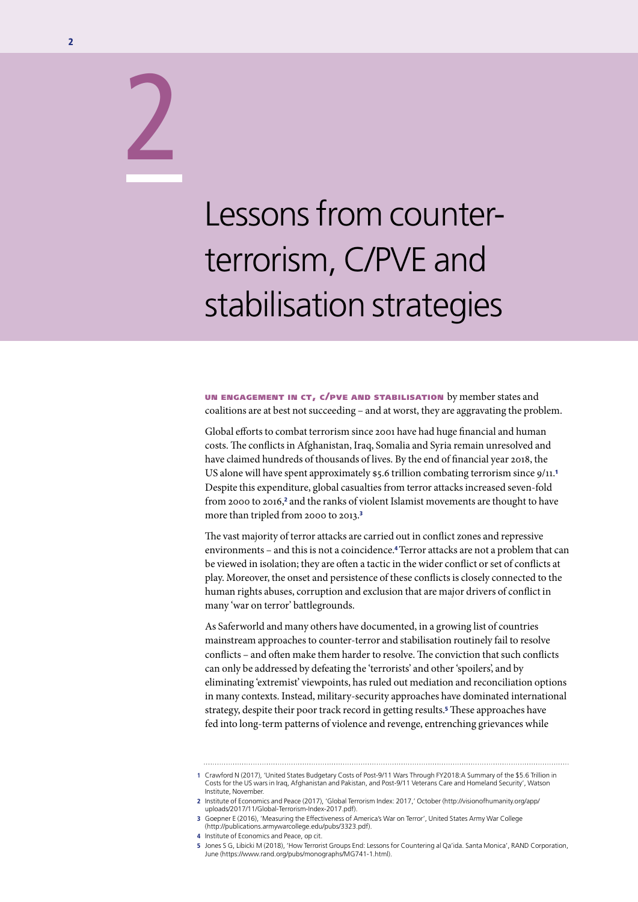# 2

# Lessons from counter-terrorism, C/PVE and stabilisation strategies

**UN ENGAGEMENT IN CT, C/PVE AND STABILISATION** by member states and coalitions are at best not succeeding – and at worst, they are aggravating the problem.

Global efforts to combat terrorism since 2001 have had huge financial and human costs. The conflicts in Afghanistan, Iraq, Somalia and Syria remain unresolved and have claimed hundreds of thousands of lives. By the end of financial year 2018, the US alone will have spent approximately $5.6 trillion combating terrorism since 9/11.[1] Despite this expenditure, global casualties from terror attacks increased seven-fold from 2000 to 2016,[2] and the ranks of violent Islamist movements are thought to have more than tripled from 2000 to 2013.[3]

The vast majority of terror attacks are carried out in conflict zones and repressive environments – and this is not a coincidence.[4] Terror attacks are not a problem that can be viewed in isolation; they are often a tactic in the wider conflict or set of conflicts at play. Moreover, the onset and persistence of these conflicts is closely connected to the human rights abuses, corruption and exclusion that are major drivers of conflict in many 'war on terror' battlegrounds.

As Saferworld and many others have documented, in a growing list of countries mainstream approaches to counter-terror and stabilisation routinely fail to resolve conflicts – and often make them harder to resolve. The conviction that such conflicts can only be addressed by defeating the 'terrorists' and other 'spoilers', and by eliminating 'extremist' viewpoints, has ruled out mediation and reconciliation options in many contexts. Instead, military-security approaches have dominated international strategy, despite their poor track record in getting results.[5] These approaches have fed into long-term patterns of violence and revenge, entrenching grievances while

---

1 Crawford N (2017), 'United States Budgetary Costs of Post-9/11 Wars Through FY2018:A Summary of the $5.6 Trillion in Costs for the US wars in Iraq, Afghanistan and Pakistan, and Post-9/11 Veterans Care and Homeland Security', Watson Institute, November.

2 Institute of Economics and Peace (2017), 'Global Terrorism Index: 2017,' October (http://visionofhumanity.org/app/uploads/2017/11/Global-Terrorism-Index-2017.pdf).

3 Goepner E (2016), 'Measuring the Effectiveness of America's War on Terror', United States Army War College (http://publications.armywarcollege.edu/pubs/3323.pdf).

4 Institute of Economics and Peace, op cit.

5 Jones S G, Libicki M (2018), 'How Terrorist Groups End: Lessons for Countering al Qa'ida. Santa Monica', RAND Corporation, June (https://www.rand.org/pubs/monographs/MG741-1.html).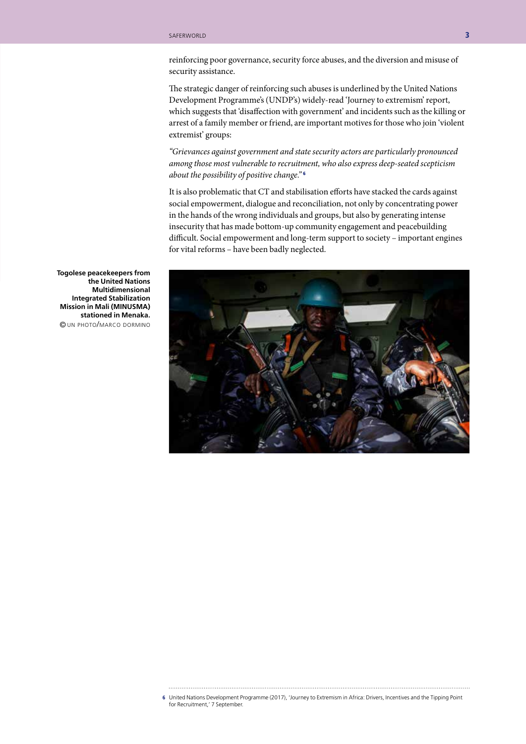reinforcing poor governance, security force abuses, and the diversion and misuse of security assistance.

The strategic danger of reinforcing such abuses is underlined by the United Nations Development Programme's (UNDP's) widely-read 'Journey to extremism' report, which suggests that 'disaffection with government' and incidents such as the killing or arrest of a family member or friend, are important motives for those who join 'violent extremist' groups:

*"Grievances against government and state security actors are particularly pronounced among those most vulnerable to recruitment, who also express deep-seated scepticism about the possibility of positive change."*[6]

It is also problematic that CT and stabilisation efforts have stacked the cards against social empowerment, dialogue and reconciliation, not only by concentrating power in the hands of the wrong individuals and groups, but also by generating intense insecurity that has made bottom-up community engagement and peacebuilding difficult. Social empowerment and long-term support to society – important engines for vital reforms – have been badly neglected.

**Togolese peacekeepers from the United Nations Multidimensional Integrated Stabilization Mission in Mali (MINUSMA) stationed in Menaka.**
© UN PHOTO/MARCO DORMINO

---

6 United Nations Development Programme (2017), 'Journey to Extremism in Africa: Drivers, Incentives and the Tipping Point for Recruitment,' 7 September.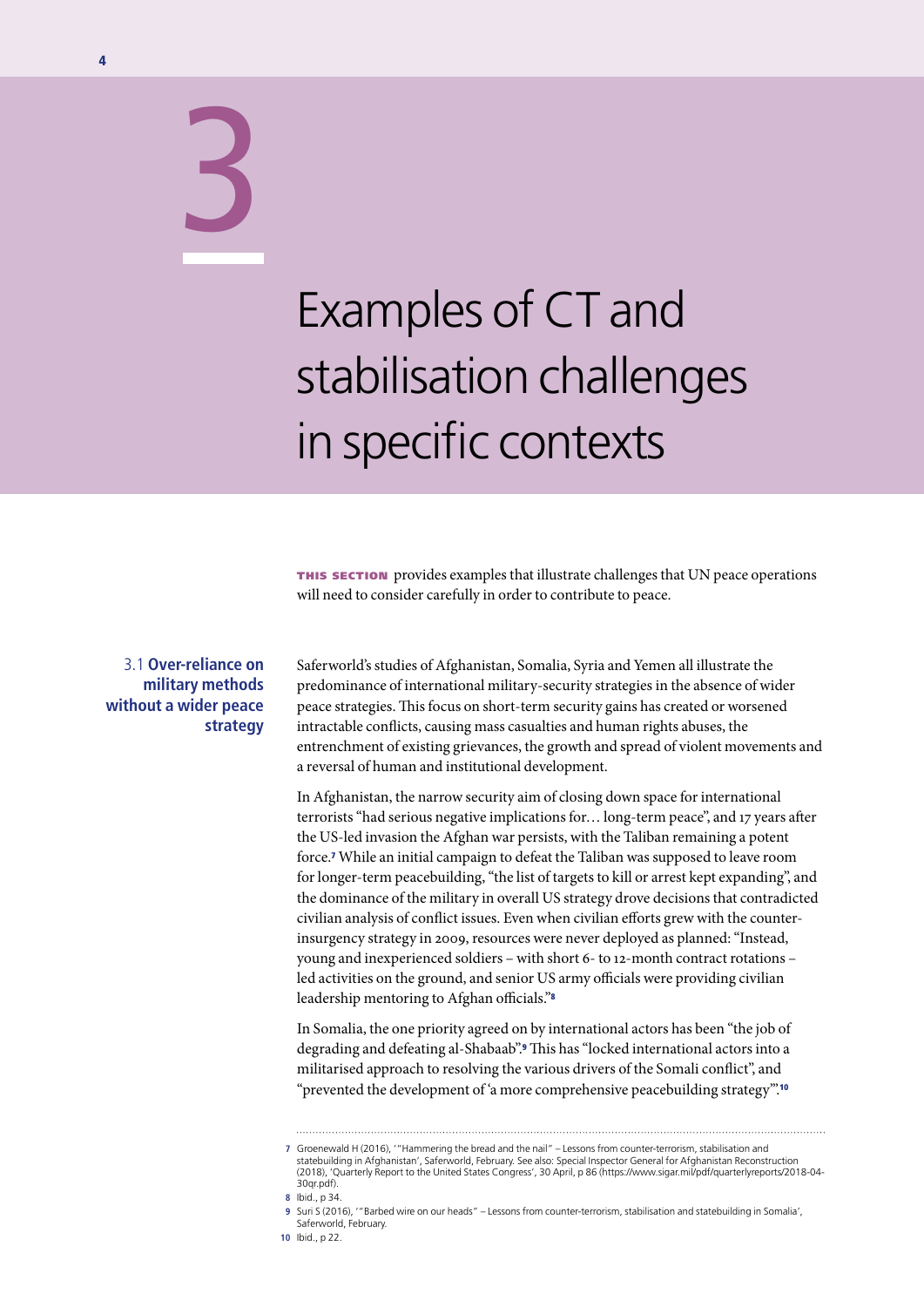# 3 Examples of CT and stabilisation challenges in specific contexts

**THIS SECTION** provides examples that illustrate challenges that UN peace operations will need to consider carefully in order to contribute to peace.

## 3.1 Over-reliance on military methods without a wider peace strategy

Saferworld's studies of Afghanistan, Somalia, Syria and Yemen all illustrate the predominance of international military-security strategies in the absence of wider peace strategies. This focus on short-term security gains has created or worsened intractable conflicts, causing mass casualties and human rights abuses, the entrenchment of existing grievances, the growth and spread of violent movements and a reversal of human and institutional development.

In Afghanistan, the narrow security aim of closing down space for international terrorists "had serious negative implications for… long-term peace", and 17 years after the US-led invasion the Afghan war persists, with the Taliban remaining a potent force.[7] While an initial campaign to defeat the Taliban was supposed to leave room for longer-term peacebuilding, "the list of targets to kill or arrest kept expanding", and the dominance of the military in overall US strategy drove decisions that contradicted civilian analysis of conflict issues. Even when civilian efforts grew with the counter-insurgency strategy in 2009, resources were never deployed as planned: "Instead, young and inexperienced soldiers – with short 6- to 12-month contract rotations – led activities on the ground, and senior US army officials were providing civilian leadership mentoring to Afghan officials."[8]

In Somalia, the one priority agreed on by international actors has been "the job of degrading and defeating al-Shabaab".[9] This has "locked international actors into a militarised approach to resolving the various drivers of the Somali conflict", and "prevented the development of 'a more comprehensive peacebuilding strategy'".[10]

---

7 Groenewald H (2016), '"Hammering the bread and the nail" – Lessons from counter-terrorism, stabilisation and statebuilding in Afghanistan', Saferworld, February. See also: Special Inspector General for Afghanistan Reconstruction (2018), 'Quarterly Report to the United States Congress', 30 April, p 86 (https://www.sigar.mil/pdf/quarterlyreports/2018-04-30qr.pdf).

8 Ibid., p 34.

9 Suri S (2016), '"Barbed wire on our heads" – Lessons from counter-terrorism, stabilisation and statebuilding in Somalia', Saferworld, February.

10 Ibid., p 22.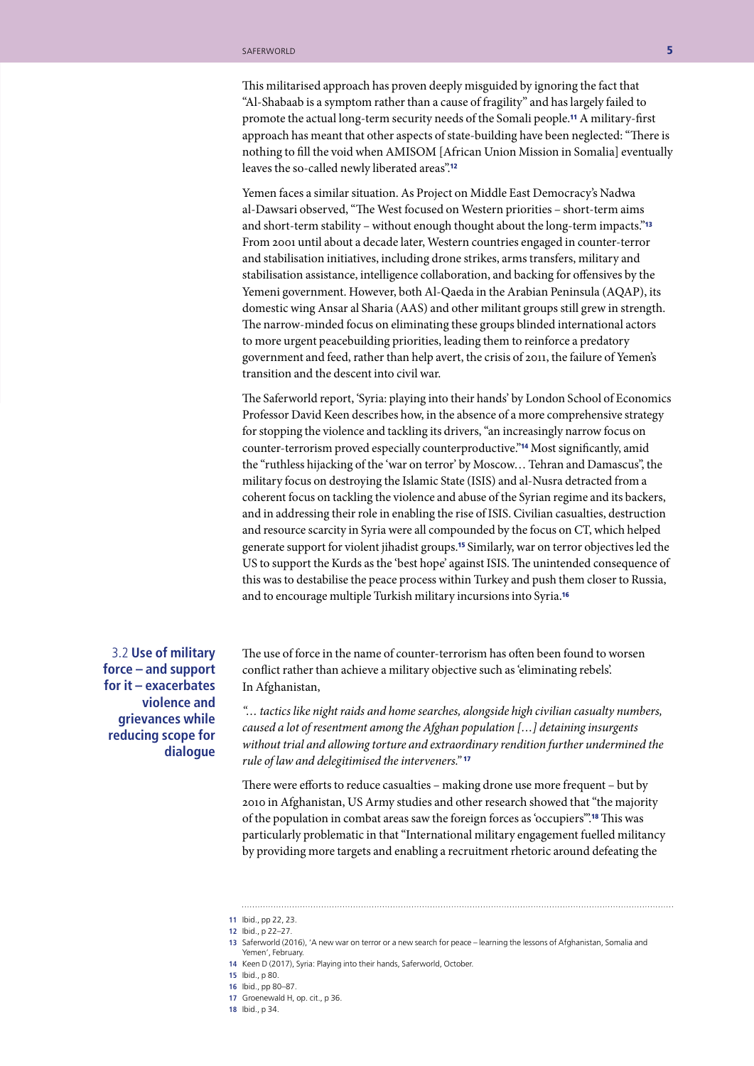This militarised approach has proven deeply misguided by ignoring the fact that "Al-Shabaab is a symptom rather than a cause of fragility" and has largely failed to promote the actual long-term security needs of the Somali people.[11] A military-first approach has meant that other aspects of state-building have been neglected: "There is nothing to fill the void when AMISOM [African Union Mission in Somalia] eventually leaves the so-called newly liberated areas".[12]

Yemen faces a similar situation. As Project on Middle East Democracy's Nadwa al-Dawsari observed, "The West focused on Western priorities – short-term aims and short-term stability – without enough thought about the long-term impacts."[13] From 2001 until about a decade later, Western countries engaged in counter-terror and stabilisation initiatives, including drone strikes, arms transfers, military and stabilisation assistance, intelligence collaboration, and backing for offensives by the Yemeni government. However, both Al-Qaeda in the Arabian Peninsula (AQAP), its domestic wing Ansar al Sharia (AAS) and other militant groups still grew in strength. The narrow-minded focus on eliminating these groups blinded international actors to more urgent peacebuilding priorities, leading them to reinforce a predatory government and feed, rather than help avert, the crisis of 2011, the failure of Yemen's transition and the descent into civil war.

The Saferworld report, 'Syria: playing into their hands' by London School of Economics Professor David Keen describes how, in the absence of a more comprehensive strategy for stopping the violence and tackling its drivers, "an increasingly narrow focus on counter-terrorism proved especially counterproductive."[14] Most significantly, amid the "ruthless hijacking of the 'war on terror' by Moscow… Tehran and Damascus", the military focus on destroying the Islamic State (ISIS) and al-Nusra detracted from a coherent focus on tackling the violence and abuse of the Syrian regime and its backers, and in addressing their role in enabling the rise of ISIS. Civilian casualties, destruction and resource scarcity in Syria were all compounded by the focus on CT, which helped generate support for violent jihadist groups.[15] Similarly, war on terror objectives led the US to support the Kurds as the 'best hope' against ISIS. The unintended consequence of this was to destabilise the peace process within Turkey and push them closer to Russia, and to encourage multiple Turkish military incursions into Syria.[16]

## 3.2 Use of military force – and support for it – exacerbates violence and grievances while reducing scope for dialogue

The use of force in the name of counter-terrorism has often been found to worsen conflict rather than achieve a military objective such as 'eliminating rebels'. In Afghanistan,

*"… tactics like night raids and home searches, alongside high civilian casualty numbers, caused a lot of resentment among the Afghan population […] detaining insurgents without trial and allowing torture and extraordinary rendition further undermined the rule of law and delegitimised the interveners."* [17]

There were efforts to reduce casualties – making drone use more frequent – but by 2010 in Afghanistan, US Army studies and other research showed that "the majority of the population in combat areas saw the foreign forces as 'occupiers'".[18] This was particularly problematic in that "International military engagement fuelled militancy by providing more targets and enabling a recruitment rhetoric around defeating the

---

11 Ibid., pp 22, 23.
12 Ibid., p 22–27.
13 Saferworld (2016), 'A new war on terror or a new search for peace – learning the lessons of Afghanistan, Somalia and Yemen', February.
14 Keen D (2017), Syria: Playing into their hands, Saferworld, October.
15 Ibid., p 80.
16 Ibid., pp 80–87.
17 Groenewald H, op. cit., p 36.
18 Ibid., p 34.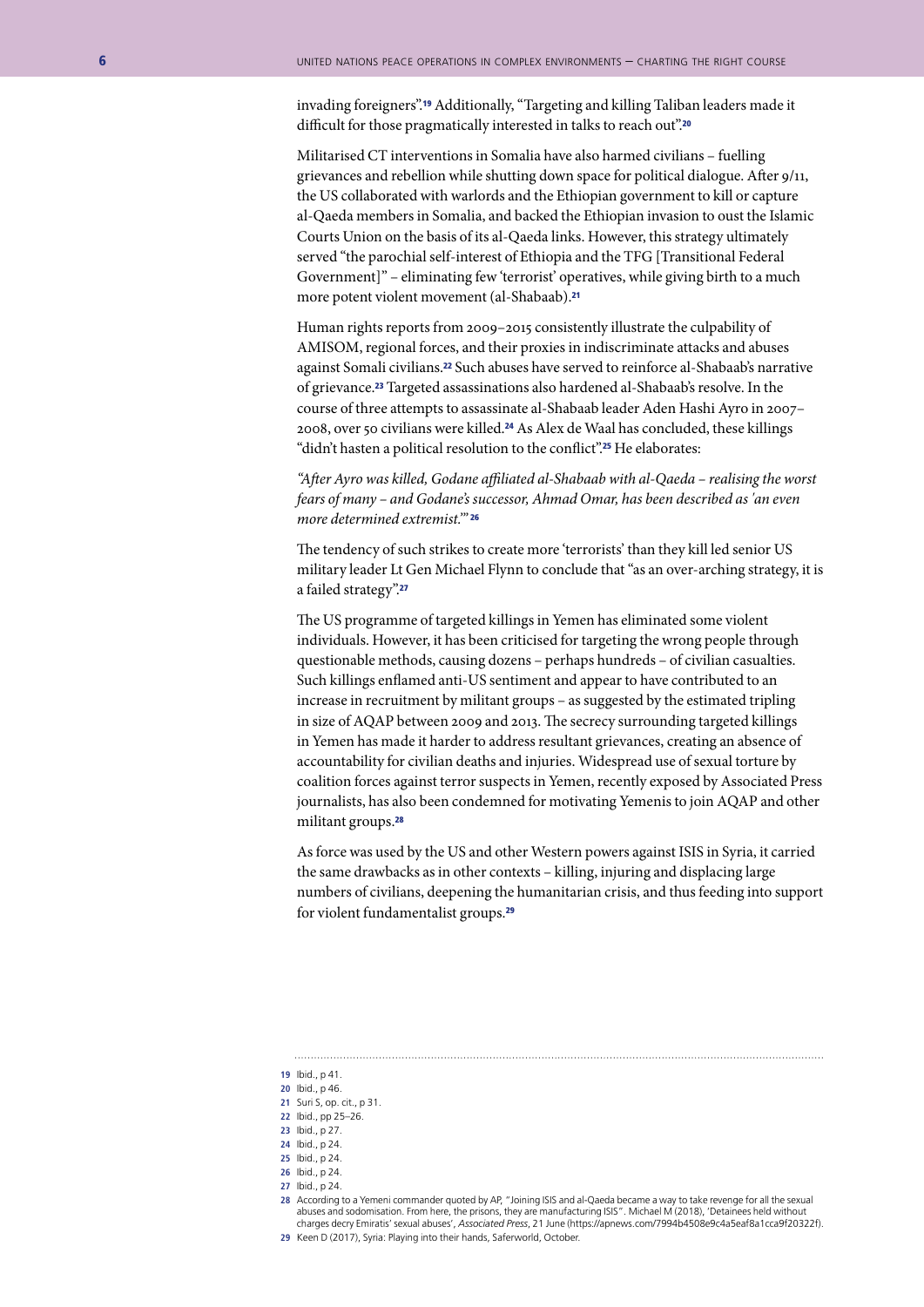invading foreigners".[19] Additionally, "Targeting and killing Taliban leaders made it difficult for those pragmatically interested in talks to reach out".[20]

Militarised CT interventions in Somalia have also harmed civilians – fuelling grievances and rebellion while shutting down space for political dialogue. After 9/11, the US collaborated with warlords and the Ethiopian government to kill or capture al-Qaeda members in Somalia, and backed the Ethiopian invasion to oust the Islamic Courts Union on the basis of its al-Qaeda links. However, this strategy ultimately served "the parochial self-interest of Ethiopia and the TFG [Transitional Federal Government]" – eliminating few 'terrorist' operatives, while giving birth to a much more potent violent movement (al-Shabaab).[21]

Human rights reports from 2009–2015 consistently illustrate the culpability of AMISOM, regional forces, and their proxies in indiscriminate attacks and abuses against Somali civilians.[22] Such abuses have served to reinforce al-Shabaab's narrative of grievance.[23] Targeted assassinations also hardened al-Shabaab's resolve. In the course of three attempts to assassinate al-Shabaab leader Aden Hashi Ayro in 2007–2008, over 50 civilians were killed.[24] As Alex de Waal has concluded, these killings "didn't hasten a political resolution to the conflict".[25] He elaborates:

*"After Ayro was killed, Godane affiliated al-Shabaab with al-Qaeda – realising the worst fears of many – and Godane's successor, Ahmad Omar, has been described as 'an even more determined extremist.'"* [26]

The tendency of such strikes to create more 'terrorists' than they kill led senior US military leader Lt Gen Michael Flynn to conclude that "as an over-arching strategy, it is a failed strategy".[27]

The US programme of targeted killings in Yemen has eliminated some violent individuals. However, it has been criticised for targeting the wrong people through questionable methods, causing dozens – perhaps hundreds – of civilian casualties. Such killings enflamed anti-US sentiment and appear to have contributed to an increase in recruitment by militant groups – as suggested by the estimated tripling in size of AQAP between 2009 and 2013. The secrecy surrounding targeted killings in Yemen has made it harder to address resultant grievances, creating an absence of accountability for civilian deaths and injuries. Widespread use of sexual torture by coalition forces against terror suspects in Yemen, recently exposed by Associated Press journalists, has also been condemned for motivating Yemenis to join AQAP and other militant groups.[28]

As force was used by the US and other Western powers against ISIS in Syria, it carried the same drawbacks as in other contexts – killing, injuring and displacing large numbers of civilians, deepening the humanitarian crisis, and thus feeding into support for violent fundamentalist groups.[29]

---

19 Ibid., p 41.

20 Ibid., p 46.

21 Suri S, op. cit., p 31.

22 Ibid., pp 25–26.

23 Ibid., p 27.

24 Ibid., p 24.

25 Ibid., p 24.

26 Ibid., p 24.

27 Ibid., p 24.

28 According to a Yemeni commander quoted by AP, "Joining ISIS and al-Qaeda became a way to take revenge for all the sexual abuses and sodomisation. From here, the prisons, they are manufacturing ISIS". Michael M (2018), 'Detainees held without charges decry Emiratis' sexual abuses', *Associated Press*, 21 June (https://apnews.com/7994b4508e9c4a5eaf8a1cca9f20322f).

29 Keen D (2017), Syria: Playing into their hands, Saferworld, October.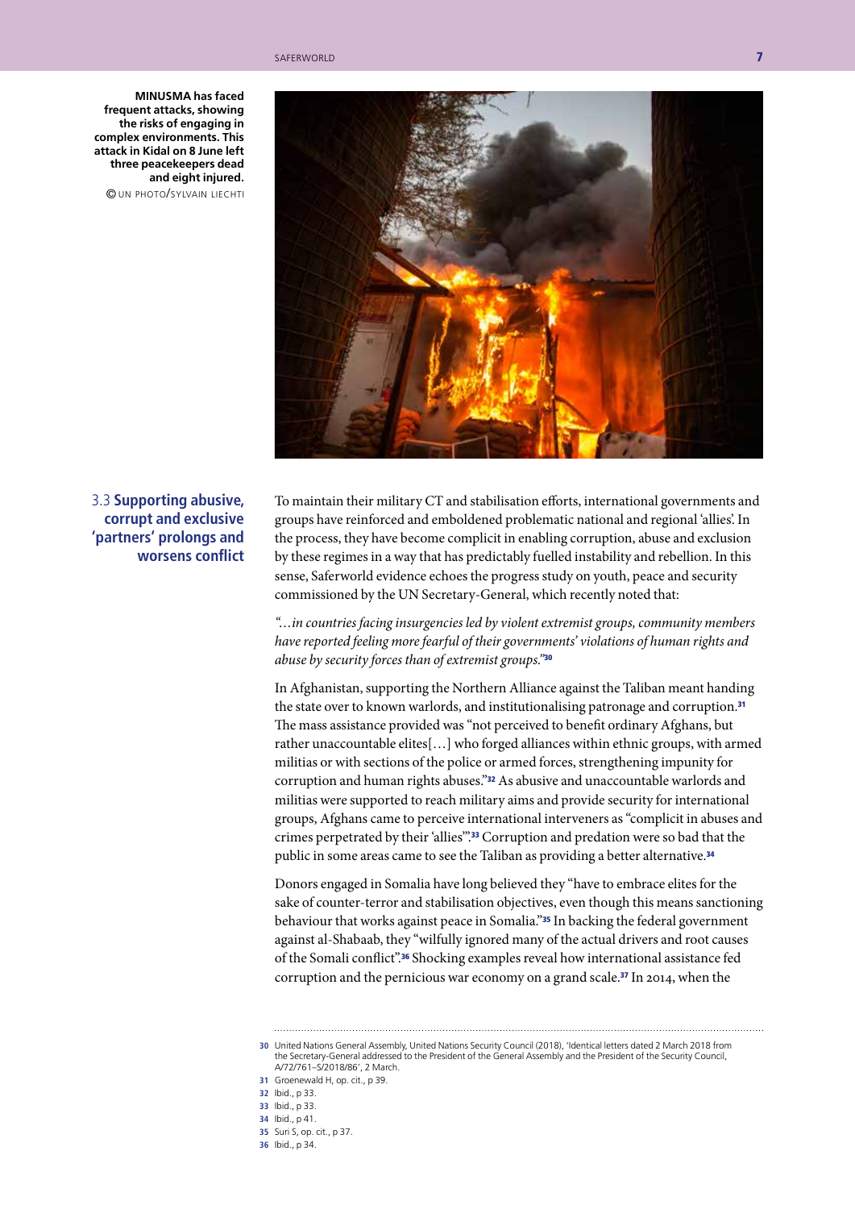**MINUSMA has faced frequent attacks, showing the risks of engaging in complex environments. This attack in Kidal on 8 June left three peacekeepers dead and eight injured.**
© UN PHOTO/SYLVAIN LIECHTI

### 3.3 Supporting abusive, corrupt and exclusive 'partners' prolongs and worsens conflict

To maintain their military CT and stabilisation efforts, international governments and groups have reinforced and emboldened problematic national and regional 'allies'. In the process, they have become complicit in enabling corruption, abuse and exclusion by these regimes in a way that has predictably fuelled instability and rebellion. In this sense, Saferworld evidence echoes the progress study on youth, peace and security commissioned by the UN Secretary-General, which recently noted that:

*"…in countries facing insurgencies led by violent extremist groups, community members have reported feeling more fearful of their governments' violations of human rights and abuse by security forces than of extremist groups."*[30]

In Afghanistan, supporting the Northern Alliance against the Taliban meant handing the state over to known warlords, and institutionalising patronage and corruption.[31] The mass assistance provided was "not perceived to benefit ordinary Afghans, but rather unaccountable elites[…] who forged alliances within ethnic groups, with armed militias or with sections of the police or armed forces, strengthening impunity for corruption and human rights abuses."[32] As abusive and unaccountable warlords and militias were supported to reach military aims and provide security for international groups, Afghans came to perceive international interveners as "complicit in abuses and crimes perpetrated by their 'allies'".[33] Corruption and predation were so bad that the public in some areas came to see the Taliban as providing a better alternative.[34]

Donors engaged in Somalia have long believed they "have to embrace elites for the sake of counter-terror and stabilisation objectives, even though this means sanctioning behaviour that works against peace in Somalia."[35] In backing the federal government against al-Shabaab, they "wilfully ignored many of the actual drivers and root causes of the Somali conflict".[36] Shocking examples reveal how international assistance fed corruption and the pernicious war economy on a grand scale.[37] In 2014, when the

---

30 United Nations General Assembly, United Nations Security Council (2018), 'Identical letters dated 2 March 2018 from the Secretary-General addressed to the President of the General Assembly and the President of the Security Council, A/72/761–S/2018/86', 2 March.

31 Groenewald H, op. cit., p 39.

32 Ibid., p 33.

33 Ibid., p 33.

34 Ibid., p 41.

35 Suri S, op. cit., p 37.

36 Ibid., p 34.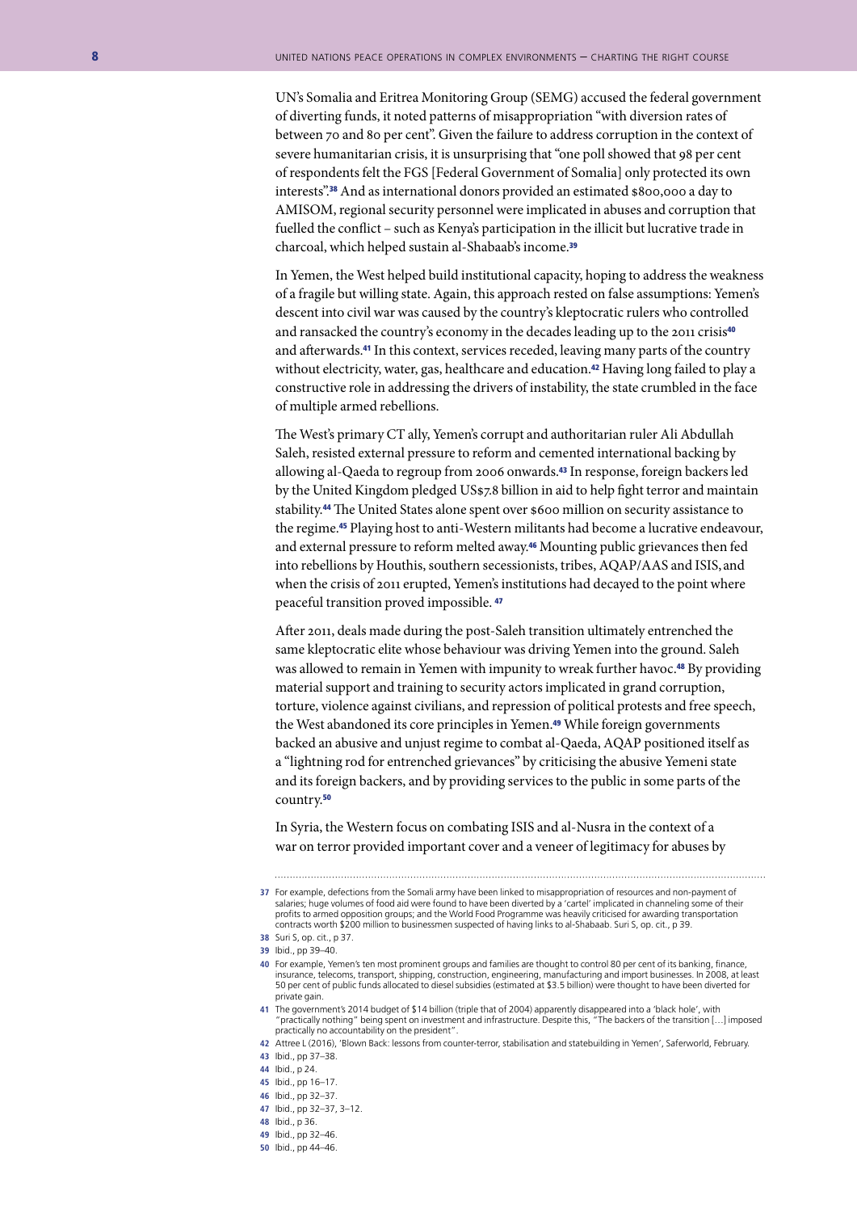UN's Somalia and Eritrea Monitoring Group (SEMG) accused the federal government of diverting funds, it noted patterns of misappropriation "with diversion rates of between 70 and 80 per cent". Given the failure to address corruption in the context of severe humanitarian crisis, it is unsurprising that "one poll showed that 98 per cent of respondents felt the FGS [Federal Government of Somalia] only protected its own interests".[38] And as international donors provided an estimated $800,000 a day to AMISOM, regional security personnel were implicated in abuses and corruption that fuelled the conflict – such as Kenya's participation in the illicit but lucrative trade in charcoal, which helped sustain al-Shabaab's income.[39]

In Yemen, the West helped build institutional capacity, hoping to address the weakness of a fragile but willing state. Again, this approach rested on false assumptions: Yemen's descent into civil war was caused by the country's kleptocratic rulers who controlled and ransacked the country's economy in the decades leading up to the 2011 crisis[40] and afterwards.[41] In this context, services receded, leaving many parts of the country without electricity, water, gas, healthcare and education.[42] Having long failed to play a constructive role in addressing the drivers of instability, the state crumbled in the face of multiple armed rebellions.

The West's primary CT ally, Yemen's corrupt and authoritarian ruler Ali Abdullah Saleh, resisted external pressure to reform and cemented international backing by allowing al-Qaeda to regroup from 2006 onwards.[43] In response, foreign backers led by the United Kingdom pledged US$7.8 billion in aid to help fight terror and maintain stability.[44] The United States alone spent over $600 million on security assistance to the regime.[45] Playing host to anti-Western militants had become a lucrative endeavour, and external pressure to reform melted away.[46] Mounting public grievances then fed into rebellions by Houthis, southern secessionists, tribes, AQAP/AAS and ISIS, and when the crisis of 2011 erupted, Yemen's institutions had decayed to the point where peaceful transition proved impossible. [47]

After 2011, deals made during the post-Saleh transition ultimately entrenched the same kleptocratic elite whose behaviour was driving Yemen into the ground. Saleh was allowed to remain in Yemen with impunity to wreak further havoc.[48] By providing material support and training to security actors implicated in grand corruption, torture, violence against civilians, and repression of political protests and free speech, the West abandoned its core principles in Yemen.[49] While foreign governments backed an abusive and unjust regime to combat al-Qaeda, AQAP positioned itself as a "lightning rod for entrenched grievances" by criticising the abusive Yemeni state and its foreign backers, and by providing services to the public in some parts of the country.[50]

In Syria, the Western focus on combating ISIS and al-Nusra in the context of a war on terror provided important cover and a veneer of legitimacy for abuses by

---

37 For example, defections from the Somali army have been linked to misappropriation of resources and non-payment of salaries; huge volumes of food aid were found to have been diverted by a 'cartel' implicated in channeling some of their profits to armed opposition groups; and the World Food Programme was heavily criticised for awarding transportation contracts worth $200 million to businessmen suspected of having links to al-Shabaab. Suri S, op. cit., p 39.

38 Suri S, op. cit., p 37.

39 Ibid., pp 39–40.

40 For example, Yemen's ten most prominent groups and families are thought to control 80 per cent of its banking, finance, insurance, telecoms, transport, shipping, construction, engineering, manufacturing and import businesses. In 2008, at least 50 per cent of public funds allocated to diesel subsidies (estimated at $3.5 billion) were thought to have been diverted for private gain.

41 The government's 2014 budget of $14 billion (triple that of 2004) apparently disappeared into a 'black hole', with "practically nothing" being spent on investment and infrastructure. Despite this, "The backers of the transition […] imposed practically no accountability on the president".

42 Attree L (2016), 'Blown Back: lessons from counter-terror, stabilisation and statebuilding in Yemen', Saferworld, February.

43 Ibid., pp 37–38.

44 Ibid., p 24.

45 Ibid., pp 16–17.

46 Ibid., pp 32–37.

47 Ibid., pp 32–37, 3–12.

48 Ibid., p 36.

49 Ibid., pp 32–46.

50 Ibid., pp 44–46.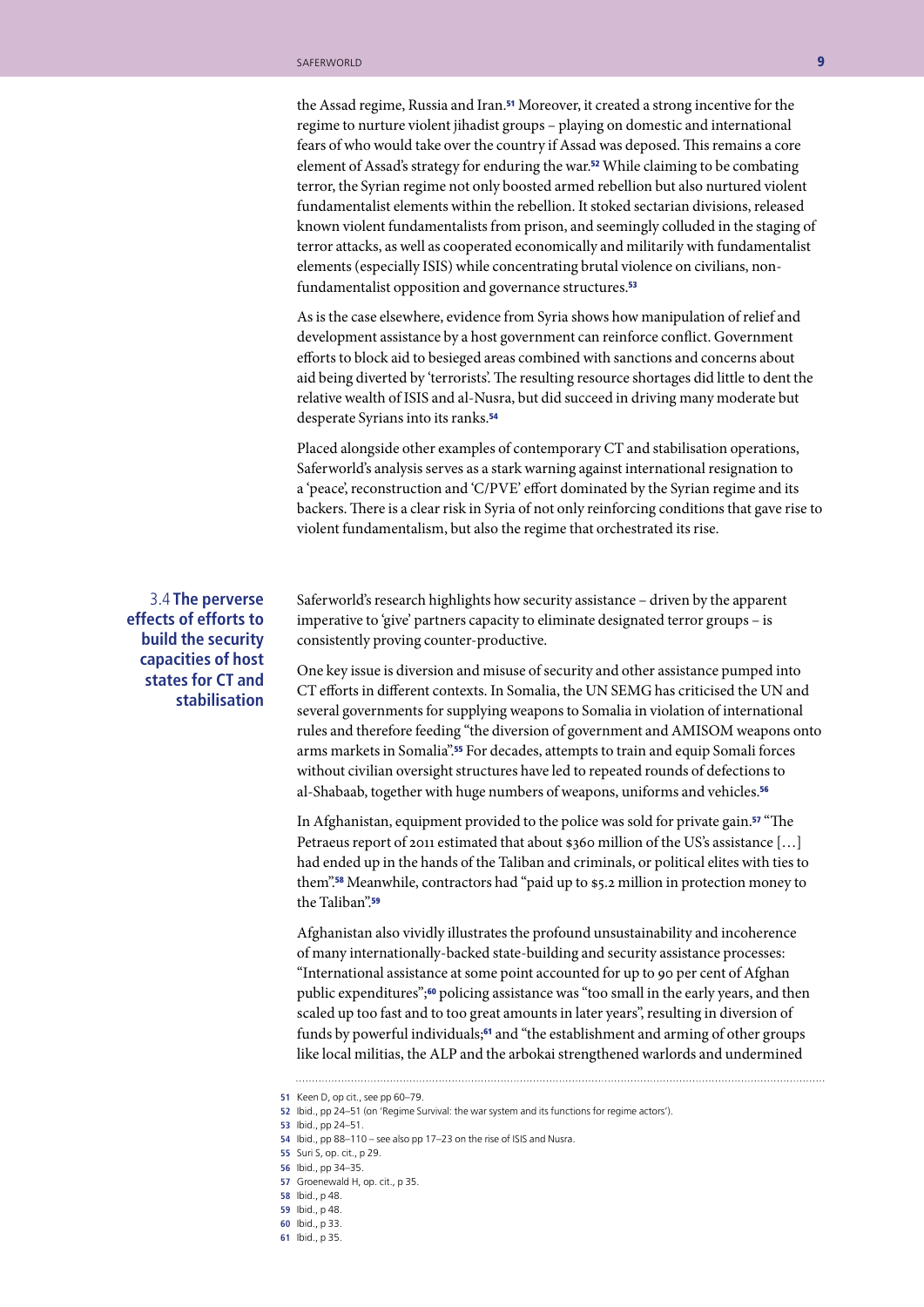the Assad regime, Russia and Iran.[51] Moreover, it created a strong incentive for the regime to nurture violent jihadist groups – playing on domestic and international fears of who would take over the country if Assad was deposed. This remains a core element of Assad's strategy for enduring the war.[52] While claiming to be combating terror, the Syrian regime not only boosted armed rebellion but also nurtured violent fundamentalist elements within the rebellion. It stoked sectarian divisions, released known violent fundamentalists from prison, and seemingly colluded in the staging of terror attacks, as well as cooperated economically and militarily with fundamentalist elements (especially ISIS) while concentrating brutal violence on civilians, non-fundamentalist opposition and governance structures.[53]

As is the case elsewhere, evidence from Syria shows how manipulation of relief and development assistance by a host government can reinforce conflict. Government efforts to block aid to besieged areas combined with sanctions and concerns about aid being diverted by 'terrorists'. The resulting resource shortages did little to dent the relative wealth of ISIS and al-Nusra, but did succeed in driving many moderate but desperate Syrians into its ranks.[54]

Placed alongside other examples of contemporary CT and stabilisation operations, Saferworld's analysis serves as a stark warning against international resignation to a 'peace', reconstruction and 'C/PVE' effort dominated by the Syrian regime and its backers. There is a clear risk in Syria of not only reinforcing conditions that gave rise to violent fundamentalism, but also the regime that orchestrated its rise.

### 3.4 The perverse effects of efforts to build the security capacities of host states for CT and stabilisation

Saferworld's research highlights how security assistance – driven by the apparent imperative to 'give' partners capacity to eliminate designated terror groups – is consistently proving counter-productive.

One key issue is diversion and misuse of security and other assistance pumped into CT efforts in different contexts. In Somalia, the UN SEMG has criticised the UN and several governments for supplying weapons to Somalia in violation of international rules and therefore feeding "the diversion of government and AMISOM weapons onto arms markets in Somalia".[55] For decades, attempts to train and equip Somali forces without civilian oversight structures have led to repeated rounds of defections to al-Shabaab, together with huge numbers of weapons, uniforms and vehicles.[56]

In Afghanistan, equipment provided to the police was sold for private gain.[57] "The Petraeus report of 2011 estimated that about $360 million of the US's assistance […] had ended up in the hands of the Taliban and criminals, or political elites with ties to them".[58] Meanwhile, contractors had "paid up to $5.2 million in protection money to the Taliban".[59]

Afghanistan also vividly illustrates the profound unsustainability and incoherence of many internationally-backed state-building and security assistance processes: "International assistance at some point accounted for up to 90 per cent of Afghan public expenditures";[60] policing assistance was "too small in the early years, and then scaled up too fast and to too great amounts in later years", resulting in diversion of funds by powerful individuals;[61] and "the establishment and arming of other groups like local militias, the ALP and the arbokai strengthened warlords and undermined

---

51 Keen D, op cit., see pp 60–79.
52 Ibid., pp 24–51 (on 'Regime Survival: the war system and its functions for regime actors').
53 Ibid., pp 24–51.
54 Ibid., pp 88–110 – see also pp 17–23 on the rise of ISIS and Nusra.
55 Suri S, op. cit., p 29.
56 Ibid., pp 34–35.
57 Groenewald H, op. cit., p 35.
58 Ibid., p 48.
59 Ibid., p 48.
60 Ibid., p 33.
61 Ibid., p 35.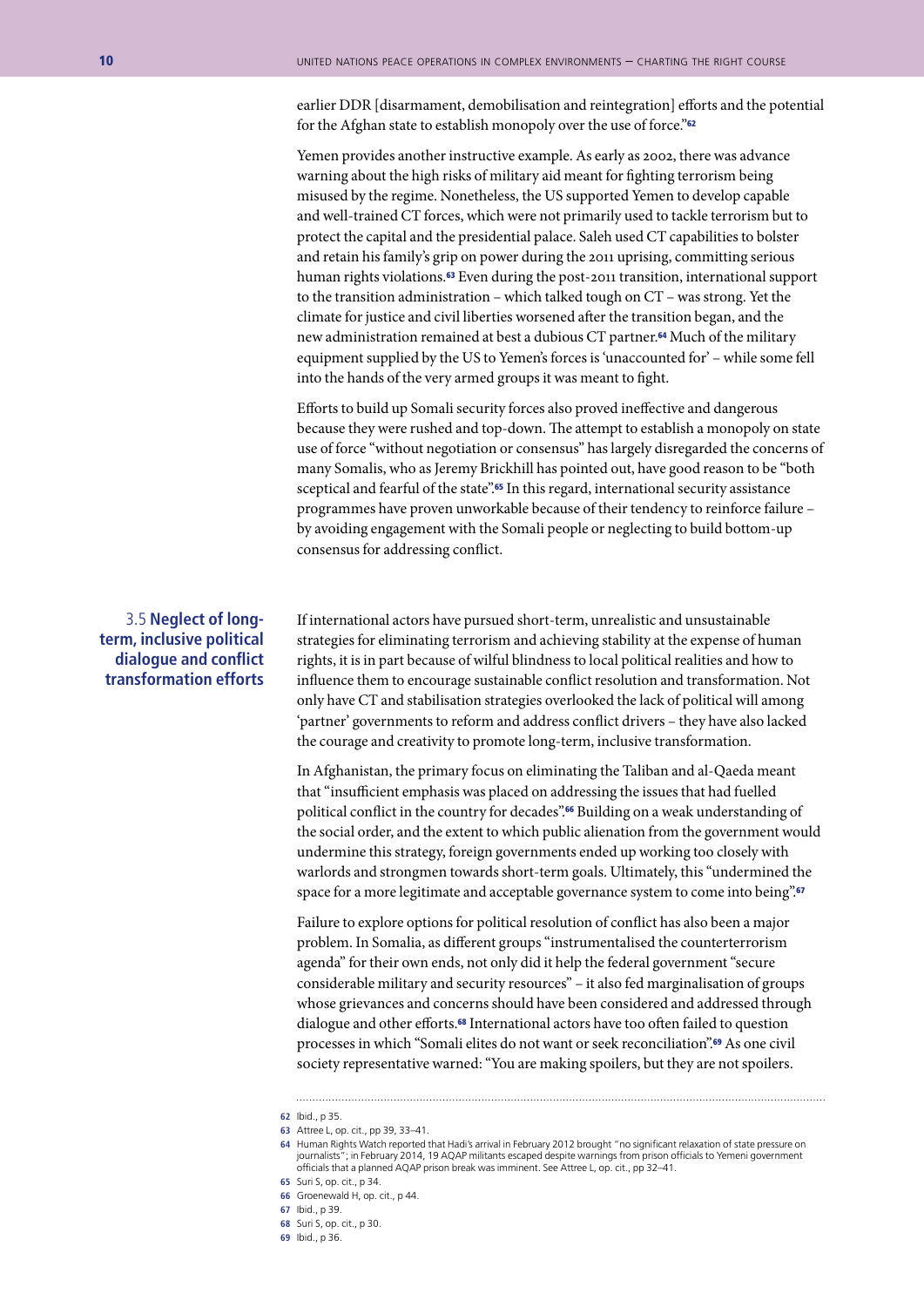earlier DDR [disarmament, demobilisation and reintegration] efforts and the potential for the Afghan state to establish monopoly over the use of force."[62]

Yemen provides another instructive example. As early as 2002, there was advance warning about the high risks of military aid meant for fighting terrorism being misused by the regime. Nonetheless, the US supported Yemen to develop capable and well-trained CT forces, which were not primarily used to tackle terrorism but to protect the capital and the presidential palace. Saleh used CT capabilities to bolster and retain his family's grip on power during the 2011 uprising, committing serious human rights violations.[63] Even during the post-2011 transition, international support to the transition administration – which talked tough on CT – was strong. Yet the climate for justice and civil liberties worsened after the transition began, and the new administration remained at best a dubious CT partner.[64] Much of the military equipment supplied by the US to Yemen's forces is 'unaccounted for' – while some fell into the hands of the very armed groups it was meant to fight.

Efforts to build up Somali security forces also proved ineffective and dangerous because they were rushed and top-down. The attempt to establish a monopoly on state use of force "without negotiation or consensus" has largely disregarded the concerns of many Somalis, who as Jeremy Brickhill has pointed out, have good reason to be "both sceptical and fearful of the state".[65] In this regard, international security assistance programmes have proven unworkable because of their tendency to reinforce failure – by avoiding engagement with the Somali people or neglecting to build bottom-up consensus for addressing conflict.

### 3.5 Neglect of long-term, inclusive political dialogue and conflict transformation efforts

If international actors have pursued short-term, unrealistic and unsustainable strategies for eliminating terrorism and achieving stability at the expense of human rights, it is in part because of wilful blindness to local political realities and how to influence them to encourage sustainable conflict resolution and transformation. Not only have CT and stabilisation strategies overlooked the lack of political will among 'partner' governments to reform and address conflict drivers – they have also lacked the courage and creativity to promote long-term, inclusive transformation.

In Afghanistan, the primary focus on eliminating the Taliban and al-Qaeda meant that "insufficient emphasis was placed on addressing the issues that had fuelled political conflict in the country for decades".[66] Building on a weak understanding of the social order, and the extent to which public alienation from the government would undermine this strategy, foreign governments ended up working too closely with warlords and strongmen towards short-term goals. Ultimately, this "undermined the space for a more legitimate and acceptable governance system to come into being".[67]

Failure to explore options for political resolution of conflict has also been a major problem. In Somalia, as different groups "instrumentalised the counterterrorism agenda" for their own ends, not only did it help the federal government "secure considerable military and security resources" – it also fed marginalisation of groups whose grievances and concerns should have been considered and addressed through dialogue and other efforts.[68] International actors have too often failed to question processes in which "Somali elites do not want or seek reconciliation".[69] As one civil society representative warned: "You are making spoilers, but they are not spoilers.

---

62 Ibid., p 35.

63 Attree L, op. cit., pp 39, 33–41.

64 Human Rights Watch reported that Hadi's arrival in February 2012 brought "no significant relaxation of state pressure on journalists"; in February 2014, 19 AQAP militants escaped despite warnings from prison officials to Yemeni government officials that a planned AQAP prison break was imminent. See Attree L, op. cit., pp 32–41.

65 Suri S, op. cit., p 34.

66 Groenewald H, op. cit., p 44.

67 Ibid., p 39.

68 Suri S, op. cit., p 30.

69 Ibid., p 36.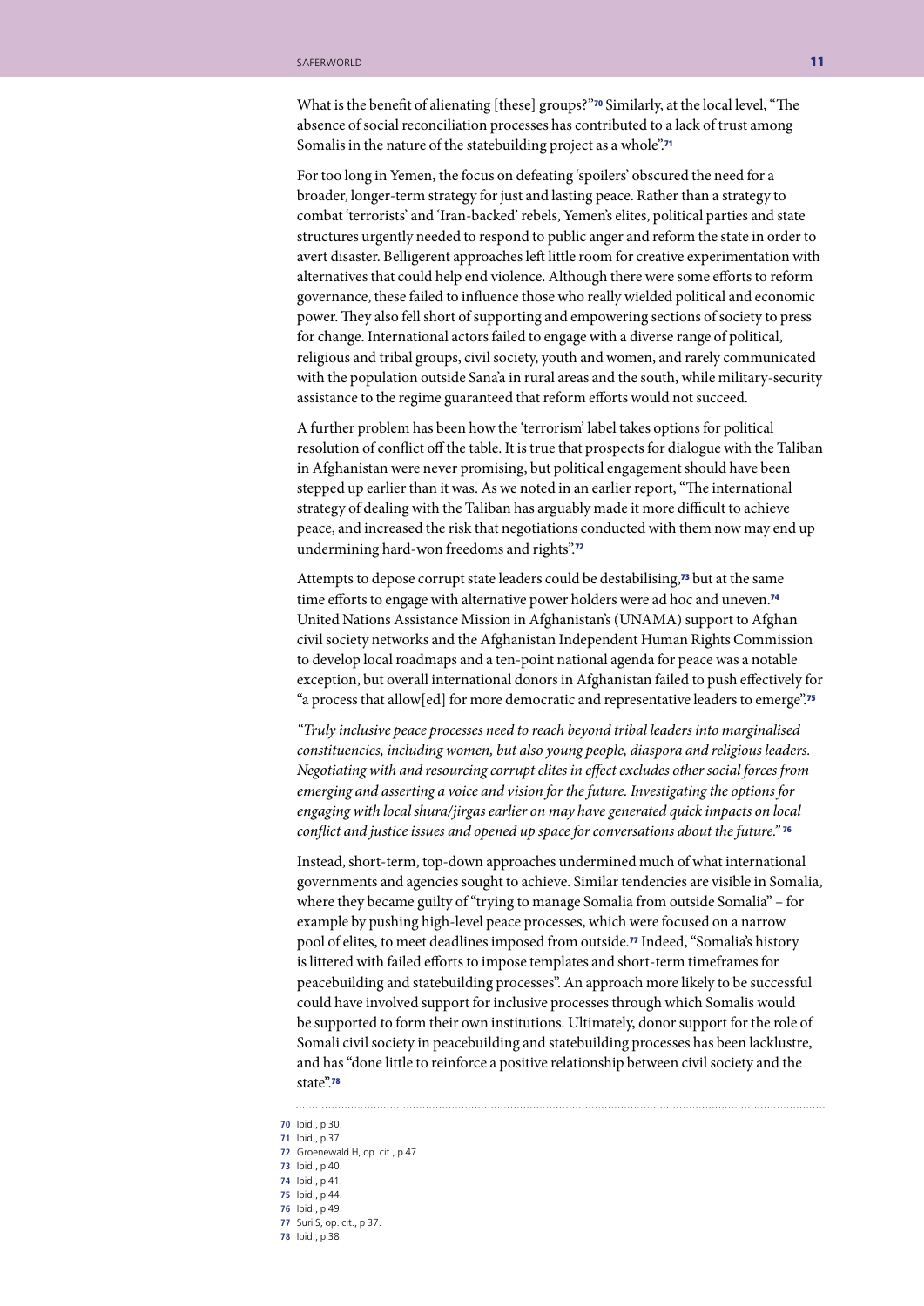What is the benefit of alienating [these] groups?"[70] Similarly, at the local level, "The absence of social reconciliation processes has contributed to a lack of trust among Somalis in the nature of the statebuilding project as a whole".[71]

For too long in Yemen, the focus on defeating 'spoilers' obscured the need for a broader, longer-term strategy for just and lasting peace. Rather than a strategy to combat 'terrorists' and 'Iran-backed' rebels, Yemen's elites, political parties and state structures urgently needed to respond to public anger and reform the state in order to avert disaster. Belligerent approaches left little room for creative experimentation with alternatives that could help end violence. Although there were some efforts to reform governance, these failed to influence those who really wielded political and economic power. They also fell short of supporting and empowering sections of society to press for change. International actors failed to engage with a diverse range of political, religious and tribal groups, civil society, youth and women, and rarely communicated with the population outside Sana'a in rural areas and the south, while military-security assistance to the regime guaranteed that reform efforts would not succeed.

A further problem has been how the 'terrorism' label takes options for political resolution of conflict off the table. It is true that prospects for dialogue with the Taliban in Afghanistan were never promising, but political engagement should have been stepped up earlier than it was. As we noted in an earlier report, "The international strategy of dealing with the Taliban has arguably made it more difficult to achieve peace, and increased the risk that negotiations conducted with them now may end up undermining hard-won freedoms and rights".[72]

Attempts to depose corrupt state leaders could be destabilising,[73] but at the same time efforts to engage with alternative power holders were ad hoc and uneven.[74] United Nations Assistance Mission in Afghanistan's (UNAMA) support to Afghan civil society networks and the Afghanistan Independent Human Rights Commission to develop local roadmaps and a ten-point national agenda for peace was a notable exception, but overall international donors in Afghanistan failed to push effectively for "a process that allow[ed] for more democratic and representative leaders to emerge".[75]

*"Truly inclusive peace processes need to reach beyond tribal leaders into marginalised constituencies, including women, but also young people, diaspora and religious leaders. Negotiating with and resourcing corrupt elites in effect excludes other social forces from emerging and asserting a voice and vision for the future. Investigating the options for engaging with local shura/jirgas earlier on may have generated quick impacts on local conflict and justice issues and opened up space for conversations about the future."* [76]

Instead, short-term, top-down approaches undermined much of what international governments and agencies sought to achieve. Similar tendencies are visible in Somalia, where they became guilty of "trying to manage Somalia from outside Somalia" – for example by pushing high-level peace processes, which were focused on a narrow pool of elites, to meet deadlines imposed from outside.[77] Indeed, "Somalia's history is littered with failed efforts to impose templates and short-term timeframes for peacebuilding and statebuilding processes". An approach more likely to be successful could have involved support for inclusive processes through which Somalis would be supported to form their own institutions. Ultimately, donor support for the role of Somali civil society in peacebuilding and statebuilding processes has been lacklustre, and has "done little to reinforce a positive relationship between civil society and the state".[78]

---

70 Ibid., p 30.
71 Ibid., p 37.
72 Groenewald H, op. cit., p 47.
73 Ibid., p 40.
74 Ibid., p 41.
75 Ibid., p 44.
76 Ibid., p 49.
77 Suri S, op. cit., p 37.
78 Ibid., p 38.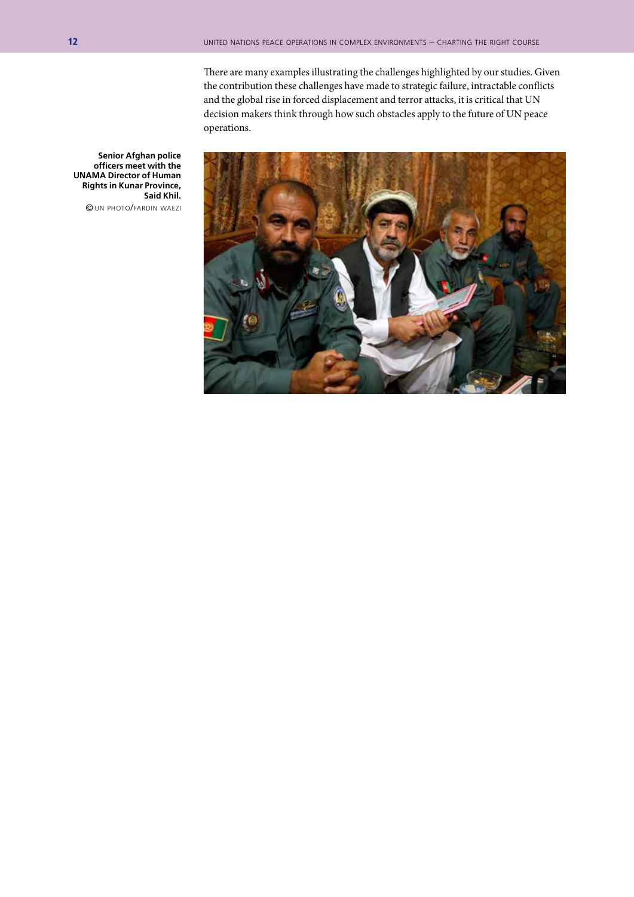There are many examples illustrating the challenges highlighted by our studies. Given the contribution these challenges have made to strategic failure, intractable conflicts and the global rise in forced displacement and terror attacks, it is critical that UN decision makers think through how such obstacles apply to the future of UN peace operations.

**Senior Afghan police officers meet with the UNAMA Director of Human Rights in Kunar Province, Said Khil.**
© UN PHOTO/FARDIN WAEZI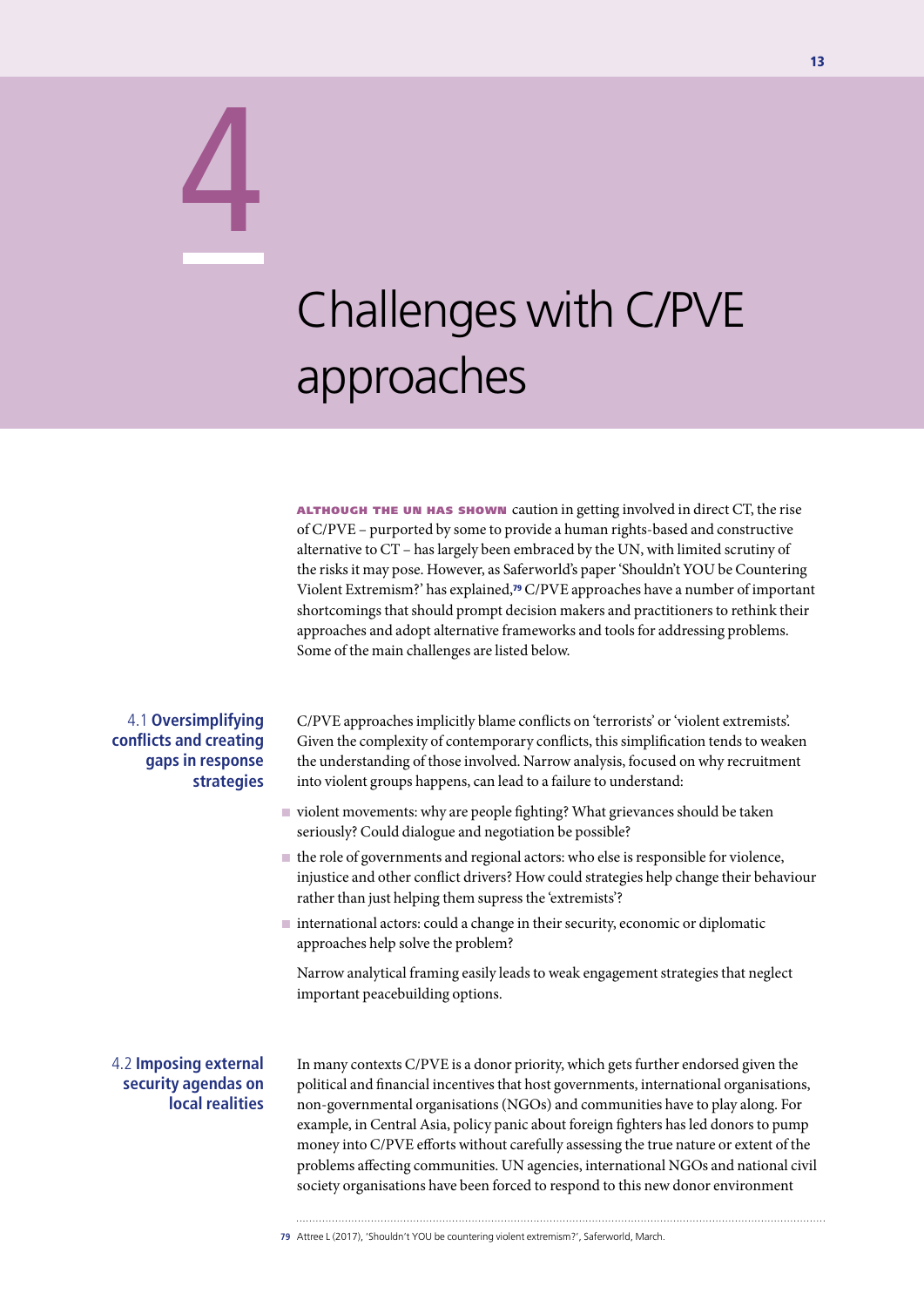# 4 Challenges with C/PVE approaches

**Although the UN has shown** caution in getting involved in direct CT, the rise of C/PVE – purported by some to provide a human rights-based and constructive alternative to CT – has largely been embraced by the UN, with limited scrutiny of the risks it may pose. However, as Saferworld's paper 'Shouldn't YOU be Countering Violent Extremism?' has explained,[79] C/PVE approaches have a number of important shortcomings that should prompt decision makers and practitioners to rethink their approaches and adopt alternative frameworks and tools for addressing problems. Some of the main challenges are listed below.

## 4.1 Oversimplifying conflicts and creating gaps in response strategies

C/PVE approaches implicitly blame conflicts on 'terrorists' or 'violent extremists'. Given the complexity of contemporary conflicts, this simplification tends to weaken the understanding of those involved. Narrow analysis, focused on why recruitment into violent groups happens, can lead to a failure to understand:

- violent movements: why are people fighting? What grievances should be taken seriously? Could dialogue and negotiation be possible?
- the role of governments and regional actors: who else is responsible for violence, injustice and other conflict drivers? How could strategies help change their behaviour rather than just helping them supress the 'extremists'?
- international actors: could a change in their security, economic or diplomatic approaches help solve the problem?

Narrow analytical framing easily leads to weak engagement strategies that neglect important peacebuilding options.

## 4.2 Imposing external security agendas on local realities

In many contexts C/PVE is a donor priority, which gets further endorsed given the political and financial incentives that host governments, international organisations, non-governmental organisations (NGOs) and communities have to play along. For example, in Central Asia, policy panic about foreign fighters has led donors to pump money into C/PVE efforts without carefully assessing the true nature or extent of the problems affecting communities. UN agencies, international NGOs and national civil society organisations have been forced to respond to this new donor environment

---

79 Attree L (2017), 'Shouldn't YOU be countering violent extremism?', Saferworld, March.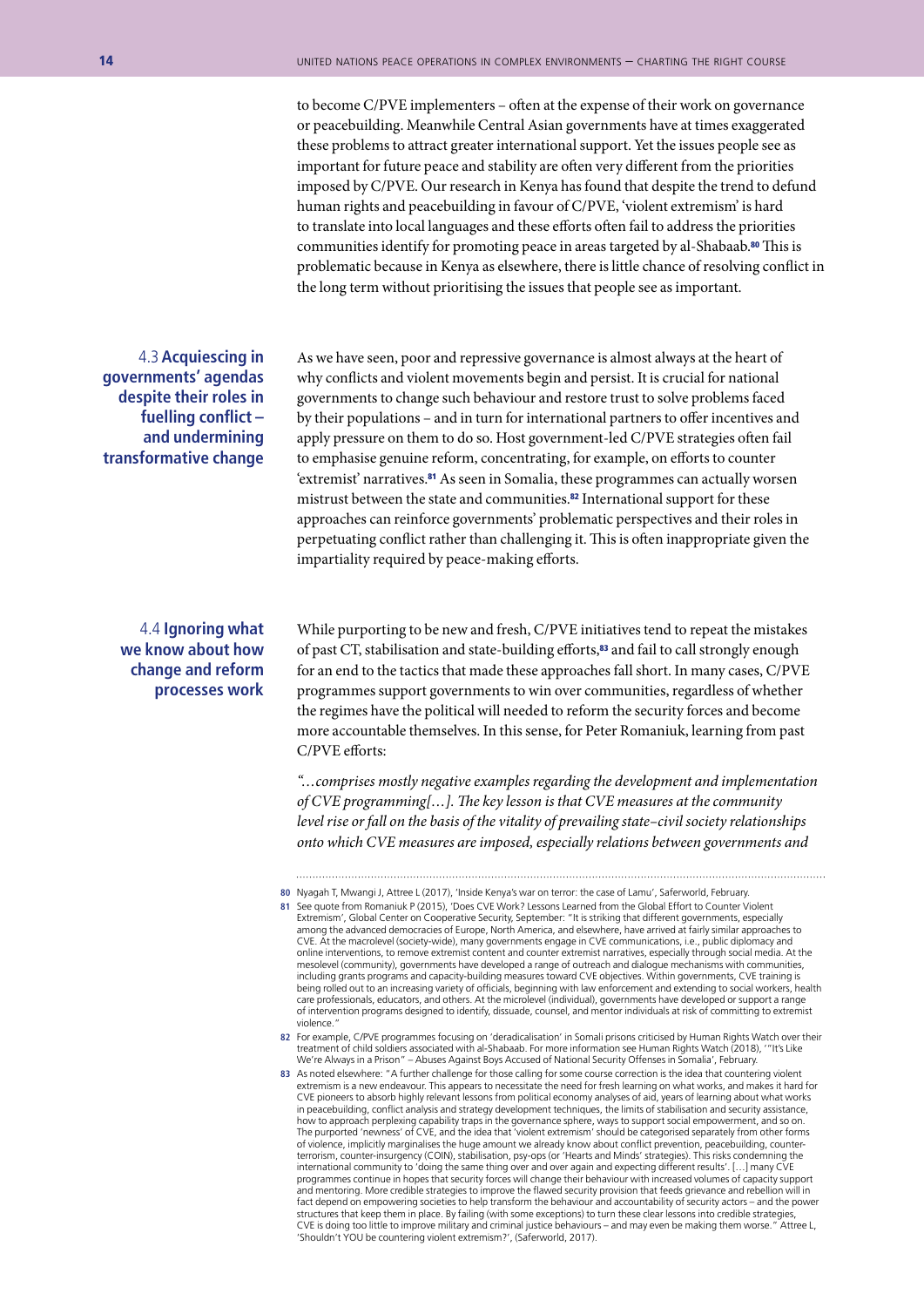to become C/PVE implementers – often at the expense of their work on governance or peacebuilding. Meanwhile Central Asian governments have at times exaggerated these problems to attract greater international support. Yet the issues people see as important for future peace and stability are often very different from the priorities imposed by C/PVE. Our research in Kenya has found that despite the trend to defund human rights and peacebuilding in favour of C/PVE, 'violent extremism' is hard to translate into local languages and these efforts often fail to address the priorities communities identify for promoting peace in areas targeted by al-Shabaab.[80] This is problematic because in Kenya as elsewhere, there is little chance of resolving conflict in the long term without prioritising the issues that people see as important.

### 4.3 Acquiescing in governments' agendas despite their roles in fuelling conflict – and undermining transformative change

As we have seen, poor and repressive governance is almost always at the heart of why conflicts and violent movements begin and persist. It is crucial for national governments to change such behaviour and restore trust to solve problems faced by their populations – and in turn for international partners to offer incentives and apply pressure on them to do so. Host government-led C/PVE strategies often fail to emphasise genuine reform, concentrating, for example, on efforts to counter 'extremist' narratives.[81] As seen in Somalia, these programmes can actually worsen mistrust between the state and communities.[82] International support for these approaches can reinforce governments' problematic perspectives and their roles in perpetuating conflict rather than challenging it. This is often inappropriate given the impartiality required by peace-making efforts.

### 4.4 Ignoring what we know about how change and reform processes work

While purporting to be new and fresh, C/PVE initiatives tend to repeat the mistakes of past CT, stabilisation and state-building efforts,[83] and fail to call strongly enough for an end to the tactics that made these approaches fall short. In many cases, C/PVE programmes support governments to win over communities, regardless of whether the regimes have the political will needed to reform the security forces and become more accountable themselves. In this sense, for Peter Romaniuk, learning from past C/PVE efforts:

*"…comprises mostly negative examples regarding the development and implementation of CVE programming[…]. The key lesson is that CVE measures at the community level rise or fall on the basis of the vitality of prevailing state–civil society relationships onto which CVE measures are imposed, especially relations between governments and*

---

[80] Nyagah T, Mwangi J, Attree L (2017), 'Inside Kenya's war on terror: the case of Lamu', Saferworld, February.

[81] See quote from Romaniuk P (2015), 'Does CVE Work? Lessons Learned from the Global Effort to Counter Violent Extremism', Global Center on Cooperative Security, September: "It is striking that different governments, especially among the advanced democracies of Europe, North America, and elsewhere, have arrived at fairly similar approaches to CVE. At the macrolevel (society-wide), many governments engage in CVE communications, i.e., public diplomacy and online interventions, to remove extremist content and counter extremist narratives, especially through social media. At the mesolevel (community), governments have developed a range of outreach and dialogue mechanisms with communities, including grants programs and capacity-building measures toward CVE objectives. Within governments, CVE training is being rolled out to an increasing variety of officials, beginning with law enforcement and extending to social workers, health care professionals, educators, and others. At the microlevel (individual), governments have developed or support a range of intervention programs designed to identify, dissuade, counsel, and mentor individuals at risk of committing to extremist violence."

[82] For example, C/PVE programmes focusing on 'deradicalisation' in Somali prisons criticised by Human Rights Watch over their treatment of child soldiers associated with al-Shabaab. For more information see Human Rights Watch (2018), '"It's Like We're Always in a Prison" – Abuses Against Boys Accused of National Security Offenses in Somalia', February.

[83] As noted elsewhere: "A further challenge for those calling for some course correction is the idea that countering violent extremism is a new endeavour. This appears to necessitate the need for fresh learning on what works, and makes it hard for CVE pioneers to absorb highly relevant lessons from political economy analyses of aid, years of learning about what works in peacebuilding, conflict analysis and strategy development techniques, the limits of stabilisation and security assistance, how to approach perplexing capability traps in the governance sphere, ways to support social empowerment, and so on. The purported 'newness' of CVE, and the idea that 'violent extremism' should be categorised separately from other forms of violence, implicitly marginalises the huge amount we already know about conflict prevention, peacebuilding, counter-terrorism, counter-insurgency (COIN), stabilisation, psy-ops (or 'Hearts and Minds' strategies). This risks condemning the international community to 'doing the same thing over and over again and expecting different results'. […] many CVE programmes continue in hopes that security forces will change their behaviour with increased volumes of capacity support and mentoring. More credible strategies to improve the flawed security provision that feeds grievance and rebellion will in fact depend on empowering societies to help transform the behaviour and accountability of security actors – and the power structures that keep them in place. By failing (with some exceptions) to turn these clear lessons into credible strategies, CVE is doing too little to improve military and criminal justice behaviours – and may even be making them worse." Attree L, 'Shouldn't YOU be countering violent extremism?', (Saferworld, 2017).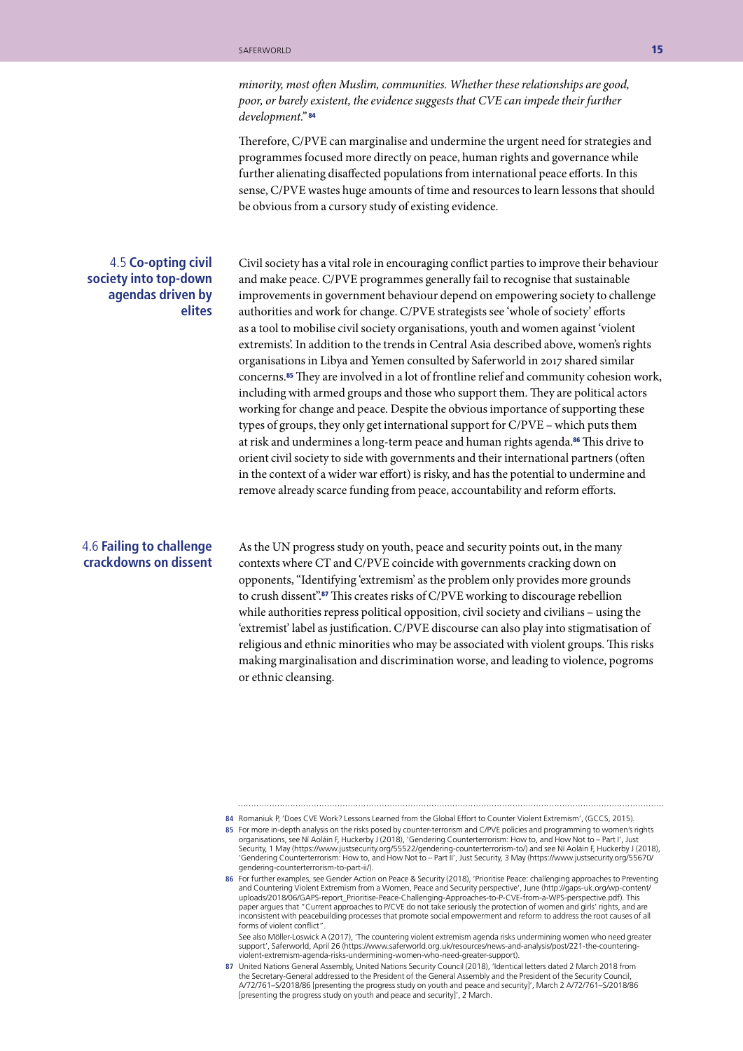*minority, most often Muslim, communities. Whether these relationships are good, poor, or barely existent, the evidence suggests that CVE can impede their further development."* [84]

Therefore, C/PVE can marginalise and undermine the urgent need for strategies and programmes focused more directly on peace, human rights and governance while further alienating disaffected populations from international peace efforts. In this sense, C/PVE wastes huge amounts of time and resources to learn lessons that should be obvious from a cursory study of existing evidence.

### 4.5 Co-opting civil society into top-down agendas driven by elites

Civil society has a vital role in encouraging conflict parties to improve their behaviour and make peace. C/PVE programmes generally fail to recognise that sustainable improvements in government behaviour depend on empowering society to challenge authorities and work for change. C/PVE strategists see 'whole of society' efforts as a tool to mobilise civil society organisations, youth and women against 'violent extremists'. In addition to the trends in Central Asia described above, women's rights organisations in Libya and Yemen consulted by Saferworld in 2017 shared similar concerns.[85] They are involved in a lot of frontline relief and community cohesion work, including with armed groups and those who support them. They are political actors working for change and peace. Despite the obvious importance of supporting these types of groups, they only get international support for C/PVE – which puts them at risk and undermines a long-term peace and human rights agenda.[86] This drive to orient civil society to side with governments and their international partners (often in the context of a wider war effort) is risky, and has the potential to undermine and remove already scarce funding from peace, accountability and reform efforts.

### 4.6 Failing to challenge crackdowns on dissent

As the UN progress study on youth, peace and security points out, in the many contexts where CT and C/PVE coincide with governments cracking down on opponents, "Identifying 'extremism' as the problem only provides more grounds to crush dissent".[87] This creates risks of C/PVE working to discourage rebellion while authorities repress political opposition, civil society and civilians – using the 'extremist' label as justification. C/PVE discourse can also play into stigmatisation of religious and ethnic minorities who may be associated with violent groups. This risks making marginalisation and discrimination worse, and leading to violence, pogroms or ethnic cleansing.

---

**84** Romaniuk P, 'Does CVE Work? Lessons Learned from the Global Effort to Counter Violent Extremism', (GCCS, 2015).

**85** For more in-depth analysis on the risks posed by counter-terrorism and C/PVE policies and programming to women's rights organisations, see Ní Aoláin F, Huckerby J (2018), 'Gendering Counterterrorism: How to, and How Not to – Part I', Just Security, 1 May (https://www.justsecurity.org/55522/gendering-counterterrorism-to/) and see Ní Aoláin F, Huckerby J (2018), 'Gendering Counterterrorism: How to, and How Not to – Part II', Just Security, 3 May (https://www.justsecurity.org/55670/gendering-counterterrorism-to-part-ii/).

**86** For further examples, see Gender Action on Peace & Security (2018), 'Prioritise Peace: challenging approaches to Preventing and Countering Violent Extremism from a Women, Peace and Security perspective', June (http://gaps-uk.org/wp-content/uploads/2018/06/GAPS-report_Prioritise-Peace-Challenging-Approaches-to-P-CVE-from-a-WPS-perspective.pdf). This paper argues that "Current approaches to P/CVE do not take seriously the protection of women and girls' rights, and are inconsistent with peacebuilding processes that promote social empowerment and reform to address the root causes of all forms of violent conflict".
See also Möller-Loswick A (2017), 'The countering violent extremism agenda risks undermining women who need greater support', Saferworld, April 26 (https://www.saferworld.org.uk/resources/news-and-analysis/post/221-the-countering-violent-extremism-agenda-risks-undermining-women-who-need-greater-support).

**87** United Nations General Assembly, United Nations Security Council (2018), 'Identical letters dated 2 March 2018 from the Secretary-General addressed to the President of the General Assembly and the President of the Security Council, A/72/761–S/2018/86 [presenting the progress study on youth and peace and security]', March 2 A/72/761–S/2018/86 [presenting the progress study on youth and peace and security]', 2 March.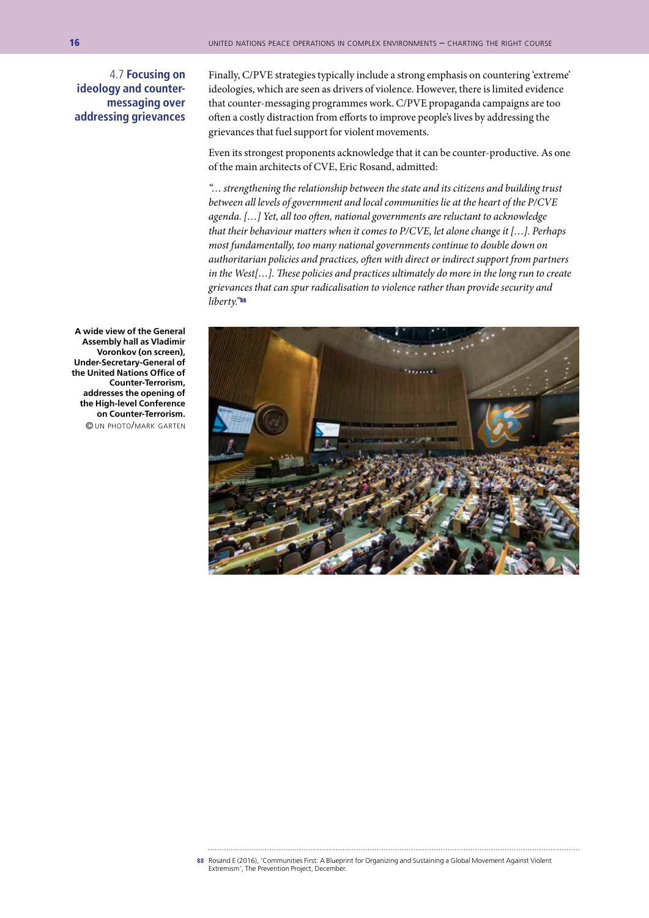## 4.7 Focusing on ideology and counter-messaging over addressing grievances

Finally, C/PVE strategies typically include a strong emphasis on countering 'extreme' ideologies, which are seen as drivers of violence. However, there is limited evidence that counter-messaging programmes work. C/PVE propaganda campaigns are too often a costly distraction from efforts to improve people's lives by addressing the grievances that fuel support for violent movements.

Even its strongest proponents acknowledge that it can be counter-productive. As one of the main architects of CVE, Eric Rosand, admitted:

*"... strengthening the relationship between the state and its citizens and building trust between all levels of government and local communities lie at the heart of the P/CVE agenda. [...] Yet, all too often, national governments are reluctant to acknowledge that their behaviour matters when it comes to P/CVE, let alone change it [...]. Perhaps most fundamentally, too many national governments continue to double down on authoritarian policies and practices, often with direct or indirect support from partners in the West[...]. These policies and practices ultimately do more in the long run to create grievances that can spur radicalisation to violence rather than provide security and liberty."*[88]

**A wide view of the General Assembly hall as Vladimir Voronkov (on screen), Under-Secretary-General of the United Nations Office of Counter-Terrorism, addresses the opening of the High-level Conference on Counter-Terrorism.**
© UN PHOTO/MARK GARTEN

---

88 Rosand E (2016), 'Communities First: A Blueprint for Organizing and Sustaining a Global Movement Against Violent Extremism', The Prevention Project, December.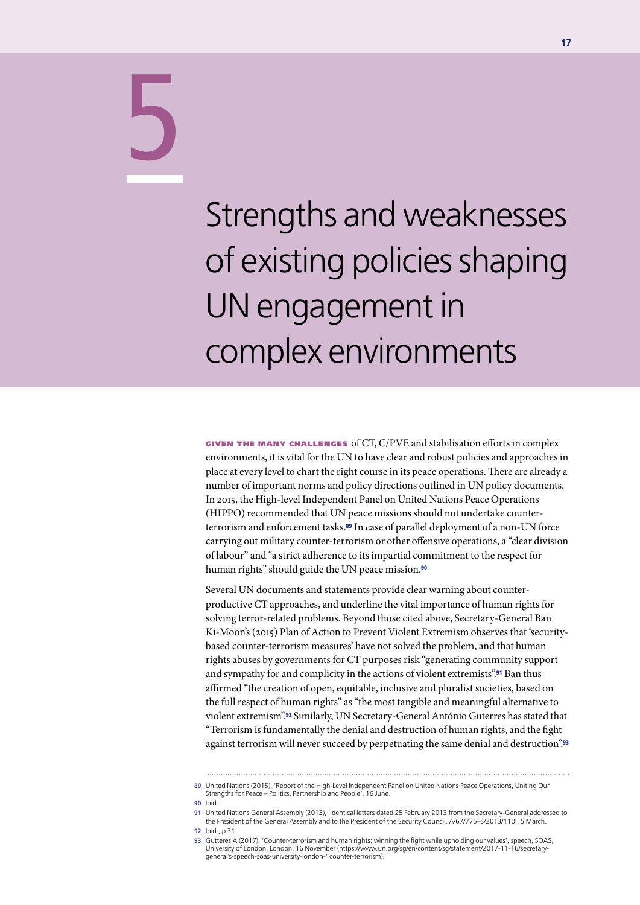# 5

# Strengths and weaknesses of existing policies shaping UN engagement in complex environments

**Given the many challenges** of CT, C/PVE and stabilisation efforts in complex environments, it is vital for the UN to have clear and robust policies and approaches in place at every level to chart the right course in its peace operations. There are already a number of important norms and policy directions outlined in UN policy documents. In 2015, the High-level Independent Panel on United Nations Peace Operations (HIPPO) recommended that UN peace missions should not undertake counter-terrorism and enforcement tasks.[89] In case of parallel deployment of a non-UN force carrying out military counter-terrorism or other offensive operations, a "clear division of labour" and "a strict adherence to its impartial commitment to the respect for human rights" should guide the UN peace mission.[90]

Several UN documents and statements provide clear warning about counter-productive CT approaches, and underline the vital importance of human rights for solving terror-related problems. Beyond those cited above, Secretary-General Ban Ki-Moon's (2015) Plan of Action to Prevent Violent Extremism observes that 'security-based counter-terrorism measures' have not solved the problem, and that human rights abuses by governments for CT purposes risk "generating community support and sympathy for and complicity in the actions of violent extremists".[91] Ban thus affirmed "the creation of open, equitable, inclusive and pluralist societies, based on the full respect of human rights" as "the most tangible and meaningful alternative to violent extremism".[92] Similarly, UN Secretary-General António Guterres has stated that "Terrorism is fundamentally the denial and destruction of human rights, and the fight against terrorism will never succeed by perpetuating the same denial and destruction".[93]

---

89 United Nations (2015), 'Report of the High-Level Independent Panel on United Nations Peace Operations, Uniting Our Strengths for Peace – Politics, Partnership and People', 16 June.

90 Ibid.

91 United Nations General Assembly (2013), 'Identical letters dated 25 February 2013 from the Secretary-General addressed to the President of the General Assembly and to the President of the Security Council, A/67/775–S/2013/110', 5 March.

92 Ibid., p 31.

93 Gutteres A (2017), 'Counter-terrorism and human rights: winning the fight while upholding our values', speech, SOAS, University of London, London, 16 November (https://www.un.org/sg/en/content/sg/statement/2017-11-16/secretary-general's-speech-soas-university-london-"counter-terrorism).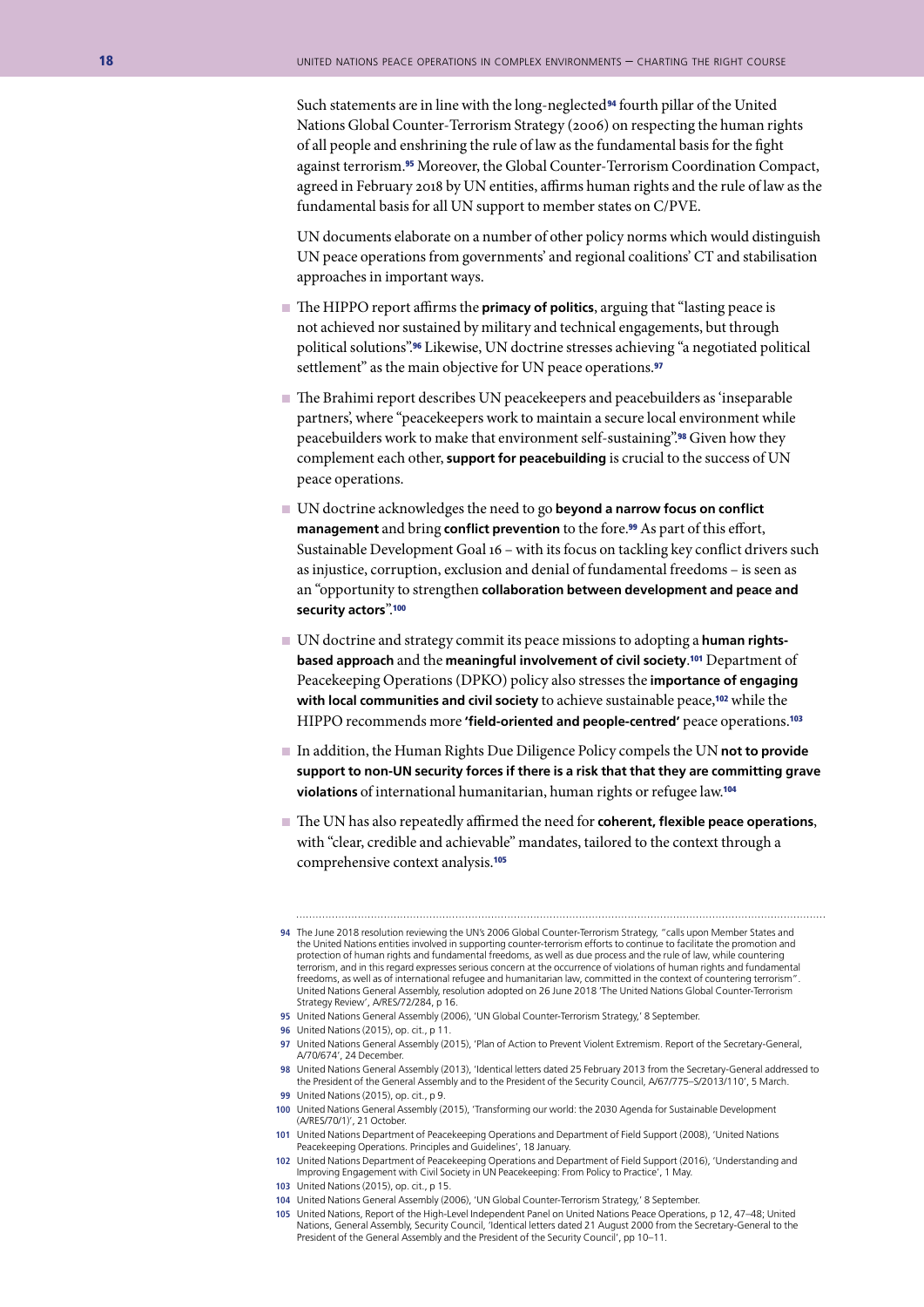Such statements are in line with the long-neglected[94] fourth pillar of the United Nations Global Counter-Terrorism Strategy (2006) on respecting the human rights of all people and enshrining the rule of law as the fundamental basis for the fight against terrorism.[95] Moreover, the Global Counter-Terrorism Coordination Compact, agreed in February 2018 by UN entities, affirms human rights and the rule of law as the fundamental basis for all UN support to member states on C/PVE.

UN documents elaborate on a number of other policy norms which would distinguish UN peace operations from governments' and regional coalitions' CT and stabilisation approaches in important ways.

- The HIPPO report affirms the **primacy of politics**, arguing that "lasting peace is not achieved nor sustained by military and technical engagements, but through political solutions".[96] Likewise, UN doctrine stresses achieving "a negotiated political settlement" as the main objective for UN peace operations.[97]
- The Brahimi report describes UN peacekeepers and peacebuilders as 'inseparable partners', where "peacekeepers work to maintain a secure local environment while peacebuilders work to make that environment self-sustaining".[98] Given how they complement each other, **support for peacebuilding** is crucial to the success of UN peace operations.
- UN doctrine acknowledges the need to go **beyond a narrow focus on conflict management** and bring **conflict prevention** to the fore.[99] As part of this effort, Sustainable Development Goal 16 – with its focus on tackling key conflict drivers such as injustice, corruption, exclusion and denial of fundamental freedoms – is seen as an "opportunity to strengthen **collaboration between development and peace and security actors**".[100]
- UN doctrine and strategy commit its peace missions to adopting a **human rights-based approach** and the **meaningful involvement of civil society**.[101] Department of Peacekeeping Operations (DPKO) policy also stresses the **importance of engaging with local communities and civil society** to achieve sustainable peace,[102] while the HIPPO recommends more **'field-oriented and people-centred'** peace operations.[103]
- In addition, the Human Rights Due Diligence Policy compels the UN **not to provide support to non-UN security forces if there is a risk that that they are committing grave violations** of international humanitarian, human rights or refugee law.[104]
- The UN has also repeatedly affirmed the need for **coherent, flexible peace operations**, with "clear, credible and achievable" mandates, tailored to the context through a comprehensive context analysis.[105]

---

94 The June 2018 resolution reviewing the UN's 2006 Global Counter-Terrorism Strategy, "calls upon Member States and the United Nations entities involved in supporting counter-terrorism efforts to continue to facilitate the promotion and protection of human rights and fundamental freedoms, as well as due process and the rule of law, while countering terrorism, and in this regard expresses serious concern at the occurrence of violations of human rights and fundamental freedoms, as well as of international refugee and humanitarian law, committed in the context of countering terrorism". United Nations General Assembly, resolution adopted on 26 June 2018 'The United Nations Global Counter-Terrorism Strategy Review', A/RES/72/284, p 16.

95 United Nations General Assembly (2006), 'UN Global Counter-Terrorism Strategy,' 8 September.

96 United Nations (2015), op. cit., p 11.

97 United Nations General Assembly (2015), 'Plan of Action to Prevent Violent Extremism. Report of the Secretary-General, A/70/674', 24 December.

98 United Nations General Assembly (2013), 'Identical letters dated 25 February 2013 from the Secretary-General addressed to the President of the General Assembly and to the President of the Security Council, A/67/775–S/2013/110', 5 March.

99 United Nations (2015), op. cit., p 9.

100 United Nations General Assembly (2015), 'Transforming our world: the 2030 Agenda for Sustainable Development (A/RES/70/1)', 21 October.

101 United Nations Department of Peacekeeping Operations and Department of Field Support (2008), 'United Nations Peacekeeping Operations. Principles and Guidelines', 18 January.

102 United Nations Department of Peacekeeping Operations and Department of Field Support (2016), 'Understanding and Improving Engagement with Civil Society in UN Peacekeeping: From Policy to Practice', 1 May.

103 United Nations (2015), op. cit., p 15.

104 United Nations General Assembly (2006), 'UN Global Counter-Terrorism Strategy,' 8 September.

105 United Nations, Report of the High-Level Independent Panel on United Nations Peace Operations, p 12, 47–48; United Nations, General Assembly, Security Council, 'Identical letters dated 21 August 2000 from the Secretary-General to the President of the General Assembly and the President of the Security Council', pp 10–11.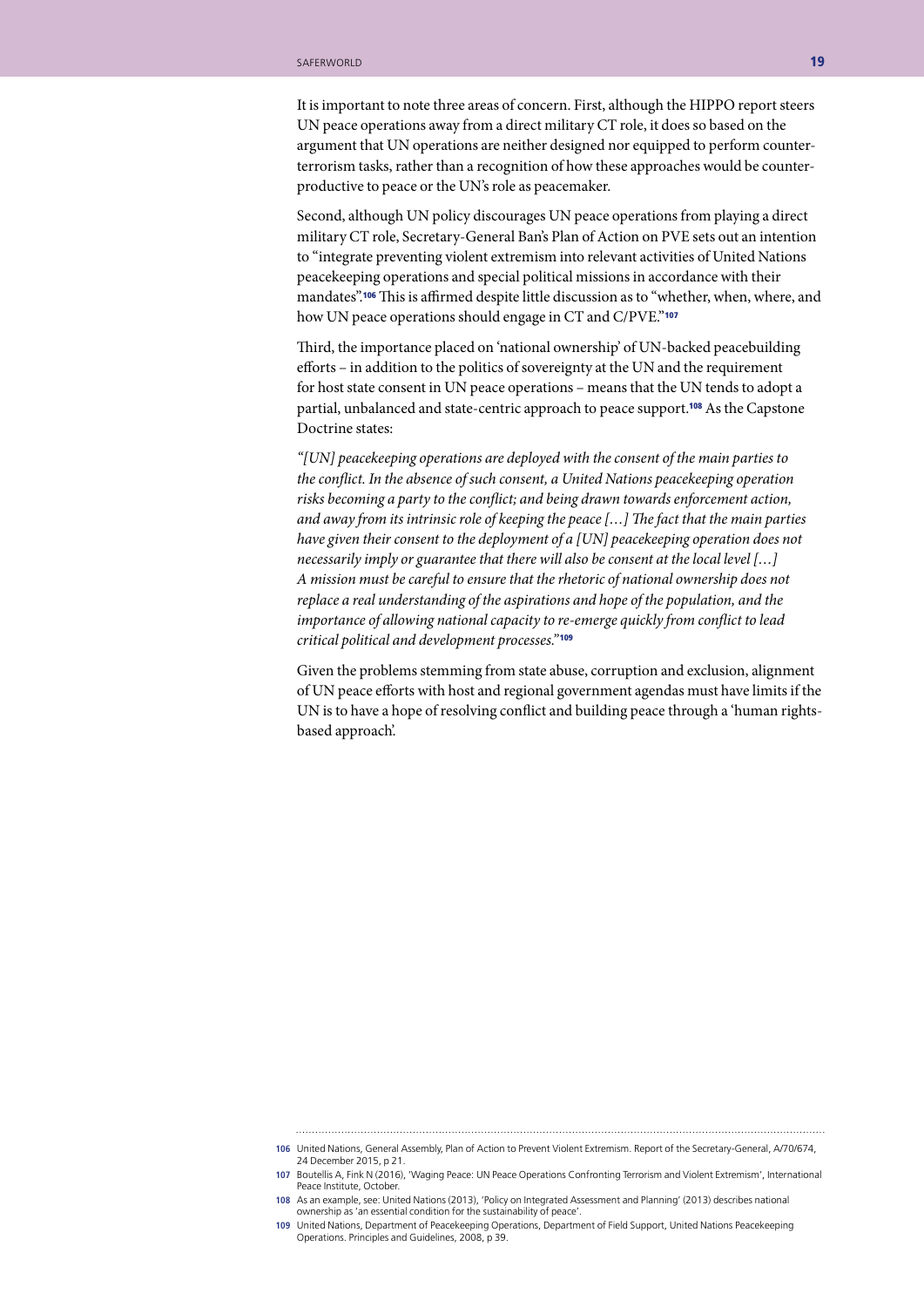It is important to note three areas of concern. First, although the HIPPO report steers UN peace operations away from a direct military CT role, it does so based on the argument that UN operations are neither designed nor equipped to perform counter-terrorism tasks, rather than a recognition of how these approaches would be counter-productive to peace or the UN's role as peacemaker.

Second, although UN policy discourages UN peace operations from playing a direct military CT role, Secretary-General Ban's Plan of Action on PVE sets out an intention to "integrate preventing violent extremism into relevant activities of United Nations peacekeeping operations and special political missions in accordance with their mandates".[106] This is affirmed despite little discussion as to "whether, when, where, and how UN peace operations should engage in CT and C/PVE."[107]

Third, the importance placed on 'national ownership' of UN-backed peacebuilding efforts – in addition to the politics of sovereignty at the UN and the requirement for host state consent in UN peace operations – means that the UN tends to adopt a partial, unbalanced and state-centric approach to peace support.[108] As the Capstone Doctrine states:

*"[UN] peacekeeping operations are deployed with the consent of the main parties to the conflict. In the absence of such consent, a United Nations peacekeeping operation risks becoming a party to the conflict; and being drawn towards enforcement action, and away from its intrinsic role of keeping the peace […] The fact that the main parties have given their consent to the deployment of a [UN] peacekeeping operation does not necessarily imply or guarantee that there will also be consent at the local level […] A mission must be careful to ensure that the rhetoric of national ownership does not replace a real understanding of the aspirations and hope of the population, and the importance of allowing national capacity to re-emerge quickly from conflict to lead critical political and development processes."*[109]

Given the problems stemming from state abuse, corruption and exclusion, alignment of UN peace efforts with host and regional government agendas must have limits if the UN is to have a hope of resolving conflict and building peace through a 'human rights-based approach'.

---

106 United Nations, General Assembly, Plan of Action to Prevent Violent Extremism. Report of the Secretary-General, A/70/674, 24 December 2015, p 21.

107 Boutellis A, Fink N (2016), 'Waging Peace: UN Peace Operations Confronting Terrorism and Violent Extremism', International Peace Institute, October.

108 As an example, see: United Nations (2013), 'Policy on Integrated Assessment and Planning' (2013) describes national ownership as 'an essential condition for the sustainability of peace'.

109 United Nations, Department of Peacekeeping Operations, Department of Field Support, United Nations Peacekeeping Operations. Principles and Guidelines, 2008, p 39.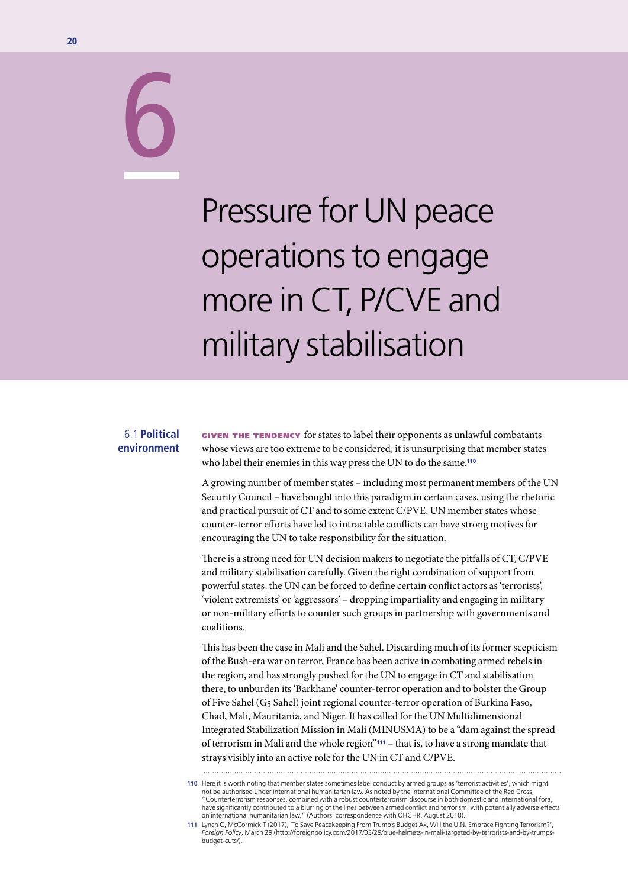# 6 Pressure for UN peace operations to engage more in CT, P/CVE and military stabilisation

## 6.1 Political environment

**Given the tendency** for states to label their opponents as unlawful combatants whose views are too extreme to be considered, it is unsurprising that member states who label their enemies in this way press the UN to do the same.[110]

A growing number of member states – including most permanent members of the UN Security Council – have bought into this paradigm in certain cases, using the rhetoric and practical pursuit of CT and to some extent C/PVE. UN member states whose counter-terror efforts have led to intractable conflicts can have strong motives for encouraging the UN to take responsibility for the situation.

There is a strong need for UN decision makers to negotiate the pitfalls of CT, C/PVE and military stabilisation carefully. Given the right combination of support from powerful states, the UN can be forced to define certain conflict actors as 'terrorists', 'violent extremists' or 'aggressors' – dropping impartiality and engaging in military or non-military efforts to counter such groups in partnership with governments and coalitions.

This has been the case in Mali and the Sahel. Discarding much of its former scepticism of the Bush-era war on terror, France has been active in combating armed rebels in the region, and has strongly pushed for the UN to engage in CT and stabilisation there, to unburden its 'Barkhane' counter-terror operation and to bolster the Group of Five Sahel (G5 Sahel) joint regional counter-terror operation of Burkina Faso, Chad, Mali, Mauritania, and Niger. It has called for the UN Multidimensional Integrated Stabilization Mission in Mali (MINUSMA) to be a "dam against the spread of terrorism in Mali and the whole region"[111] – that is, to have a strong mandate that strays visibly into an active role for the UN in CT and C/PVE.

---

110 Here it is worth noting that member states sometimes label conduct by armed groups as 'terrorist activities', which might not be authorised under international humanitarian law. As noted by the International Committee of the Red Cross, "Counterterrorism responses, combined with a robust counterterrorism discourse in both domestic and international fora, have significantly contributed to a blurring of the lines between armed conflict and terrorism, with potentially adverse effects on international humanitarian law." (Authors' correspondence with OHCHR, August 2018).

111 Lynch C, McCormick T (2017), 'To Save Peacekeeping From Trump's Budget Ax, Will the U.N. Embrace Fighting Terrorism?', *Foreign Policy*, March 29 (http://foreignpolicy.com/2017/03/29/blue-helmets-in-mali-targeted-by-terrorists-and-by-trumps-budget-cuts/).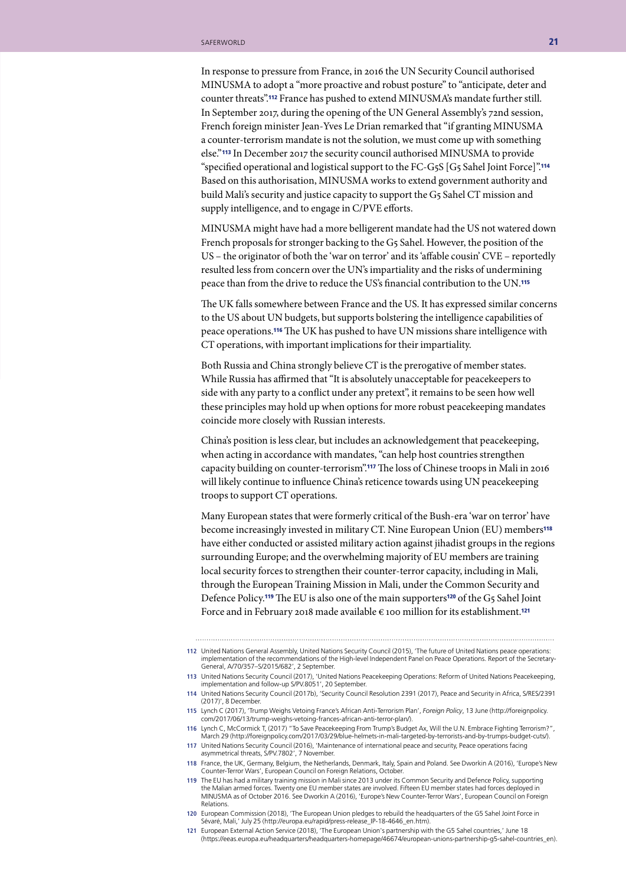In response to pressure from France, in 2016 the UN Security Council authorised MINUSMA to adopt a "more proactive and robust posture" to "anticipate, deter and counter threats".[112] France has pushed to extend MINUSMA's mandate further still. In September 2017, during the opening of the UN General Assembly's 72nd session, French foreign minister Jean-Yves Le Drian remarked that "if granting MINUSMA a counter-terrorism mandate is not the solution, we must come up with something else."[113] In December 2017 the security council authorised MINUSMA to provide "specified operational and logistical support to the FC-G5S [G5 Sahel Joint Force]".[114] Based on this authorisation, MINUSMA works to extend government authority and build Mali's security and justice capacity to support the G5 Sahel CT mission and supply intelligence, and to engage in C/PVE efforts.

MINUSMA might have had a more belligerent mandate had the US not watered down French proposals for stronger backing to the G5 Sahel. However, the position of the US – the originator of both the 'war on terror' and its 'affable cousin' CVE – reportedly resulted less from concern over the UN's impartiality and the risks of undermining peace than from the drive to reduce the US's financial contribution to the UN.[115]

The UK falls somewhere between France and the US. It has expressed similar concerns to the US about UN budgets, but supports bolstering the intelligence capabilities of peace operations.[116] The UK has pushed to have UN missions share intelligence with CT operations, with important implications for their impartiality.

Both Russia and China strongly believe CT is the prerogative of member states. While Russia has affirmed that "It is absolutely unacceptable for peacekeepers to side with any party to a conflict under any pretext", it remains to be seen how well these principles may hold up when options for more robust peacekeeping mandates coincide more closely with Russian interests.

China's position is less clear, but includes an acknowledgement that peacekeeping, when acting in accordance with mandates, "can help host countries strengthen capacity building on counter-terrorism".[117] The loss of Chinese troops in Mali in 2016 will likely continue to influence China's reticence towards using UN peacekeeping troops to support CT operations.

Many European states that were formerly critical of the Bush-era 'war on terror' have become increasingly invested in military CT. Nine European Union (EU) members[118] have either conducted or assisted military action against jihadist groups in the regions surrounding Europe; and the overwhelming majority of EU members are training local security forces to strengthen their counter-terror capacity, including in Mali, through the European Training Mission in Mali, under the Common Security and Defence Policy.[119] The EU is also one of the main supporters[120] of the G5 Sahel Joint Force and in February 2018 made available € 100 million for its establishment.[121]

---

112 United Nations General Assembly, United Nations Security Council (2015), 'The future of United Nations peace operations: implementation of the recommendations of the High-level Independent Panel on Peace Operations. Report of the Secretary-General, A/70/357–S/2015/682', 2 September.

113 United Nations Security Council (2017), 'United Nations Peacekeeping Operations: Reform of United Nations Peacekeeping, implementation and follow-up S/PV.8051', 20 September.

114 United Nations Security Council (2017b), 'Security Council Resolution 2391 (2017), Peace and Security in Africa, S/RES/2391 (2017)', 8 December.

115 Lynch C (2017), 'Trump Weighs Vetoing France's African Anti-Terrorism Plan', *Foreign Policy*, 13 June (http://foreignpolicy.com/2017/06/13/trump-weighs-vetoing-frances-african-anti-terror-plan/).

116 Lynch C, McCormick T, (2017) "To Save Peacekeeping From Trump's Budget Ax, Will the U.N. Embrace Fighting Terrorism?", March 29 (http://foreignpolicy.com/2017/03/29/blue-helmets-in-mali-targeted-by-terrorists-and-by-trumps-budget-cuts/).

117 United Nations Security Council (2016), 'Maintenance of international peace and security, Peace operations facing asymmetrical threats, S/PV.7802', 7 November.

118 France, the UK, Germany, Belgium, the Netherlands, Denmark, Italy, Spain and Poland. See Dworkin A (2016), 'Europe's New Counter-Terror Wars', European Council on Foreign Relations, October.

119 The EU has had a military training mission in Mali since 2013 under its Common Security and Defence Policy, supporting the Malian armed forces. Twenty one EU member states are involved. Fifteen EU member states had forces deployed in MINUSMA as of October 2016. See Dworkin A (2016), 'Europe's New Counter-Terror Wars', European Council on Foreign Relations.

120 European Commission (2018), 'The European Union pledges to rebuild the headquarters of the G5 Sahel Joint Force in Sévaré, Mali,' July 25 (http://europa.eu/rapid/press-release_IP-18-4646_en.htm).

121 European External Action Service (2018), 'The European Union's partnership with the G5 Sahel countries,' June 18 (https://eeas.europa.eu/headquarters/headquarters-homepage/46674/european-unions-partnership-g5-sahel-countries_en).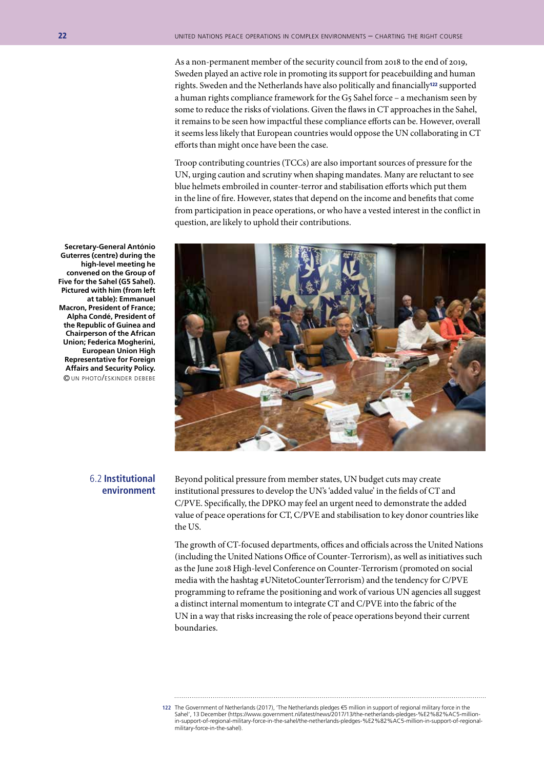As a non-permanent member of the security council from 2018 to the end of 2019, Sweden played an active role in promoting its support for peacebuilding and human rights. Sweden and the Netherlands have also politically and financially[122] supported a human rights compliance framework for the G5 Sahel force – a mechanism seen by some to reduce the risks of violations. Given the flaws in CT approaches in the Sahel, it remains to be seen how impactful these compliance efforts can be. However, overall it seems less likely that European countries would oppose the UN collaborating in CT efforts than might once have been the case.

Troop contributing countries (TCCs) are also important sources of pressure for the UN, urging caution and scrutiny when shaping mandates. Many are reluctant to see blue helmets embroiled in counter-terror and stabilisation efforts which put them in the line of fire. However, states that depend on the income and benefits that come from participation in peace operations, or who have a vested interest in the conflict in question, are likely to uphold their contributions.

**Secretary-General António Guterres (centre) during the high-level meeting he convened on the Group of Five for the Sahel (G5 Sahel). Pictured with him (from left at table): Emmanuel Macron, President of France; Alpha Condé, President of the Republic of Guinea and Chairperson of the African Union; Federica Mogherini, European Union High Representative for Foreign Affairs and Security Policy.**
© UN PHOTO/ESKINDER DEBEBE

## 6.2 Institutional environment

Beyond political pressure from member states, UN budget cuts may create institutional pressures to develop the UN's 'added value' in the fields of CT and C/PVE. Specifically, the DPKO may feel an urgent need to demonstrate the added value of peace operations for CT, C/PVE and stabilisation to key donor countries like the US.

The growth of CT-focused departments, offices and officials across the United Nations (including the United Nations Office of Counter-Terrorism), as well as initiatives such as the June 2018 High-level Conference on Counter-Terrorism (promoted on social media with the hashtag #UNitetoCounterTerrorism) and the tendency for C/PVE programming to reframe the positioning and work of various UN agencies all suggest a distinct internal momentum to integrate CT and C/PVE into the fabric of the UN in a way that risks increasing the role of peace operations beyond their current boundaries.

---

122 The Government of Netherlands (2017), 'The Netherlands pledges €5 million in support of regional military force in the Sahel', 13 December (https://www.government.nl/latest/news/2017/13/the-netherlands-pledges-%E2%82%AC5-million-in-support-of-regional-military-force-in-the-sahel/the-netherlands-pledges-%E2%82%AC5-million-in-support-of-regional-military-force-in-the-sahel).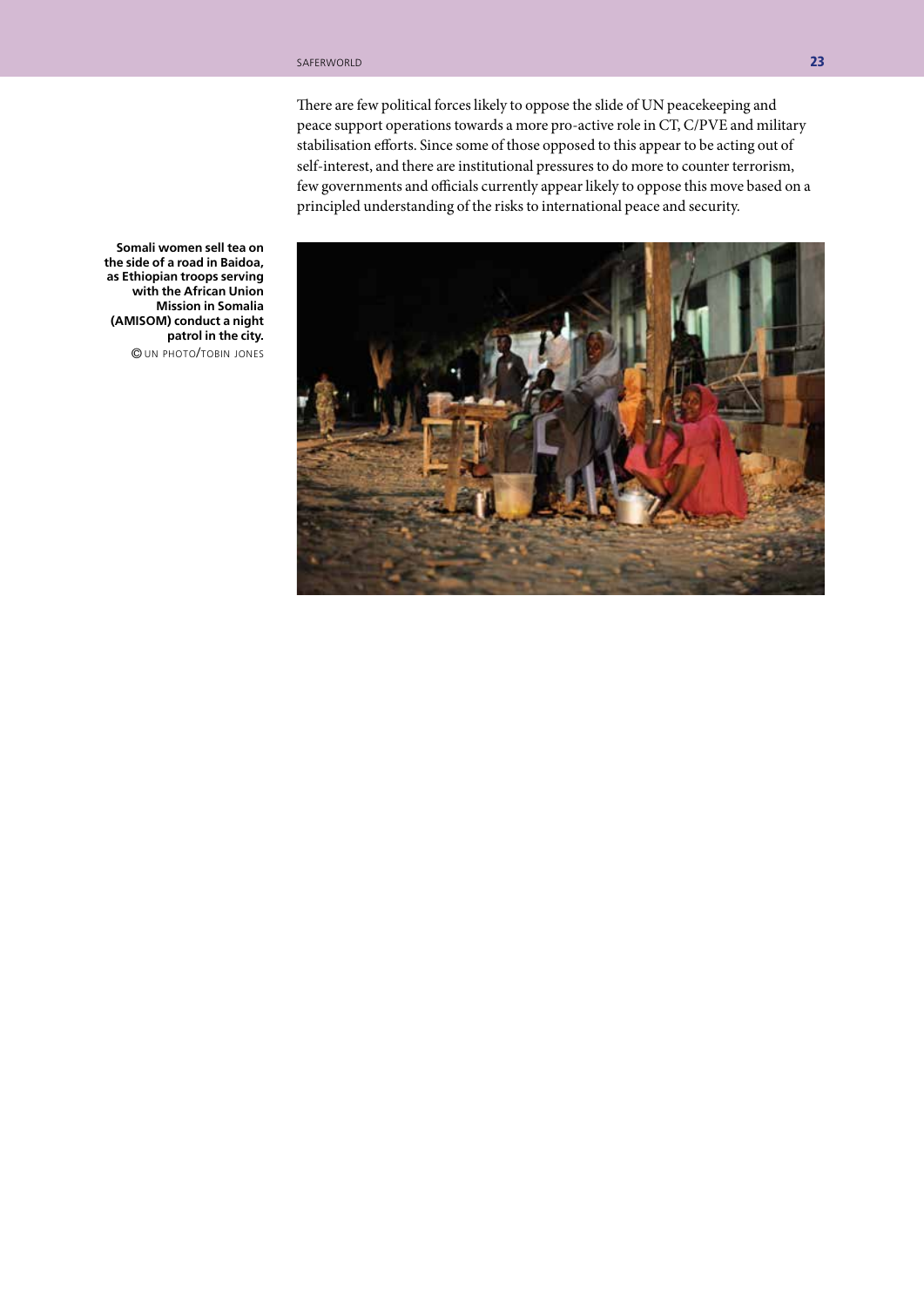There are few political forces likely to oppose the slide of UN peacekeeping and peace support operations towards a more pro-active role in CT, C/PVE and military stabilisation efforts. Since some of those opposed to this appear to be acting out of self-interest, and there are institutional pressures to do more to counter terrorism, few governments and officials currently appear likely to oppose this move based on a principled understanding of the risks to international peace and security.

**Somali women sell tea on the side of a road in Baidoa, as Ethiopian troops serving with the African Union Mission in Somalia (AMISOM) conduct a night patrol in the city.**
© UN PHOTO/TOBIN JONES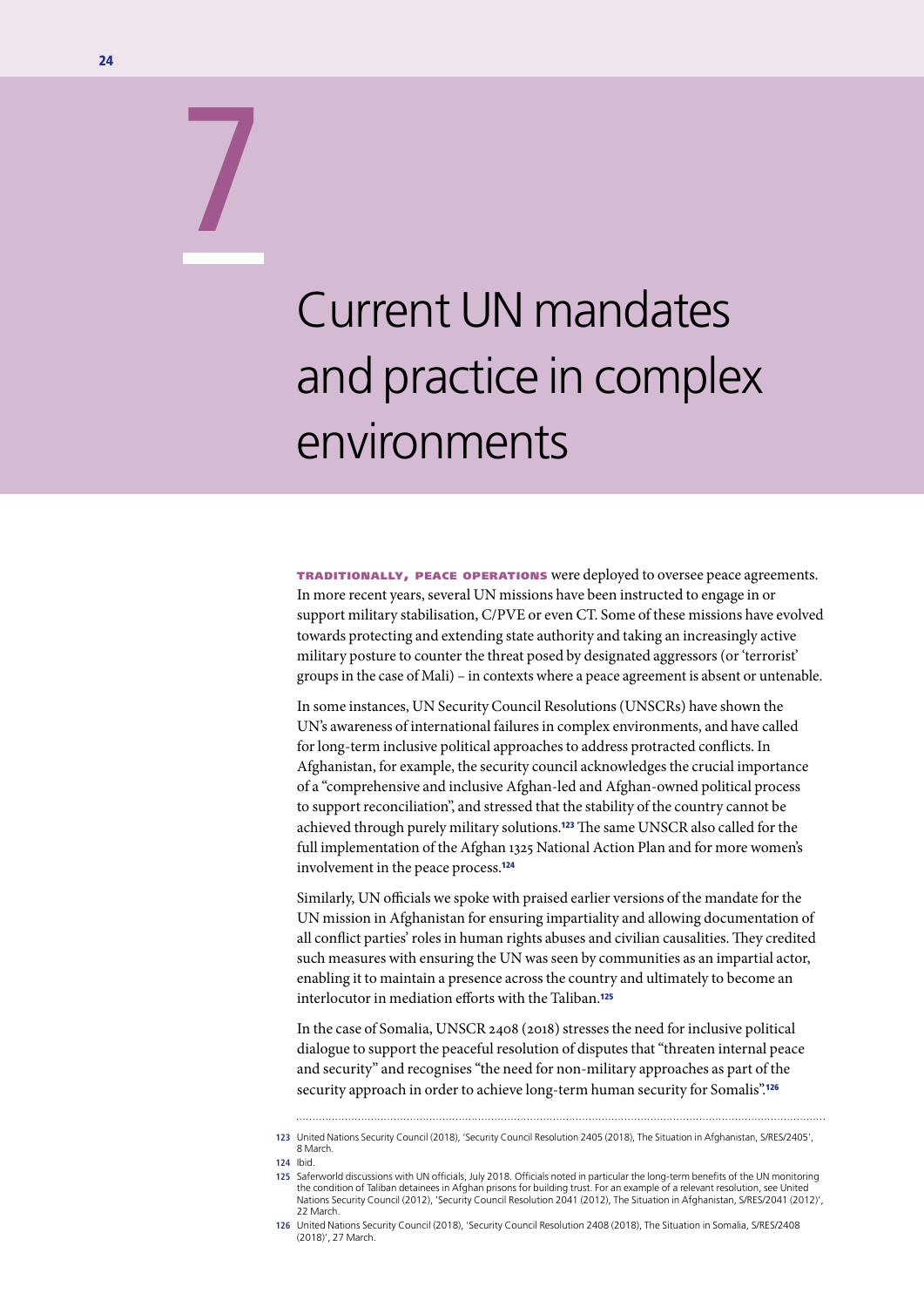# 7

# Current UN mandates and practice in complex environments

**TRADITIONALLY, PEACE OPERATIONS** were deployed to oversee peace agreements. In more recent years, several UN missions have been instructed to engage in or support military stabilisation, C/PVE or even CT. Some of these missions have evolved towards protecting and extending state authority and taking an increasingly active military posture to counter the threat posed by designated aggressors (or 'terrorist' groups in the case of Mali) – in contexts where a peace agreement is absent or untenable.

In some instances, UN Security Council Resolutions (UNSCRs) have shown the UN's awareness of international failures in complex environments, and have called for long-term inclusive political approaches to address protracted conflicts. In Afghanistan, for example, the security council acknowledges the crucial importance of a "comprehensive and inclusive Afghan-led and Afghan-owned political process to support reconciliation", and stressed that the stability of the country cannot be achieved through purely military solutions.[123] The same UNSCR also called for the full implementation of the Afghan 1325 National Action Plan and for more women's involvement in the peace process.[124]

Similarly, UN officials we spoke with praised earlier versions of the mandate for the UN mission in Afghanistan for ensuring impartiality and allowing documentation of all conflict parties' roles in human rights abuses and civilian causalities. They credited such measures with ensuring the UN was seen by communities as an impartial actor, enabling it to maintain a presence across the country and ultimately to become an interlocutor in mediation efforts with the Taliban.[125]

In the case of Somalia, UNSCR 2408 (2018) stresses the need for inclusive political dialogue to support the peaceful resolution of disputes that "threaten internal peace and security" and recognises "the need for non-military approaches as part of the security approach in order to achieve long-term human security for Somalis".[126]

---

123 United Nations Security Council (2018), 'Security Council Resolution 2405 (2018), The Situation in Afghanistan, S/RES/2405', 8 March.

124 Ibid.

125 Saferworld discussions with UN officials, July 2018. Officials noted in particular the long-term benefits of the UN monitoring the condition of Taliban detainees in Afghan prisons for building trust. For an example of a relevant resolution, see United Nations Security Council (2012), 'Security Council Resolution 2041 (2012), The Situation in Afghanistan, S/RES/2041 (2012)', 22 March.

126 United Nations Security Council (2018), 'Security Council Resolution 2408 (2018), The Situation in Somalia, S/RES/2408 (2018)', 27 March.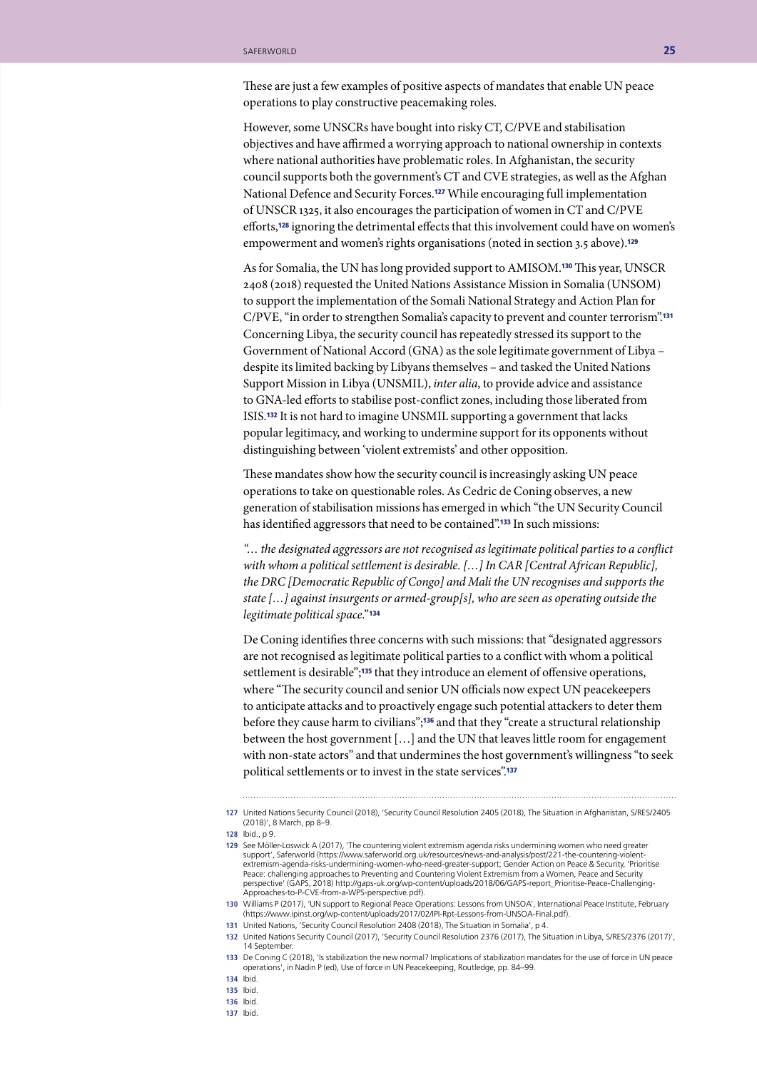These are just a few examples of positive aspects of mandates that enable UN peace operations to play constructive peacemaking roles.

However, some UNSCRs have bought into risky CT, C/PVE and stabilisation objectives and have affirmed a worrying approach to national ownership in contexts where national authorities have problematic roles. In Afghanistan, the security council supports both the government's CT and CVE strategies, as well as the Afghan National Defence and Security Forces.[127] While encouraging full implementation of UNSCR 1325, it also encourages the participation of women in CT and C/PVE efforts,[128] ignoring the detrimental effects that this involvement could have on women's empowerment and women's rights organisations (noted in section 3.5 above).[129]

As for Somalia, the UN has long provided support to AMISOM.[130] This year, UNSCR 2408 (2018) requested the United Nations Assistance Mission in Somalia (UNSOM) to support the implementation of the Somali National Strategy and Action Plan for C/PVE, "in order to strengthen Somalia's capacity to prevent and counter terrorism".[131] Concerning Libya, the security council has repeatedly stressed its support to the Government of National Accord (GNA) as the sole legitimate government of Libya – despite its limited backing by Libyans themselves – and tasked the United Nations Support Mission in Libya (UNSMIL), *inter alia*, to provide advice and assistance to GNA-led efforts to stabilise post-conflict zones, including those liberated from ISIS.[132] It is not hard to imagine UNSMIL supporting a government that lacks popular legitimacy, and working to undermine support for its opponents without distinguishing between 'violent extremists' and other opposition.

These mandates show how the security council is increasingly asking UN peace operations to take on questionable roles. As Cedric de Coning observes, a new generation of stabilisation missions has emerged in which "the UN Security Council has identified aggressors that need to be contained".[133] In such missions:

*"… the designated aggressors are not recognised as legitimate political parties to a conflict with whom a political settlement is desirable. […] In CAR [Central African Republic], the DRC [Democratic Republic of Congo] and Mali the UN recognises and supports the state […] against insurgents or armed-group[s], who are seen as operating outside the legitimate political space."*[134]

De Coning identifies three concerns with such missions: that "designated aggressors are not recognised as legitimate political parties to a conflict with whom a political settlement is desirable";[135] that they introduce an element of offensive operations, where "The security council and senior UN officials now expect UN peacekeepers to anticipate attacks and to proactively engage such potential attackers to deter them before they cause harm to civilians";[136] and that they "create a structural relationship between the host government […] and the UN that leaves little room for engagement with non-state actors" and that undermines the host government's willingness "to seek political settlements or to invest in the state services".[137]

---

127 United Nations Security Council (2018), 'Security Council Resolution 2405 (2018), The Situation in Afghanistan, S/RES/2405 (2018)', 8 March, pp 8–9.

128 Ibid., p 9.

129 See Möller-Loswick A (2017), 'The countering violent extremism agenda risks undermining women who need greater support', Saferworld (https://www.saferworld.org.uk/resources/news-and-analysis/post/221-the-countering-violent-extremism-agenda-risks-undermining-women-who-need-greater-support; Gender Action on Peace & Security, 'Prioritise Peace: challenging approaches to Preventing and Countering Violent Extremism from a Women, Peace and Security perspective' (GAPS, 2018) http://gaps-uk.org/wp-content/uploads/2018/06/GAPS-report_Prioritise-Peace-Challenging-Approaches-to-P-CVE-from-a-WPS-perspective.pdf).

130 Williams P (2017), 'UN support to Regional Peace Operations: Lessons from UNSOA', International Peace Institute, February (https://www.ipinst.org/wp-content/uploads/2017/02/IPI-Rpt-Lessons-from-UNSOA-Final.pdf).

131 United Nations, 'Security Council Resolution 2408 (2018), The Situation in Somalia', p 4.

132 United Nations Security Council (2017), 'Security Council Resolution 2376 (2017), The Situation in Libya, S/RES/2376 (2017)', 14 September.

133 De Coning C (2018), 'Is stabilization the new normal? Implications of stabilization mandates for the use of force in UN peace operations', in Nadin P (ed), Use of force in UN Peacekeeping, Routledge, pp. 84–99.

134 Ibid.

135 Ibid.

136 Ibid.

137 Ibid.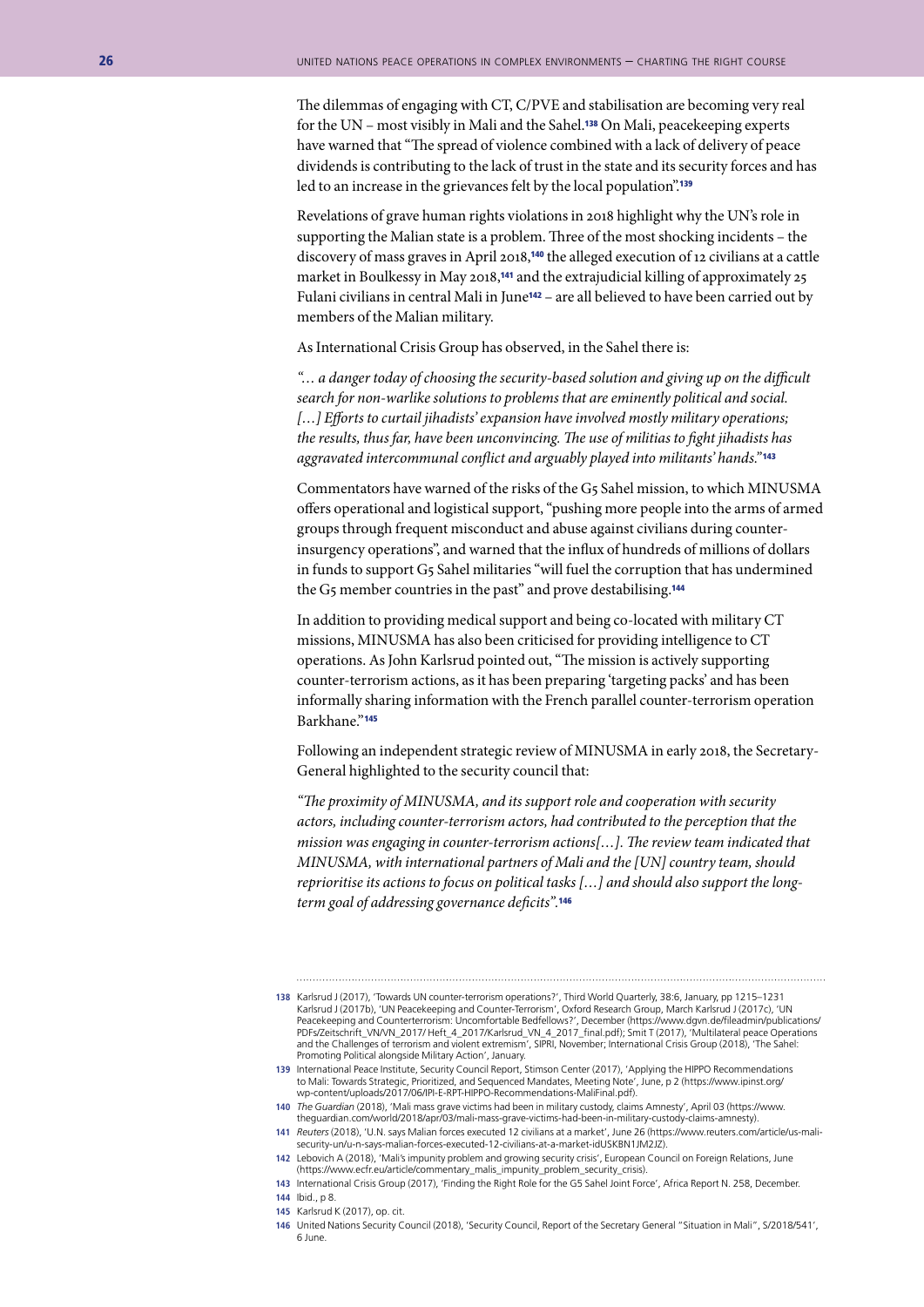The dilemmas of engaging with CT, C/PVE and stabilisation are becoming very real for the UN – most visibly in Mali and the Sahel.[138] On Mali, peacekeeping experts have warned that "The spread of violence combined with a lack of delivery of peace dividends is contributing to the lack of trust in the state and its security forces and has led to an increase in the grievances felt by the local population".[139]

Revelations of grave human rights violations in 2018 highlight why the UN's role in supporting the Malian state is a problem. Three of the most shocking incidents – the discovery of mass graves in April 2018,[140] the alleged execution of 12 civilians at a cattle market in Boulkessy in May 2018,[141] and the extrajudicial killing of approximately 25 Fulani civilians in central Mali in June[142] – are all believed to have been carried out by members of the Malian military.

As International Crisis Group has observed, in the Sahel there is:

*"… a danger today of choosing the security-based solution and giving up on the difficult search for non-warlike solutions to problems that are eminently political and social. […] Efforts to curtail jihadists' expansion have involved mostly military operations; the results, thus far, have been unconvincing. The use of militias to fight jihadists has aggravated intercommunal conflict and arguably played into militants' hands."*[143]

Commentators have warned of the risks of the G5 Sahel mission, to which MINUSMA offers operational and logistical support, "pushing more people into the arms of armed groups through frequent misconduct and abuse against civilians during counter-insurgency operations", and warned that the influx of hundreds of millions of dollars in funds to support G5 Sahel militaries "will fuel the corruption that has undermined the G5 member countries in the past" and prove destabilising.[144]

In addition to providing medical support and being co-located with military CT missions, MINUSMA has also been criticised for providing intelligence to CT operations. As John Karlsrud pointed out, "The mission is actively supporting counter-terrorism actions, as it has been preparing 'targeting packs' and has been informally sharing information with the French parallel counter-terrorism operation Barkhane."[145]

Following an independent strategic review of MINUSMA in early 2018, the Secretary-General highlighted to the security council that:

*"The proximity of MINUSMA, and its support role and cooperation with security actors, including counter-terrorism actors, had contributed to the perception that the mission was engaging in counter-terrorism actions[…]. The review team indicated that MINUSMA, with international partners of Mali and the [UN] country team, should reprioritise its actions to focus on political tasks […] and should also support the long-term goal of addressing governance deficits".*[146]

---

138 Karlsrud J (2017), 'Towards UN counter-terrorism operations?', Third World Quarterly, 38:6, January, pp 1215–1231 Karlsrud J (2017b), 'UN Peacekeeping and Counter-Terrorism', Oxford Research Group, March Karlsrud J (2017c), 'UN Peacekeeping and Counterterrorism: Uncomfortable Bedfellows?', December (https://www.dgvn.de/fileadmin/publications/PDFs/Zeitschrift_VN/VN_2017/ Heft_4_2017/Karlsrud_VN_4_2017_final.pdf); Smit T (2017), 'Multilateral peace Operations and the Challenges of terrorism and violent extremism', SIPRI, November; International Crisis Group (2018), 'The Sahel: Promoting Political alongside Military Action', January.

139 International Peace Institute, Security Council Report, Stimson Center (2017), 'Applying the HIPPO Recommendations to Mali: Towards Strategic, Prioritized, and Sequenced Mandates, Meeting Note', June, p 2 (https://www.ipinst.org/wp-content/uploads/2017/06/IPI-E-RPT-HIPPO-Recommendations-MaliFinal.pdf).

140 *The Guardian* (2018), 'Mali mass grave victims had been in military custody, claims Amnesty', April 03 (https://www.theguardian.com/world/2018/apr/03/mali-mass-grave-victims-had-been-in-military-custody-claims-amnesty).

141 *Reuters* (2018), 'U.N. says Malian forces executed 12 civilians at a market', June 26 (https://www.reuters.com/article/us-mali-security-un/u-n-says-malian-forces-executed-12-civilians-at-a-market-idUSKBN1JM2JZ).

142 Lebovich A (2018), 'Mali's impunity problem and growing security crisis', European Council on Foreign Relations, June (https://www.ecfr.eu/article/commentary_malis_impunity_problem_security_crisis).

143 International Crisis Group (2017), 'Finding the Right Role for the G5 Sahel Joint Force', Africa Report N. 258, December.

144 Ibid., p 8.

145 Karlsrud K (2017), op. cit.

146 United Nations Security Council (2018), 'Security Council, Report of the Secretary General "Situation in Mali", S/2018/541', 6 June.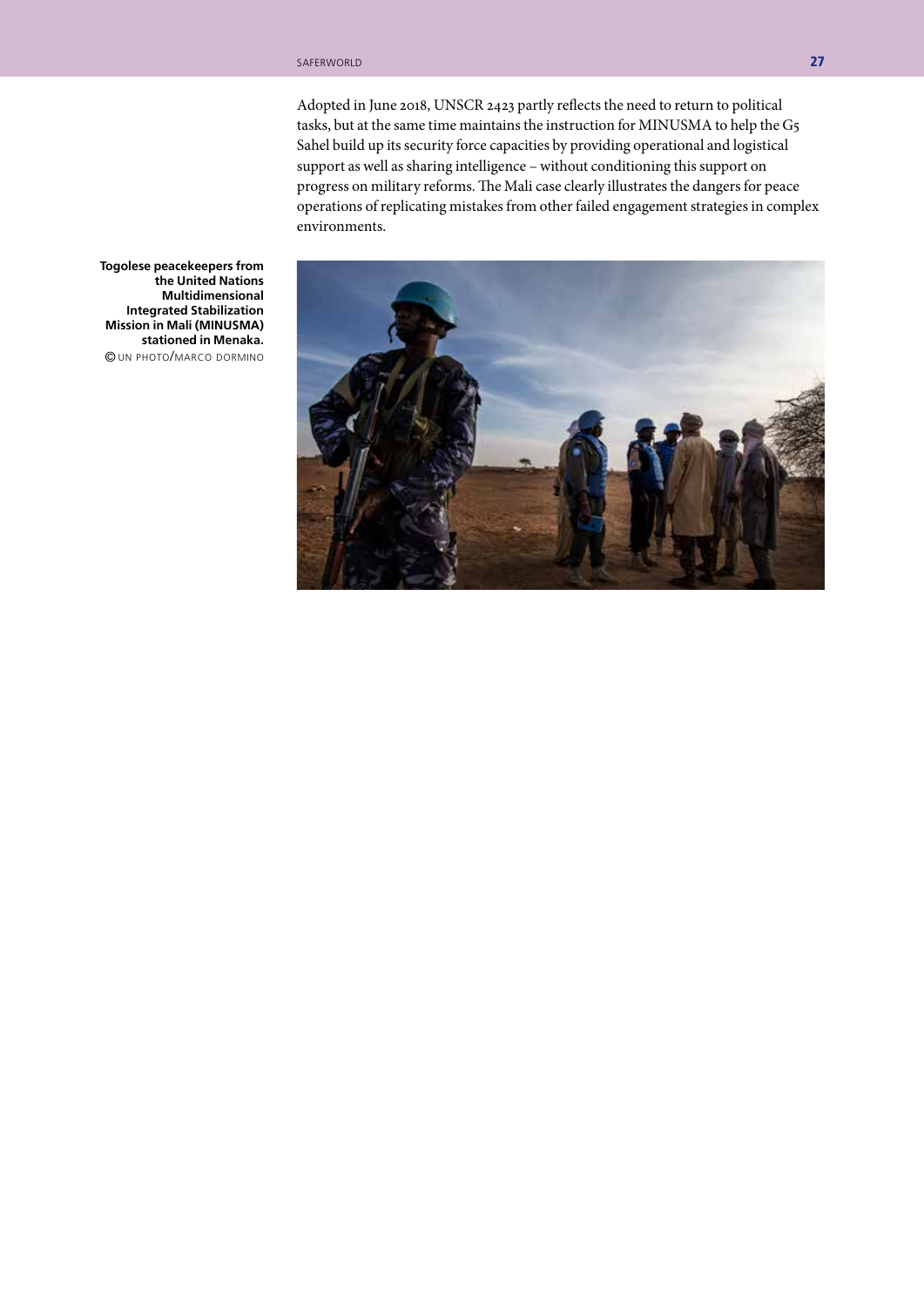Adopted in June 2018, UNSCR 2423 partly reflects the need to return to political tasks, but at the same time maintains the instruction for MINUSMA to help the G5 Sahel build up its security force capacities by providing operational and logistical support as well as sharing intelligence – without conditioning this support on progress on military reforms. The Mali case clearly illustrates the dangers for peace operations of replicating mistakes from other failed engagement strategies in complex environments.

**Togolese peacekeepers from the United Nations Multidimensional Integrated Stabilization Mission in Mali (MINUSMA) stationed in Menaka.**
© UN PHOTO/MARCO DORMINO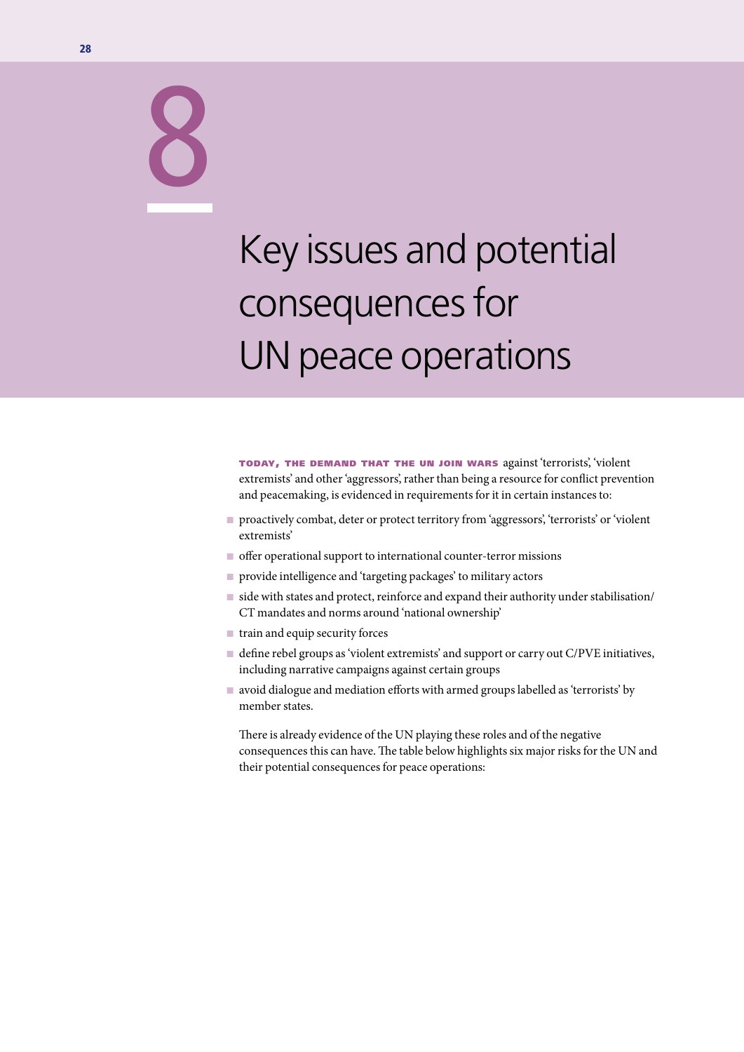# 8 Key issues and potential consequences for UN peace operations

**TODAY, THE DEMAND THAT THE UN JOIN WARS** against 'terrorists', 'violent extremists' and other 'aggressors', rather than being a resource for conflict prevention and peacemaking, is evidenced in requirements for it in certain instances to:

- proactively combat, deter or protect territory from 'aggressors', 'terrorists' or 'violent extremists'
- offer operational support to international counter-terror missions
- provide intelligence and 'targeting packages' to military actors
- side with states and protect, reinforce and expand their authority under stabilisation/CT mandates and norms around 'national ownership'
- train and equip security forces
- define rebel groups as 'violent extremists' and support or carry out C/PVE initiatives, including narrative campaigns against certain groups
- avoid dialogue and mediation efforts with armed groups labelled as 'terrorists' by member states.

There is already evidence of the UN playing these roles and of the negative consequences this can have. The table below highlights six major risks for the UN and their potential consequences for peace operations: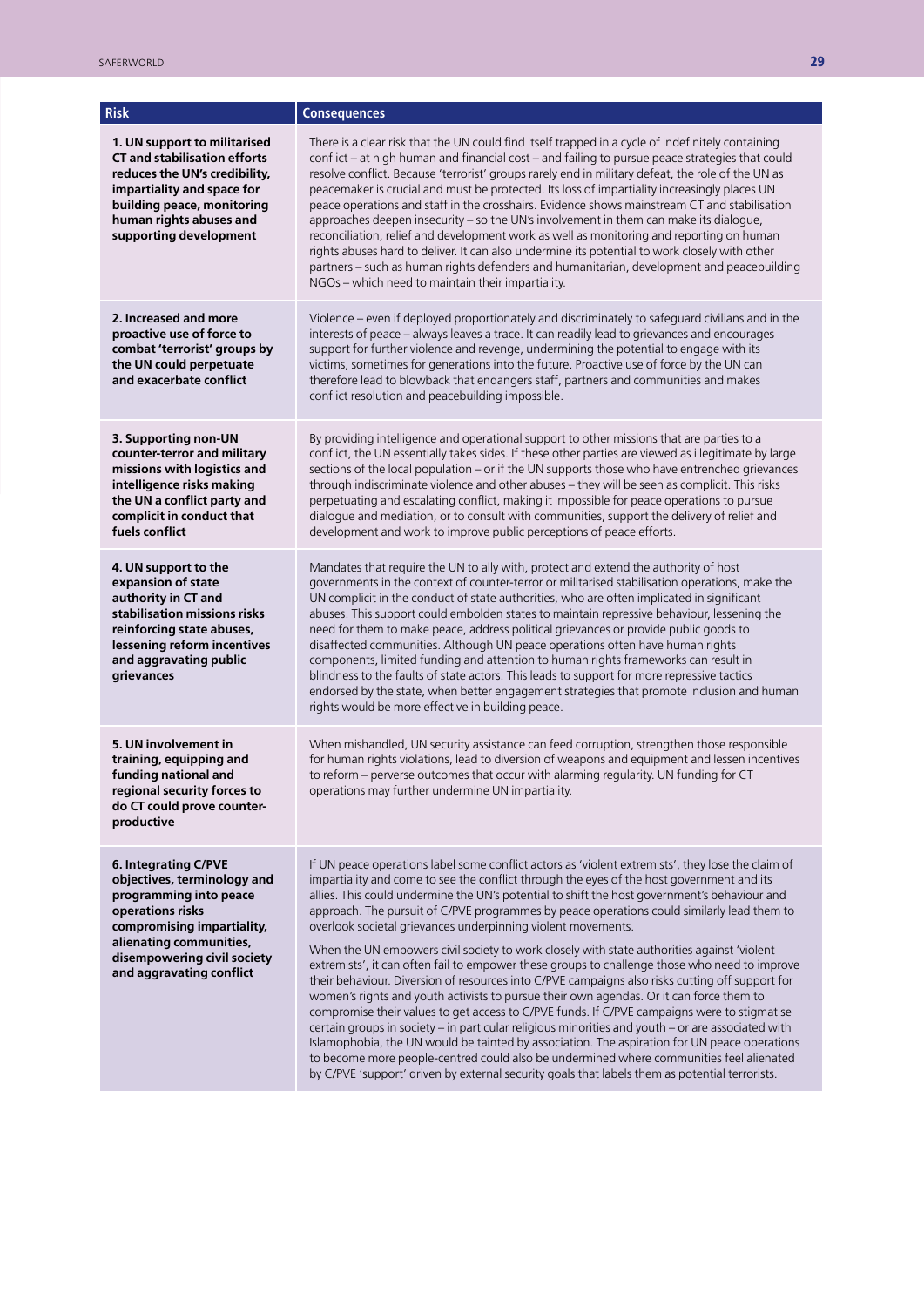| Risk | Consequences |
|---|---|
| **1. UN support to militarised CT and stabilisation efforts reduces the UN's credibility, impartiality and space for building peace, monitoring human rights abuses and supporting development** | There is a clear risk that the UN could find itself trapped in a cycle of indefinitely containing conflict – at high human and financial cost – and failing to pursue peace strategies that could resolve conflict. Because 'terrorist' groups rarely end in military defeat, the role of the UN as peacemaker is crucial and must be protected. Its loss of impartiality increasingly places UN peace operations and staff in the crosshairs. Evidence shows mainstream CT and stabilisation approaches deepen insecurity – so the UN's involvement in them can make its dialogue, reconciliation, relief and development work as well as monitoring and reporting on human rights abuses hard to deliver. It can also undermine its potential to work closely with other partners – such as human rights defenders and humanitarian, development and peacebuilding NGOs – which need to maintain their impartiality. |
| **2. Increased and more proactive use of force to combat 'terrorist' groups by the UN could perpetuate and exacerbate conflict** | Violence – even if deployed proportionately and discriminately to safeguard civilians and in the interests of peace – always leaves a trace. It can readily lead to grievances and encourages support for further violence and revenge, undermining the potential to engage with its victims, sometimes for generations into the future. Proactive use of force by the UN can therefore lead to blowback that endangers staff, partners and communities and makes conflict resolution and peacebuilding impossible. |
| **3. Supporting non-UN counter-terror and military missions with logistics and intelligence risks making the UN a conflict party and complicit in conduct that fuels conflict** | By providing intelligence and operational support to other missions that are parties to a conflict, the UN essentially takes sides. If these other parties are viewed as illegitimate by large sections of the local population – or if the UN supports those who have entrenched grievances through indiscriminate violence and other abuses – they will be seen as complicit. This risks perpetuating and escalating conflict, making it impossible for peace operations to pursue dialogue and mediation, or to consult with communities, support the delivery of relief and development and work to improve public perceptions of peace efforts. |
| **4. UN support to the expansion of state authority in CT and stabilisation missions risks reinforcing state abuses, lessening reform incentives and aggravating public grievances** | Mandates that require the UN to ally with, protect and extend the authority of host governments in the context of counter-terror or militarised stabilisation operations, make the UN complicit in the conduct of state authorities, who are often implicated in significant abuses. This support could embolden states to maintain repressive behaviour, lessening the need for them to make peace, address political grievances or provide public goods to disaffected communities. Although UN peace operations often have human rights components, limited funding and attention to human rights frameworks can result in blindness to the faults of state actors. This leads to support for more repressive tactics endorsed by the state, when better engagement strategies that promote inclusion and human rights would be more effective in building peace. |
| **5. UN involvement in training, equipping and funding national and regional security forces to do CT could prove counter-productive** | When mishandled, UN security assistance can feed corruption, strengthen those responsible for human rights violations, lead to diversion of weapons and equipment and lessen incentives to reform – perverse outcomes that occur with alarming regularity. UN funding for CT operations may further undermine UN impartiality. |
| **6. Integrating C/PVE objectives, terminology and programming into peace operations risks compromising impartiality, alienating communities, disempowering civil society and aggravating conflict** | If UN peace operations label some conflict actors as 'violent extremists', they lose the claim of impartiality and come to see the conflict through the eyes of the host government and its allies. This could undermine the UN's potential to shift the host government's behaviour and approach. The pursuit of C/PVE programmes by peace operations could similarly lead them to overlook societal grievances underpinning violent movements.<br><br>When the UN empowers civil society to work closely with state authorities against 'violent extremists', it can often fail to empower these groups to challenge those who need to improve their behaviour. Diversion of resources into C/PVE campaigns also risks cutting off support for women's rights and youth activists to pursue their own agendas. Or it can force them to compromise their values to get access to C/PVE funds. If C/PVE campaigns were to stigmatise certain groups in society – in particular religious minorities and youth – or are associated with Islamophobia, the UN would be tainted by association. The aspiration for UN peace operations to become more people-centred could also be undermined where communities feel alienated by C/PVE 'support' driven by external security goals that labels them as potential terrorists. |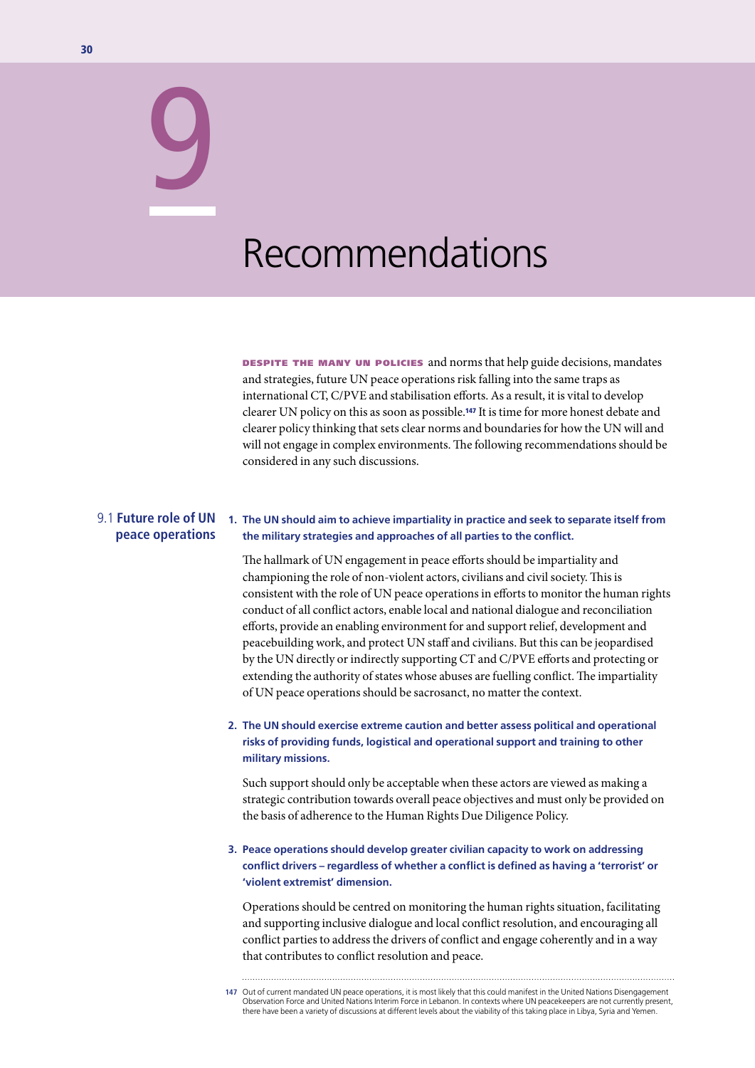# 9 Recommendations

**Despite the many UN policies** and norms that help guide decisions, mandates and strategies, future UN peace operations risk falling into the same traps as international CT, C/PVE and stabilisation efforts. As a result, it is vital to develop clearer UN policy on this as soon as possible.[147] It is time for more honest debate and clearer policy thinking that sets clear norms and boundaries for how the UN will and will not engage in complex environments. The following recommendations should be considered in any such discussions.

## 9.1 Future role of UN peace operations

1. **The UN should aim to achieve impartiality in practice and seek to separate itself from the military strategies and approaches of all parties to the conflict.**

   The hallmark of UN engagement in peace efforts should be impartiality and championing the role of non-violent actors, civilians and civil society. This is consistent with the role of UN peace operations in efforts to monitor the human rights conduct of all conflict actors, enable local and national dialogue and reconciliation efforts, provide an enabling environment for and support relief, development and peacebuilding work, and protect UN staff and civilians. But this can be jeopardised by the UN directly or indirectly supporting CT and C/PVE efforts and protecting or extending the authority of states whose abuses are fuelling conflict. The impartiality of UN peace operations should be sacrosanct, no matter the context.

2. **The UN should exercise extreme caution and better assess political and operational risks of providing funds, logistical and operational support and training to other military missions.**

   Such support should only be acceptable when these actors are viewed as making a strategic contribution towards overall peace objectives and must only be provided on the basis of adherence to the Human Rights Due Diligence Policy.

3. **Peace operations should develop greater civilian capacity to work on addressing conflict drivers – regardless of whether a conflict is defined as having a 'terrorist' or 'violent extremist' dimension.**

   Operations should be centred on monitoring the human rights situation, facilitating and supporting inclusive dialogue and local conflict resolution, and encouraging all conflict parties to address the drivers of conflict and engage coherently and in a way that contributes to conflict resolution and peace.

---

[147] Out of current mandated UN peace operations, it is most likely that this could manifest in the United Nations Disengagement Observation Force and United Nations Interim Force in Lebanon. In contexts where UN peacekeepers are not currently present, there have been a variety of discussions at different levels about the viability of this taking place in Libya, Syria and Yemen.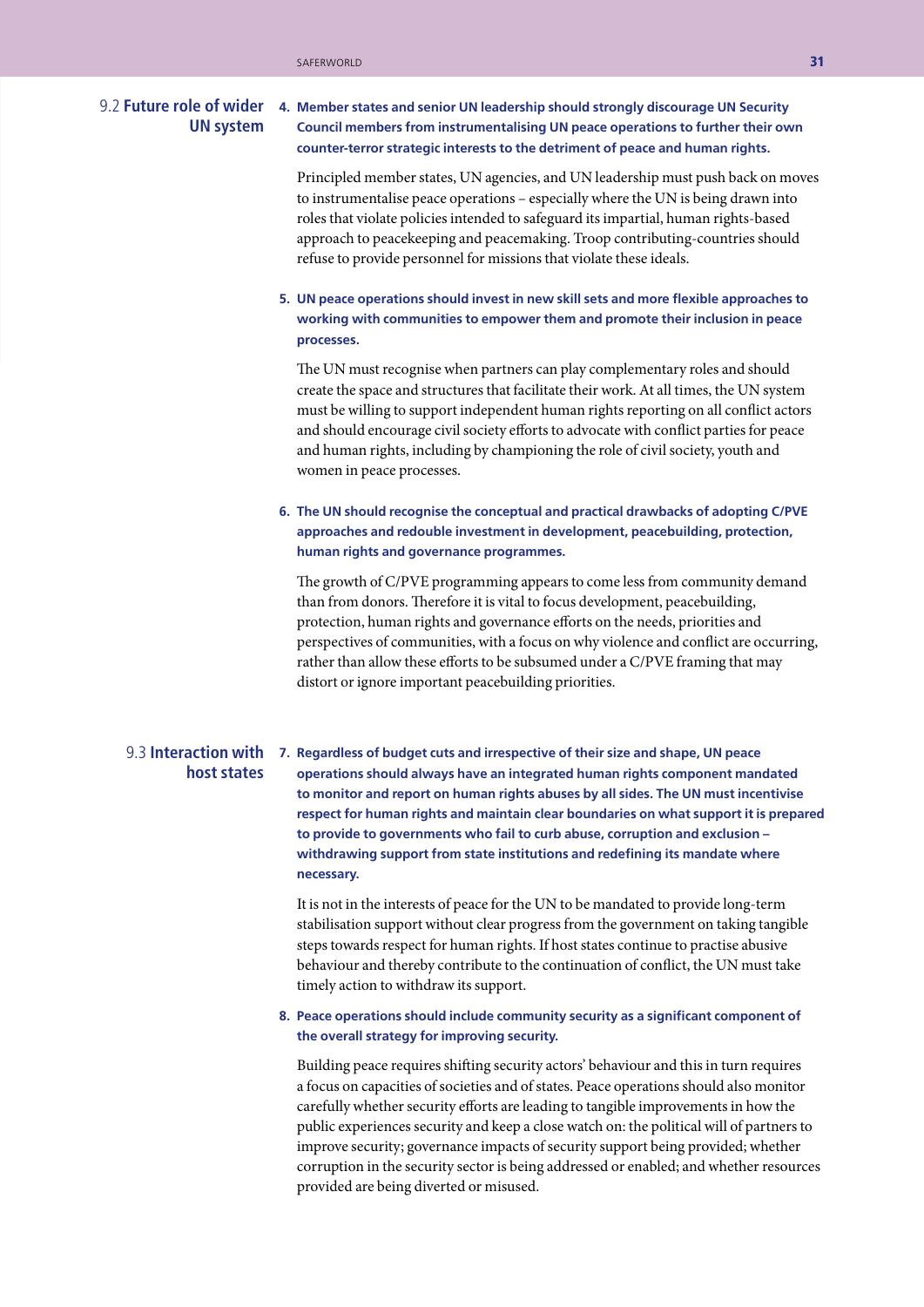## 9.2 Future role of wider UN system

**4. Member states and senior UN leadership should strongly discourage UN Security Council members from instrumentalising UN peace operations to further their own counter-terror strategic interests to the detriment of peace and human rights.**

Principled member states, UN agencies, and UN leadership must push back on moves to instrumentalise peace operations – especially where the UN is being drawn into roles that violate policies intended to safeguard its impartial, human rights-based approach to peacekeeping and peacemaking. Troop contributing-countries should refuse to provide personnel for missions that violate these ideals.

**5. UN peace operations should invest in new skill sets and more flexible approaches to working with communities to empower them and promote their inclusion in peace processes.**

The UN must recognise when partners can play complementary roles and should create the space and structures that facilitate their work. At all times, the UN system must be willing to support independent human rights reporting on all conflict actors and should encourage civil society efforts to advocate with conflict parties for peace and human rights, including by championing the role of civil society, youth and women in peace processes.

**6. The UN should recognise the conceptual and practical drawbacks of adopting C/PVE approaches and redouble investment in development, peacebuilding, protection, human rights and governance programmes.**

The growth of C/PVE programming appears to come less from community demand than from donors. Therefore it is vital to focus development, peacebuilding, protection, human rights and governance efforts on the needs, priorities and perspectives of communities, with a focus on why violence and conflict are occurring, rather than allow these efforts to be subsumed under a C/PVE framing that may distort or ignore important peacebuilding priorities.

## 9.3 Interaction with host states

**7. Regardless of budget cuts and irrespective of their size and shape, UN peace operations should always have an integrated human rights component mandated to monitor and report on human rights abuses by all sides. The UN must incentivise respect for human rights and maintain clear boundaries on what support it is prepared to provide to governments who fail to curb abuse, corruption and exclusion – withdrawing support from state institutions and redefining its mandate where necessary.**

It is not in the interests of peace for the UN to be mandated to provide long-term stabilisation support without clear progress from the government on taking tangible steps towards respect for human rights. If host states continue to practise abusive behaviour and thereby contribute to the continuation of conflict, the UN must take timely action to withdraw its support.

**8. Peace operations should include community security as a significant component of the overall strategy for improving security.**

Building peace requires shifting security actors' behaviour and this in turn requires a focus on capacities of societies and of states. Peace operations should also monitor carefully whether security efforts are leading to tangible improvements in how the public experiences security and keep a close watch on: the political will of partners to improve security; governance impacts of security support being provided; whether corruption in the security sector is being addressed or enabled; and whether resources provided are being diverted or misused.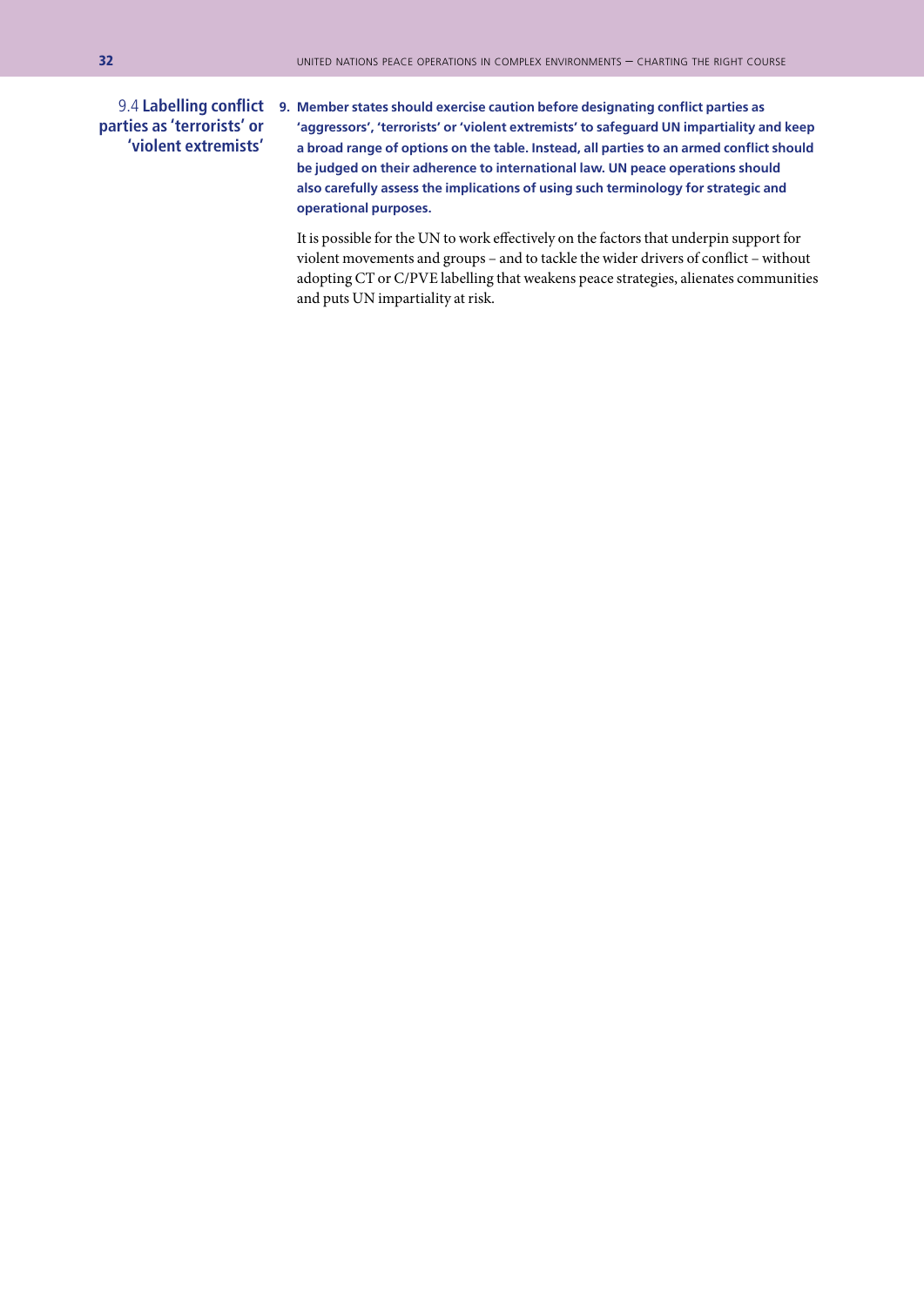### 9.4 Labelling conflict parties as 'terrorists' or 'violent extremists'

**9. Member states should exercise caution before designating conflict parties as 'aggressors', 'terrorists' or 'violent extremists' to safeguard UN impartiality and keep a broad range of options on the table. Instead, all parties to an armed conflict should be judged on their adherence to international law. UN peace operations should also carefully assess the implications of using such terminology for strategic and operational purposes.**

It is possible for the UN to work effectively on the factors that underpin support for violent movements and groups – and to tackle the wider drivers of conflict – without adopting CT or C/PVE labelling that weakens peace strategies, alienates communities and puts UN impartiality at risk.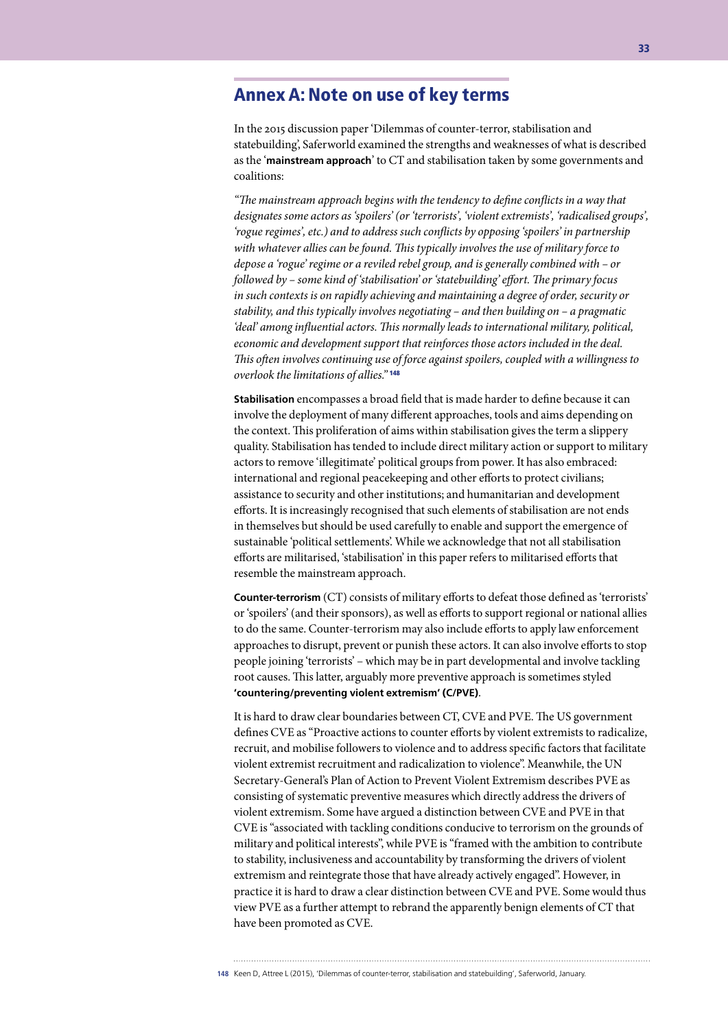## Annex A: Note on use of key terms

In the 2015 discussion paper 'Dilemmas of counter-terror, stabilisation and statebuilding', Saferworld examined the strengths and weaknesses of what is described as the '**mainstream approach**' to CT and stabilisation taken by some governments and coalitions:

*"The mainstream approach begins with the tendency to define conflicts in a way that designates some actors as 'spoilers' (or 'terrorists', 'violent extremists', 'radicalised groups', 'rogue regimes', etc.) and to address such conflicts by opposing 'spoilers' in partnership with whatever allies can be found. This typically involves the use of military force to depose a 'rogue' regime or a reviled rebel group, and is generally combined with – or followed by – some kind of 'stabilisation' or 'statebuilding' effort. The primary focus in such contexts is on rapidly achieving and maintaining a degree of order, security or stability, and this typically involves negotiating – and then building on – a pragmatic 'deal' among influential actors. This normally leads to international military, political, economic and development support that reinforces those actors included in the deal. This often involves continuing use of force against spoilers, coupled with a willingness to overlook the limitations of allies."* [148]

**Stabilisation** encompasses a broad field that is made harder to define because it can involve the deployment of many different approaches, tools and aims depending on the context. This proliferation of aims within stabilisation gives the term a slippery quality. Stabilisation has tended to include direct military action or support to military actors to remove 'illegitimate' political groups from power. It has also embraced: international and regional peacekeeping and other efforts to protect civilians; assistance to security and other institutions; and humanitarian and development efforts. It is increasingly recognised that such elements of stabilisation are not ends in themselves but should be used carefully to enable and support the emergence of sustainable 'political settlements'. While we acknowledge that not all stabilisation efforts are militarised, 'stabilisation' in this paper refers to militarised efforts that resemble the mainstream approach.

**Counter-terrorism** (CT) consists of military efforts to defeat those defined as 'terrorists' or 'spoilers' (and their sponsors), as well as efforts to support regional or national allies to do the same. Counter-terrorism may also include efforts to apply law enforcement approaches to disrupt, prevent or punish these actors. It can also involve efforts to stop people joining 'terrorists' – which may be in part developmental and involve tackling root causes. This latter, arguably more preventive approach is sometimes styled **'countering/preventing violent extremism' (C/PVE)**.

It is hard to draw clear boundaries between CT, CVE and PVE. The US government defines CVE as "Proactive actions to counter efforts by violent extremists to radicalize, recruit, and mobilise followers to violence and to address specific factors that facilitate violent extremist recruitment and radicalization to violence". Meanwhile, the UN Secretary-General's Plan of Action to Prevent Violent Extremism describes PVE as consisting of systematic preventive measures which directly address the drivers of violent extremism. Some have argued a distinction between CVE and PVE in that CVE is "associated with tackling conditions conducive to terrorism on the grounds of military and political interests", while PVE is "framed with the ambition to contribute to stability, inclusiveness and accountability by transforming the drivers of violent extremism and reintegrate those that have already actively engaged". However, in practice it is hard to draw a clear distinction between CVE and PVE. Some would thus view PVE as a further attempt to rebrand the apparently benign elements of CT that have been promoted as CVE.

---

148 Keen D, Attree L (2015), 'Dilemmas of counter-terror, stabilisation and statebuilding', Saferworld, January.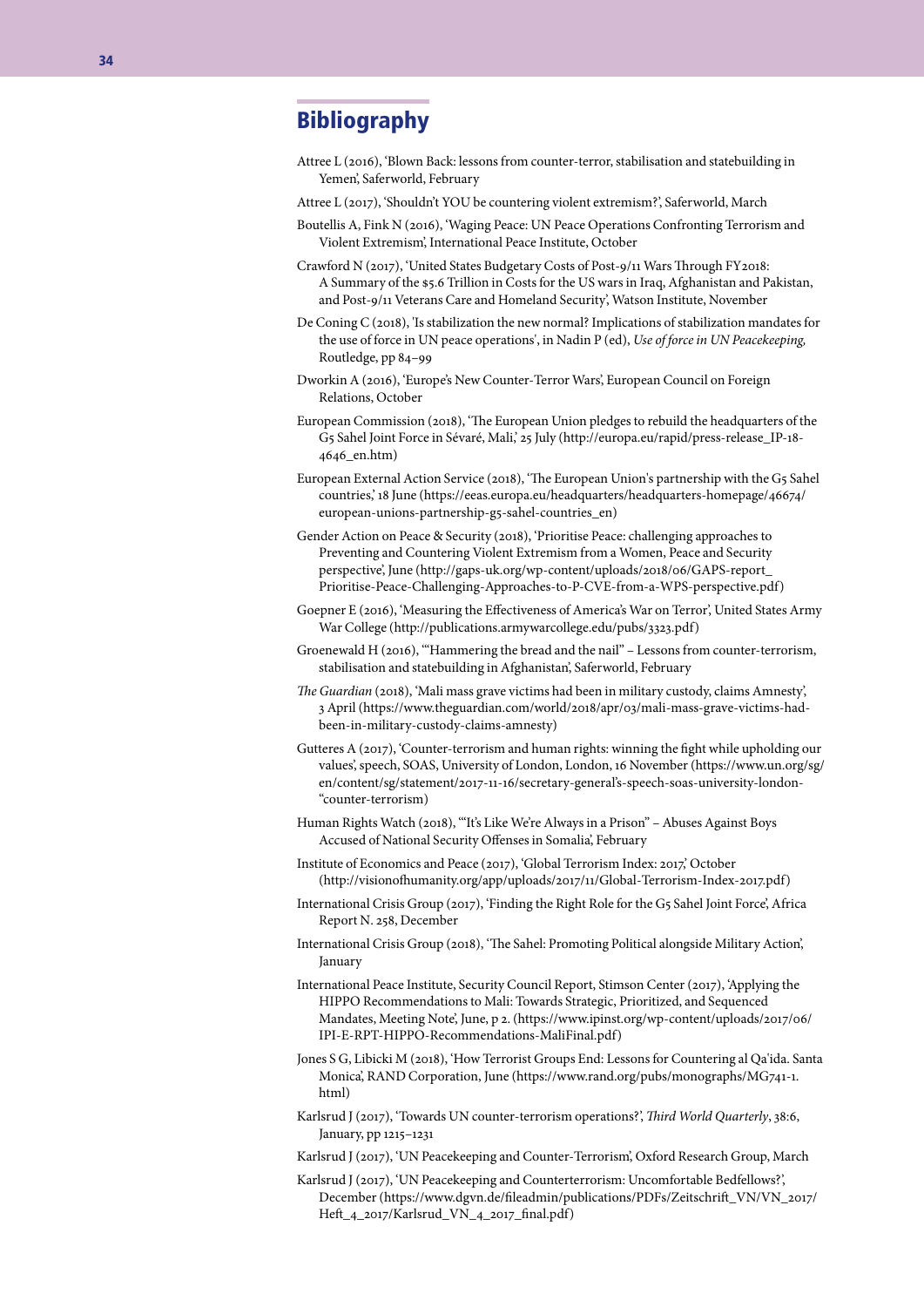## Bibliography

Attree L (2016), 'Blown Back: lessons from counter-terror, stabilisation and statebuilding in Yemen', Saferworld, February

Attree L (2017), 'Shouldn't YOU be countering violent extremism?', Saferworld, March

Boutellis A, Fink N (2016), 'Waging Peace: UN Peace Operations Confronting Terrorism and Violent Extremism', International Peace Institute, October

Crawford N (2017), 'United States Budgetary Costs of Post-9/11 Wars Through FY2018: A Summary of the $5.6 Trillion in Costs for the US wars in Iraq, Afghanistan and Pakistan, and Post-9/11 Veterans Care and Homeland Security', Watson Institute, November

De Coning C (2018), 'Is stabilization the new normal? Implications of stabilization mandates for the use of force in UN peace operations', in Nadin P (ed), *Use of force in UN Peacekeeping,* Routledge, pp 84–99

Dworkin A (2016), 'Europe's New Counter-Terror Wars', European Council on Foreign Relations, October

European Commission (2018), 'The European Union pledges to rebuild the headquarters of the G5 Sahel Joint Force in Sévaré, Mali,' 25 July (http://europa.eu/rapid/press-release_IP-18-4646_en.htm)

European External Action Service (2018), 'The European Union's partnership with the G5 Sahel countries,' 18 June (https://eeas.europa.eu/headquarters/headquarters-homepage/46674/european-unions-partnership-g5-sahel-countries_en)

Gender Action on Peace & Security (2018), 'Prioritise Peace: challenging approaches to Preventing and Countering Violent Extremism from a Women, Peace and Security perspective', June (http://gaps-uk.org/wp-content/uploads/2018/06/GAPS-report_Prioritise-Peace-Challenging-Approaches-to-P-CVE-from-a-WPS-perspective.pdf)

Goepner E (2016), 'Measuring the Effectiveness of America's War on Terror', United States Army War College (http://publications.armywarcollege.edu/pubs/3323.pdf)

Groenewald H (2016), '"Hammering the bread and the nail" – Lessons from counter-terrorism, stabilisation and statebuilding in Afghanistan', Saferworld, February

*The Guardian* (2018), 'Mali mass grave victims had been in military custody, claims Amnesty', 3 April (https://www.theguardian.com/world/2018/apr/03/mali-mass-grave-victims-had-been-in-military-custody-claims-amnesty)

Gutteres A (2017), 'Counter-terrorism and human rights: winning the fight while upholding our values', speech, SOAS, University of London, London, 16 November (https://www.un.org/sg/en/content/sg/statement/2017-11-16/secretary-general's-speech-soas-university-london-"counter-terrorism)

Human Rights Watch (2018), '"It's Like We're Always in a Prison" – Abuses Against Boys Accused of National Security Offenses in Somalia', February

Institute of Economics and Peace (2017), 'Global Terrorism Index: 2017,' October (http://visionofhumanity.org/app/uploads/2017/11/Global-Terrorism-Index-2017.pdf)

International Crisis Group (2017), 'Finding the Right Role for the G5 Sahel Joint Force', Africa Report N. 258, December

International Crisis Group (2018), 'The Sahel: Promoting Political alongside Military Action', January

International Peace Institute, Security Council Report, Stimson Center (2017), 'Applying the HIPPO Recommendations to Mali: Towards Strategic, Prioritized, and Sequenced Mandates, Meeting Note', June, p 2. (https://www.ipinst.org/wp-content/uploads/2017/06/IPI-E-RPT-HIPPO-Recommendations-MaliFinal.pdf)

Jones S G, Libicki M (2018), 'How Terrorist Groups End: Lessons for Countering al Qa'ida. Santa Monica', RAND Corporation, June (https://www.rand.org/pubs/monographs/MG741-1.html)

Karlsrud J (2017), 'Towards UN counter-terrorism operations?', *Third World Quarterly*, 38:6, January, pp 1215–1231

Karlsrud J (2017), 'UN Peacekeeping and Counter-Terrorism', Oxford Research Group, March

Karlsrud J (2017), 'UN Peacekeeping and Counterterrorism: Uncomfortable Bedfellows?', December (https://www.dgvn.de/fileadmin/publications/PDFs/Zeitschrift_VN/VN_2017/Heft_4_2017/Karlsrud_VN_4_2017_final.pdf)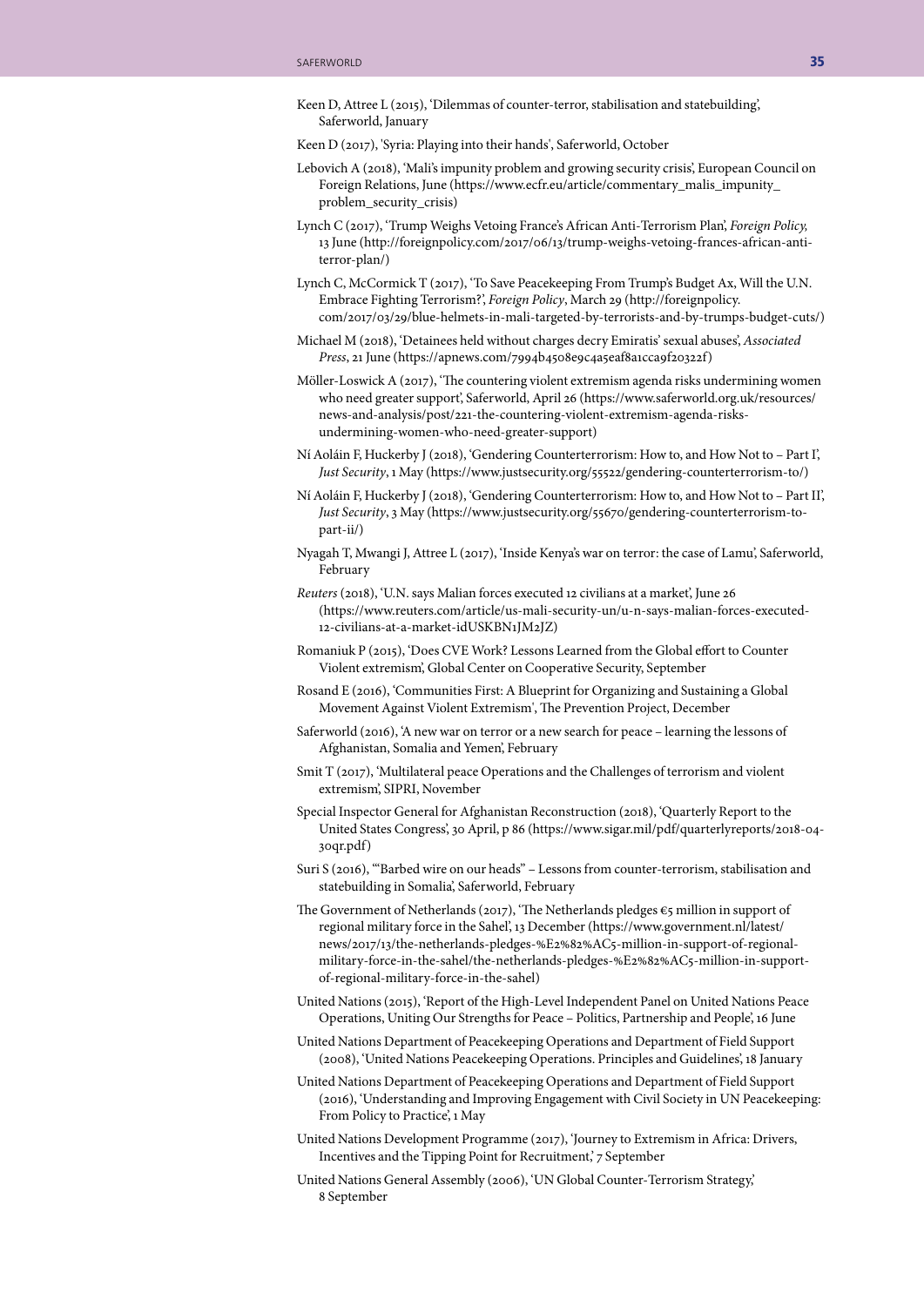Keen D, Attree L (2015), 'Dilemmas of counter-terror, stabilisation and statebuilding', Saferworld, January

Keen D (2017), 'Syria: Playing into their hands', Saferworld, October

Lebovich A (2018), 'Mali's impunity problem and growing security crisis', European Council on Foreign Relations, June (https://www.ecfr.eu/article/commentary_malis_impunity_problem_security_crisis)

Lynch C (2017), 'Trump Weighs Vetoing France's African Anti-Terrorism Plan', *Foreign Policy,* 13 June (http://foreignpolicy.com/2017/06/13/trump-weighs-vetoing-frances-african-anti-terror-plan/)

Lynch C, McCormick T (2017), 'To Save Peacekeeping From Trump's Budget Ax, Will the U.N. Embrace Fighting Terrorism?', *Foreign Policy*, March 29 (http://foreignpolicy.com/2017/03/29/blue-helmets-in-mali-targeted-by-terrorists-and-by-trumps-budget-cuts/)

Michael M (2018), 'Detainees held without charges decry Emiratis' sexual abuses', *Associated Press*, 21 June (https://apnews.com/7994b4508e9c4a5eaf8a1cca9f20322f)

Möller-Loswick A (2017), 'The countering violent extremism agenda risks undermining women who need greater support', Saferworld, April 26 (https://www.saferworld.org.uk/resources/news-and-analysis/post/221-the-countering-violent-extremism-agenda-risks-undermining-women-who-need-greater-support)

Ní Aoláin F, Huckerby J (2018), 'Gendering Counterterrorism: How to, and How Not to – Part I', *Just Security*, 1 May (https://www.justsecurity.org/55522/gendering-counterterrorism-to/)

Ní Aoláin F, Huckerby J (2018), 'Gendering Counterterrorism: How to, and How Not to – Part II', *Just Security*, 3 May (https://www.justsecurity.org/55670/gendering-counterterrorism-to-part-ii/)

Nyagah T, Mwangi J, Attree L (2017), 'Inside Kenya's war on terror: the case of Lamu', Saferworld, February

*Reuters* (2018), 'U.N. says Malian forces executed 12 civilians at a market', June 26 (https://www.reuters.com/article/us-mali-security-un/u-n-says-malian-forces-executed-12-civilians-at-a-market-idUSKBN1JM2JZ)

Romaniuk P (2015), 'Does CVE Work? Lessons Learned from the Global effort to Counter Violent extremism', Global Center on Cooperative Security, September

Rosand E (2016), 'Communities First: A Blueprint for Organizing and Sustaining a Global Movement Against Violent Extremism', The Prevention Project, December

Saferworld (2016), 'A new war on terror or a new search for peace – learning the lessons of Afghanistan, Somalia and Yemen', February

Smit T (2017), 'Multilateral peace Operations and the Challenges of terrorism and violent extremism', SIPRI, November

Special Inspector General for Afghanistan Reconstruction (2018), 'Quarterly Report to the United States Congress', 30 April, p 86 (https://www.sigar.mil/pdf/quarterlyreports/2018-04-30qr.pdf)

Suri S (2016), '"Barbed wire on our heads" – Lessons from counter-terrorism, stabilisation and statebuilding in Somalia', Saferworld, February

The Government of Netherlands (2017), 'The Netherlands pledges €5 million in support of regional military force in the Sahel', 13 December (https://www.government.nl/latest/news/2017/13/the-netherlands-pledges-%E2%82%AC5-million-in-support-of-regional-military-force-in-the-sahel/the-netherlands-pledges-%E2%82%AC5-million-in-support-of-regional-military-force-in-the-sahel)

United Nations (2015), 'Report of the High-Level Independent Panel on United Nations Peace Operations, Uniting Our Strengths for Peace – Politics, Partnership and People', 16 June

United Nations Department of Peacekeeping Operations and Department of Field Support (2008), 'United Nations Peacekeeping Operations. Principles and Guidelines', 18 January

United Nations Department of Peacekeeping Operations and Department of Field Support (2016), 'Understanding and Improving Engagement with Civil Society in UN Peacekeeping: From Policy to Practice', 1 May

United Nations Development Programme (2017), 'Journey to Extremism in Africa: Drivers, Incentives and the Tipping Point for Recruitment,' 7 September

United Nations General Assembly (2006), 'UN Global Counter-Terrorism Strategy,' 8 September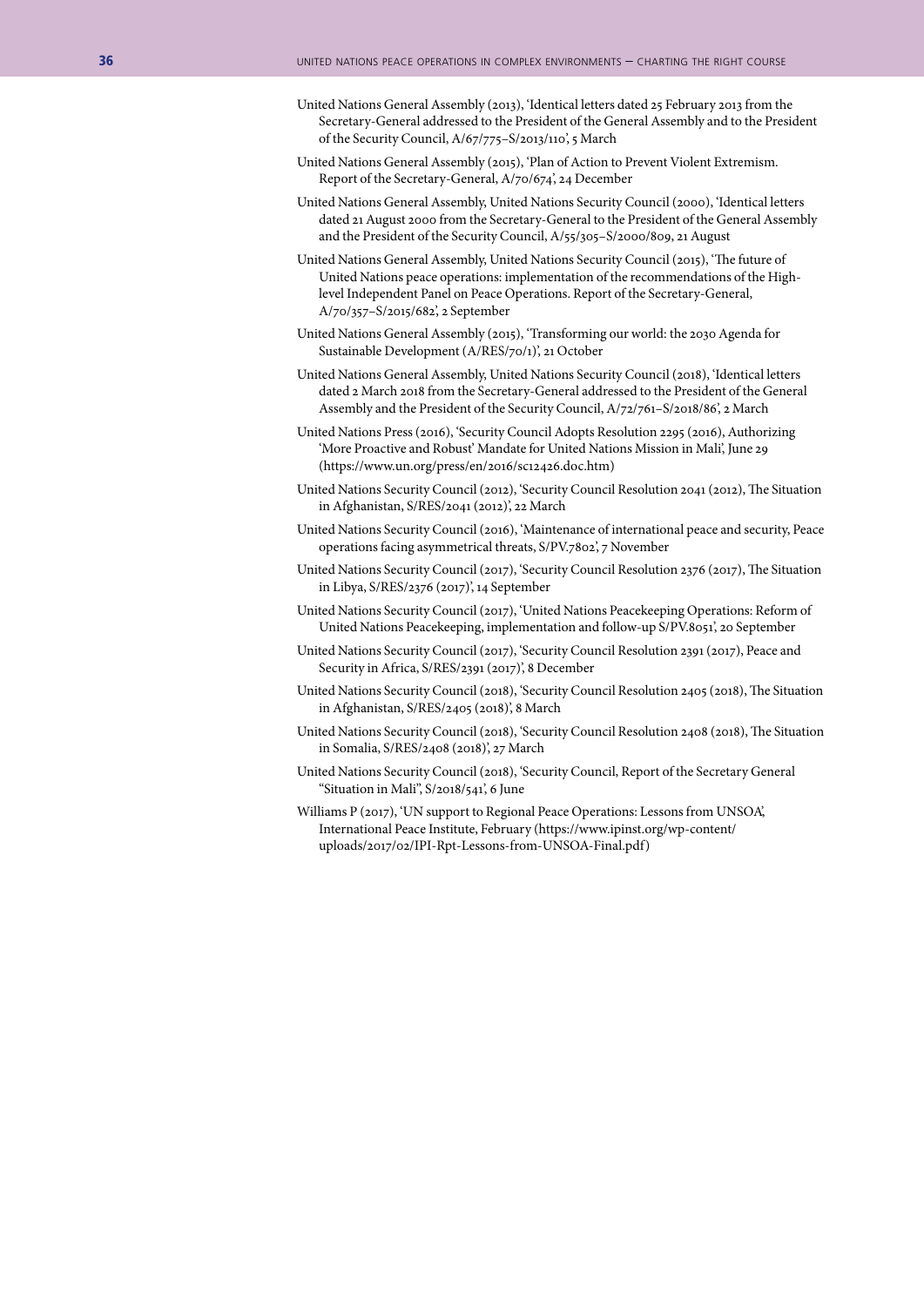United Nations General Assembly (2013), 'Identical letters dated 25 February 2013 from the Secretary-General addressed to the President of the General Assembly and to the President of the Security Council, A/67/775–S/2013/110', 5 March

United Nations General Assembly (2015), 'Plan of Action to Prevent Violent Extremism. Report of the Secretary-General, A/70/674', 24 December

United Nations General Assembly, United Nations Security Council (2000), 'Identical letters dated 21 August 2000 from the Secretary-General to the President of the General Assembly and the President of the Security Council, A/55/305–S/2000/809, 21 August

United Nations General Assembly, United Nations Security Council (2015), 'The future of United Nations peace operations: implementation of the recommendations of the High-level Independent Panel on Peace Operations. Report of the Secretary-General, A/70/357–S/2015/682', 2 September

United Nations General Assembly (2015), 'Transforming our world: the 2030 Agenda for Sustainable Development (A/RES/70/1)', 21 October

United Nations General Assembly, United Nations Security Council (2018), 'Identical letters dated 2 March 2018 from the Secretary-General addressed to the President of the General Assembly and the President of the Security Council, A/72/761–S/2018/86', 2 March

United Nations Press (2016), 'Security Council Adopts Resolution 2295 (2016), Authorizing 'More Proactive and Robust' Mandate for United Nations Mission in Mali', June 29 (https://www.un.org/press/en/2016/sc12426.doc.htm)

United Nations Security Council (2012), 'Security Council Resolution 2041 (2012), The Situation in Afghanistan, S/RES/2041 (2012)', 22 March

United Nations Security Council (2016), 'Maintenance of international peace and security, Peace operations facing asymmetrical threats, S/PV.7802', 7 November

United Nations Security Council (2017), 'Security Council Resolution 2376 (2017), The Situation in Libya, S/RES/2376 (2017)', 14 September

United Nations Security Council (2017), 'United Nations Peacekeeping Operations: Reform of United Nations Peacekeeping, implementation and follow-up S/PV.8051', 20 September

United Nations Security Council (2017), 'Security Council Resolution 2391 (2017), Peace and Security in Africa, S/RES/2391 (2017)', 8 December

United Nations Security Council (2018), 'Security Council Resolution 2405 (2018), The Situation in Afghanistan, S/RES/2405 (2018)', 8 March

United Nations Security Council (2018), 'Security Council Resolution 2408 (2018), The Situation in Somalia, S/RES/2408 (2018)', 27 March

United Nations Security Council (2018), 'Security Council, Report of the Secretary General "Situation in Mali", S/2018/541', 6 June

Williams P (2017), 'UN support to Regional Peace Operations: Lessons from UNSOA', International Peace Institute, February (https://www.ipinst.org/wp-content/uploads/2017/02/IPI-Rpt-Lessons-from-UNSOA-Final.pdf)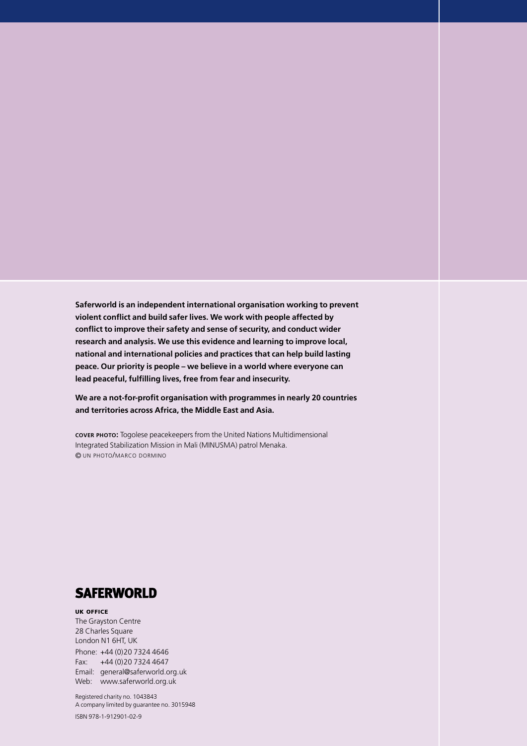**Saferworld is an independent international organisation working to prevent violent conflict and build safer lives. We work with people affected by conflict to improve their safety and sense of security, and conduct wider research and analysis. We use this evidence and learning to improve local, national and international policies and practices that can help build lasting peace. Our priority is people – we believe in a world where everyone can lead peaceful, fulfilling lives, free from fear and insecurity.**

**We are a not-for-profit organisation with programmes in nearly 20 countries and territories across Africa, the Middle East and Asia.**

**COVER PHOTO:** Togolese peacekeepers from the United Nations Multidimensional Integrated Stabilization Mission in Mali (MINUSMA) patrol Menaka.
© UN PHOTO/MARCO DORMINO

**SAFERWORLD**

**UK OFFICE**
The Grayston Centre
28 Charles Square
London N1 6HT, UK

Phone: +44 (0)20 7324 4646
Fax: +44 (0)20 7324 4647
Email: general@saferworld.org.uk
Web: www.saferworld.org.uk

Registered charity no. 1043843
A company limited by guarantee no. 3015948

ISBN 978-1-912901-02-9